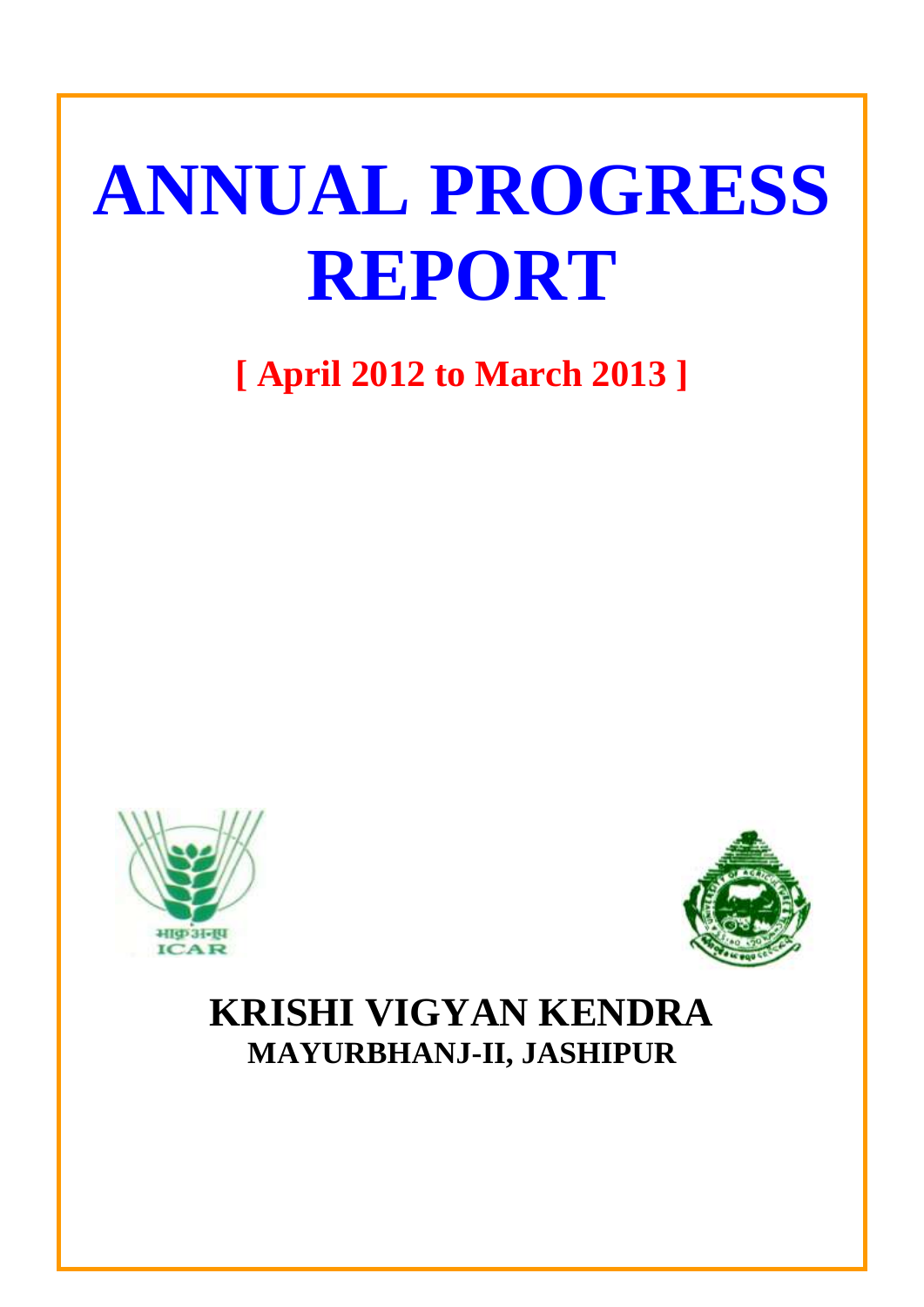# ANNUAL PROGRESS REPORT

**[ April 2012 to March 2013 ]**

## KRISHI VIGYAN KENDRA

**MAYURBHANJ-II, JASHIPUR**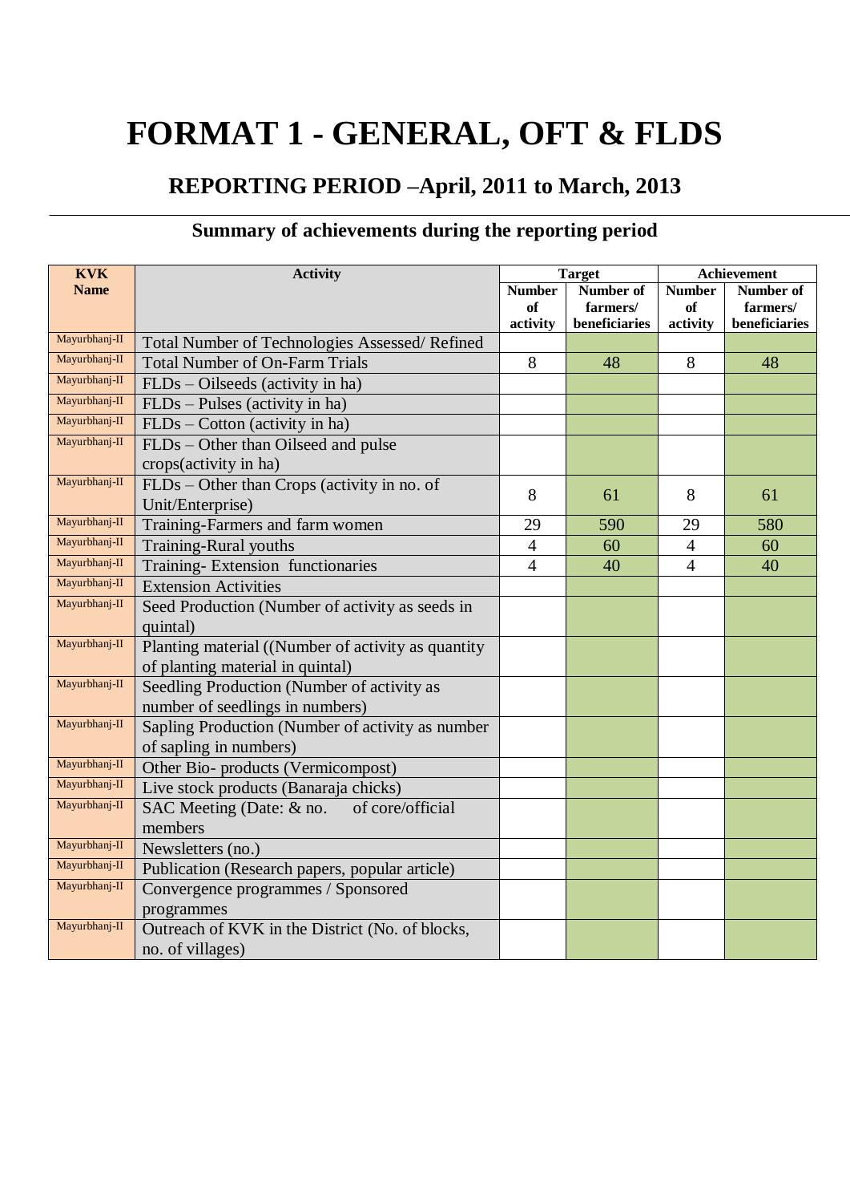# FORMAT 1 - GENERAL, OFT & FLDS

## REPORTING PERIOD –April, 2011 to March, 2013

### Summary of achievements during the reporting period

| KVK Name | Activity | Target | | Achievement | |
|---|---|---|---|---|---|
| | | Number of activity | Number of farmers/ beneficiaries | Number of activity | Number of farmers/ beneficiaries |
| Mayurbhanj-II | Total Number of Technologies Assessed/ Refined | | | | |
| Mayurbhanj-II | Total Number of On-Farm Trials | 8 | 48 | 8 | 48 |
| Mayurbhanj-II | FLDs – Oilseeds (activity in ha) | | | | |
| Mayurbhanj-II | FLDs – Pulses (activity in ha) | | | | |
| Mayurbhanj-II | FLDs – Cotton (activity in ha) | | | | |
| Mayurbhanj-II | FLDs – Other than Oilseed and pulse crops(activity in ha) | | | | |
| Mayurbhanj-II | FLDs – Other than Crops (activity in no. of Unit/Enterprise) | 8 | 61 | 8 | 61 |
| Mayurbhanj-II | Training-Farmers and farm women | 29 | 590 | 29 | 580 |
| Mayurbhanj-II | Training-Rural youths | 4 | 60 | 4 | 60 |
| Mayurbhanj-II | Training- Extension functionaries | 4 | 40 | 4 | 40 |
| Mayurbhanj-II | Extension Activities | | | | |
| Mayurbhanj-II | Seed Production (Number of activity as seeds in quintal) | | | | |
| Mayurbhanj-II | Planting material ((Number of activity as quantity of planting material in quintal) | | | | |
| Mayurbhanj-II | Seedling Production (Number of activity as number of seedlings in numbers) | | | | |
| Mayurbhanj-II | Sapling Production (Number of activity as number of sapling in numbers) | | | | |
| Mayurbhanj-II | Other Bio- products (Vermicompost) | | | | |
| Mayurbhanj-II | Live stock products (Banaraja chicks) | | | | |
| Mayurbhanj-II | SAC Meeting (Date: & no. of core/official members | | | | |
| Mayurbhanj-II | Newsletters (no.) | | | | |
| Mayurbhanj-II | Publication (Research papers, popular article) | | | | |
| Mayurbhanj-II | Convergence programmes / Sponsored programmes | | | | |
| Mayurbhanj-II | Outreach of KVK in the District (No. of blocks, no. of villages) | | | | |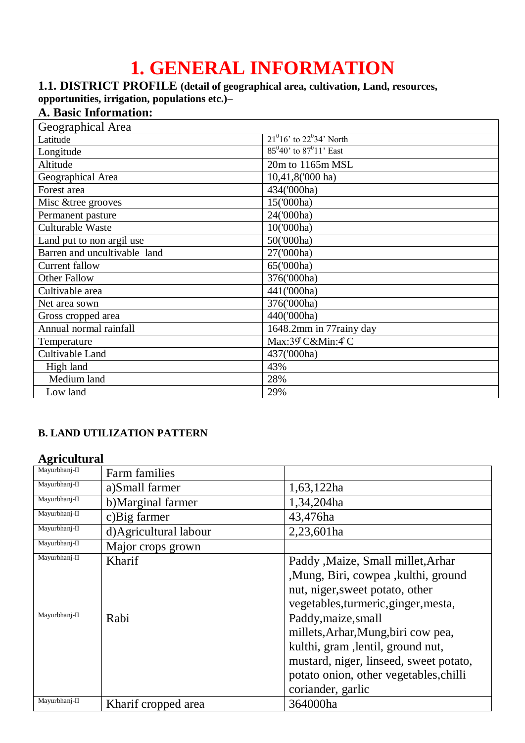# 1. GENERAL INFORMATION

## 1.1. DISTRICT PROFILE (detail of geographical area, cultivation, Land, resources, opportunities, irrigation, populations etc.)–

### A. Basic Information:

| Geographical Area | |
|---|---|
| Latitude | $21^0$16' to $22^0$34' North |
| Longitude | $85^0$40' to $87^0$11' East |
| Altitude | 20m to 1165m MSL |
| Geographical Area | 10,41,8('000 ha) |
| Forest area | 434('000ha) |
| Misc &tree grooves | 15('000ha) |
| Permanent pasture | 24('000ha) |
| Culturable Waste | 10('000ha) |
| Land put to non argil use | 50('000ha) |
| Barren and uncultivable land | 27('000ha) |
| Current fallow | 65('000ha) |
| Other Fallow | 376('000ha) |
| Cultivable area | 441('000ha) |
| Net area sown | 376('000ha) |
| Gross cropped area | 440('000ha) |
| Annual normal rainfall | 1648.2mm in 77rainy day |
| Temperature | Max:39°C&Min:4°C |
| Cultivable Land | 437('000ha) |
| High land | 43% |
| Medium land | 28% |
| Low land | 29% |

**B. LAND UTILIZATION PATTERN**

### Agricultural

| | | |
|---|---|---|
| Mayurbhanj-II | Farm families | |
| Mayurbhanj-II | a)Small farmer | 1,63,122ha |
| Mayurbhanj-II | b)Marginal farmer | 1,34,204ha |
| Mayurbhanj-II | c)Big farmer | 43,476ha |
| Mayurbhanj-II | d)Agricultural labour | 2,23,601ha |
| Mayurbhanj-II | Major crops grown | |
| Mayurbhanj-II | Kharif | Paddy ,Maize, Small millet,Arhar ,Mung, Biri, cowpea ,kulthi, ground nut, niger,sweet potato, other vegetables,turmeric,ginger,mesta, |
| Mayurbhanj-II | Rabi | Paddy,maize,small millets,Arhar,Mung,biri cow pea, kulthi, gram ,lentil, ground nut, mustard, niger, linseed, sweet potato, potato onion, other vegetables,chilli coriander, garlic |
| Mayurbhanj-II | Kharif cropped area | 364000ha |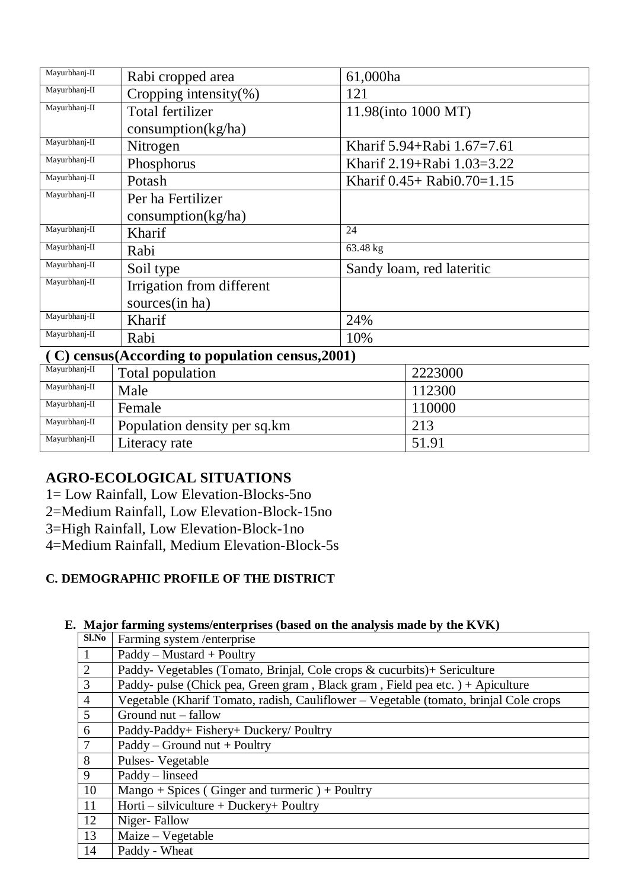| | | |
|---|---|---|
| Mayurbhanj-II | Rabi cropped area | 61,000ha |
| Mayurbhanj-II | Cropping intensity(%) | 121 |
| Mayurbhanj-II | Total fertilizer consumption(kg/ha) | 11.98(into 1000 MT) |
| Mayurbhanj-II | Nitrogen | Kharif 5.94+Rabi 1.67=7.61 |
| Mayurbhanj-II | Phosphorus | Kharif 2.19+Rabi 1.03=3.22 |
| Mayurbhanj-II | Potash | Kharif 0.45+ Rabi0.70=1.15 |
| Mayurbhanj-II | Per ha Fertilizer consumption(kg/ha) | |
| Mayurbhanj-II | Kharif | 24 |
| Mayurbhanj-II | Rabi | 63.48 kg |
| Mayurbhanj-II | Soil type | Sandy loam, red lateritic |
| Mayurbhanj-II | Irrigation from different sources(in ha) | |
| Mayurbhanj-II | Kharif | 24% |
| Mayurbhanj-II | Rabi | 10% |

**( C) census(According to population census,2001)**

| | | |
|---|---|---|
| Mayurbhanj-II | Total population | 2223000 |
| Mayurbhanj-II | Male | 112300 |
| Mayurbhanj-II | Female | 110000 |
| Mayurbhanj-II | Population density per sq.km | 213 |
| Mayurbhanj-II | Literacy rate | 51.91 |

## AGRO-ECOLOGICAL SITUATIONS

1= Low Rainfall, Low Elevation-Blocks-5no

2=Medium Rainfall, Low Elevation-Block-15no

3=High Rainfall, Low Elevation-Block-1no

4=Medium Rainfall, Medium Elevation-Block-5s

### C. DEMOGRAPHIC PROFILE OF THE DISTRICT

### E. Major farming systems/enterprises (based on the analysis made by the KVK)

| Sl.No | Farming system /enterprise |
|---|---|
| 1 | Paddy – Mustard + Poultry |
| 2 | Paddy- Vegetables (Tomato, Brinjal, Cole crops & cucurbits)+ Sericulture |
| 3 | Paddy- pulse (Chick pea, Green gram , Black gram , Field pea etc. ) + Apiculture |
| 4 | Vegetable (Kharif Tomato, radish, Cauliflower – Vegetable (tomato, brinjal Cole crops |
| 5 | Ground nut – fallow |
| 6 | Paddy-Paddy+ Fishery+ Duckery/ Poultry |
| 7 | Paddy – Ground nut + Poultry |
| 8 | Pulses- Vegetable |
| 9 | Paddy – linseed |
| 10 | Mango + Spices ( Ginger and turmeric ) + Poultry |
| 11 | Horti – silviculture + Duckery+ Poultry |
| 12 | Niger- Fallow |
| 13 | Maize – Vegetable |
| 14 | Paddy - Wheat |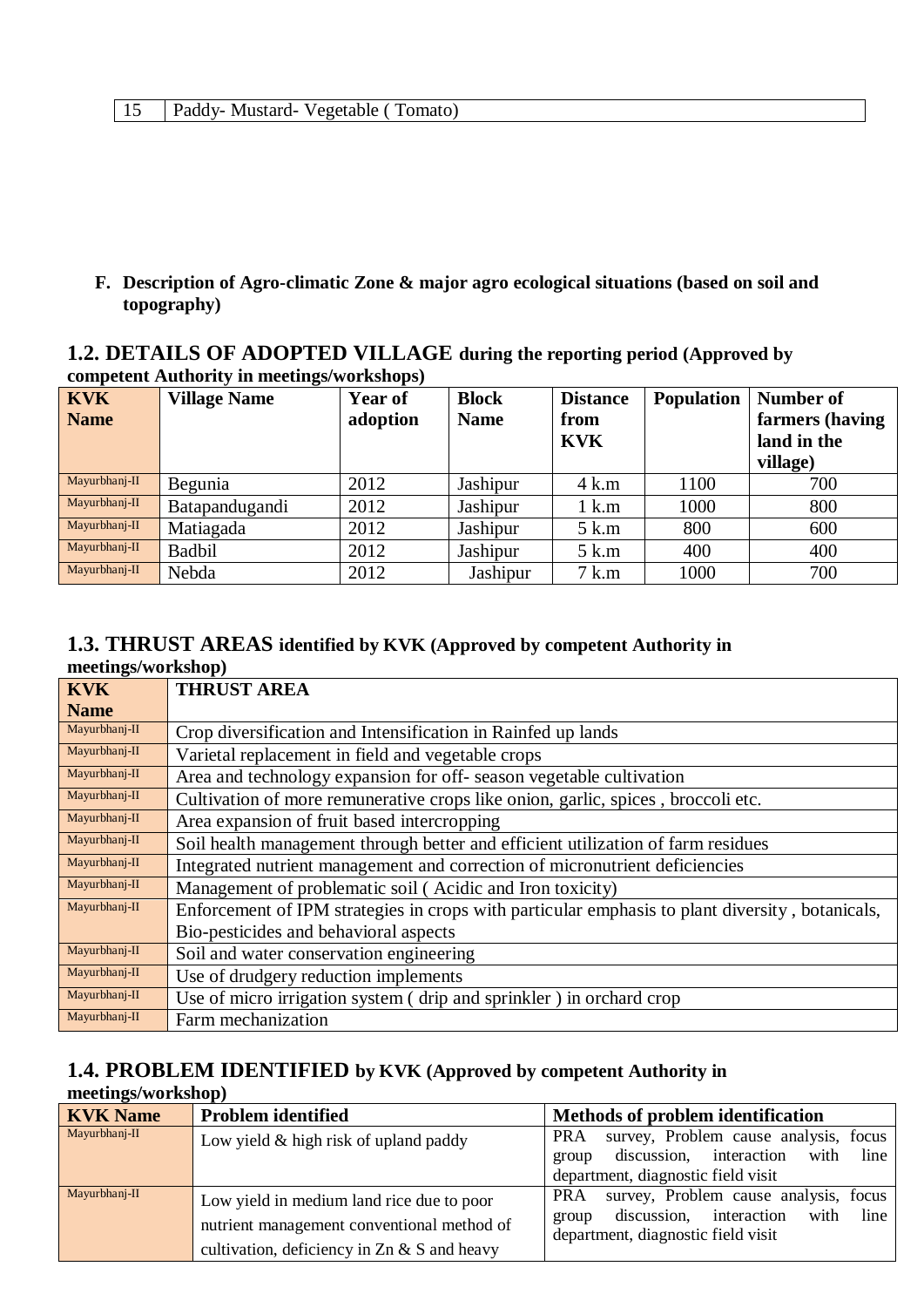| 15 | Paddy- Mustard- Vegetable ( Tomato) |
|---|---|

**F. Description of Agro-climatic Zone & major agro ecological situations (based on soil and topography)**

## 1.2. DETAILS OF ADOPTED VILLAGE during the reporting period (Approved by competent Authority in meetings/workshops)

| KVK Name | Village Name | Year of adoption | Block Name | Distance from KVK | Population | Number of farmers (having land in the village) |
|---|---|---|---|---|---|---|
| Mayurbhanj-II | Begunia | 2012 | Jashipur | 4 k.m | 1100 | 700 |
| Mayurbhanj-II | Batapandugandi | 2012 | Jashipur | 1 k.m | 1000 | 800 |
| Mayurbhanj-II | Matiagada | 2012 | Jashipur | 5 k.m | 800 | 600 |
| Mayurbhanj-II | Badbil | 2012 | Jashipur | 5 k.m | 400 | 400 |
| Mayurbhanj-II | Nebda | 2012 | Jashipur | 7 k.m | 1000 | 700 |

## 1.3. THRUST AREAS identified by KVK (Approved by competent Authority in meetings/workshop)

| KVK Name | THRUST AREA |
|---|---|
| Mayurbhanj-II | Crop diversification and Intensification in Rainfed up lands |
| Mayurbhanj-II | Varietal replacement in field and vegetable crops |
| Mayurbhanj-II | Area and technology expansion for off- season vegetable cultivation |
| Mayurbhanj-II | Cultivation of more remunerative crops like onion, garlic, spices , broccoli etc. |
| Mayurbhanj-II | Area expansion of fruit based intercropping |
| Mayurbhanj-II | Soil health management through better and efficient utilization of farm residues |
| Mayurbhanj-II | Integrated nutrient management and correction of micronutrient deficiencies |
| Mayurbhanj-II | Management of problematic soil ( Acidic and Iron toxicity) |
| Mayurbhanj-II | Enforcement of IPM strategies in crops with particular emphasis to plant diversity , botanicals, Bio-pesticides and behavioral aspects |
| Mayurbhanj-II | Soil and water conservation engineering |
| Mayurbhanj-II | Use of drudgery reduction implements |
| Mayurbhanj-II | Use of micro irrigation system ( drip and sprinkler ) in orchard crop |
| Mayurbhanj-II | Farm mechanization |

## 1.4. PROBLEM IDENTIFIED by KVK (Approved by competent Authority in meetings/workshop)

| KVK Name | Problem identified | Methods of problem identification |
|---|---|---|
| Mayurbhanj-II | Low yield & high risk of upland paddy | PRA survey, Problem cause analysis, focus group discussion, interaction with line department, diagnostic field visit |
| Mayurbhanj-II | Low yield in medium land rice due to poor nutrient management conventional method of cultivation, deficiency in Zn & S and heavy | PRA survey, Problem cause analysis, focus group discussion, interaction with line department, diagnostic field visit |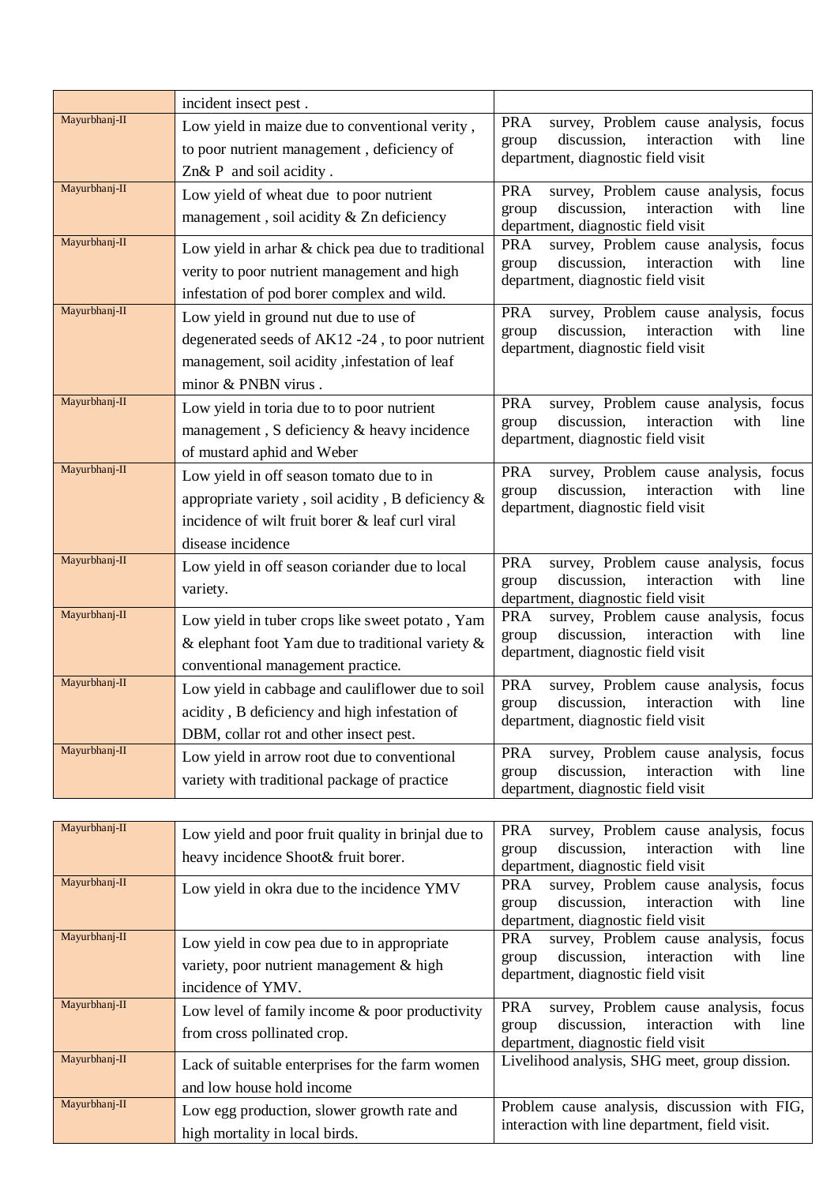| | | |
|---|---|---|
| | incident insect pest . | |
| Mayurbhanj-II | Low yield in maize due to conventional verity , to poor nutrient management , deficiency of Zn& P and soil acidity . | PRA survey, Problem cause analysis, focus group discussion, interaction with line department, diagnostic field visit |
| Mayurbhanj-II | Low yield of wheat due to poor nutrient management , soil acidity & Zn deficiency | PRA survey, Problem cause analysis, focus group discussion, interaction with line department, diagnostic field visit |
| Mayurbhanj-II | Low yield in arhar & chick pea due to traditional verity to poor nutrient management and high infestation of pod borer complex and wild. | PRA survey, Problem cause analysis, focus group discussion, interaction with line department, diagnostic field visit |
| Mayurbhanj-II | Low yield in ground nut due to use of degenerated seeds of AK12 -24 , to poor nutrient management, soil acidity ,infestation of leaf minor & PNBN virus . | PRA survey, Problem cause analysis, focus group discussion, interaction with line department, diagnostic field visit |
| Mayurbhanj-II | Low yield in toria due to to poor nutrient management , S deficiency & heavy incidence of mustard aphid and Weber | PRA survey, Problem cause analysis, focus group discussion, interaction with line department, diagnostic field visit |
| Mayurbhanj-II | Low yield in off season tomato due to in appropriate variety , soil acidity , B deficiency & incidence of wilt fruit borer & leaf curl viral disease incidence | PRA survey, Problem cause analysis, focus group discussion, interaction with line department, diagnostic field visit |
| Mayurbhanj-II | Low yield in off season coriander due to local variety. | PRA survey, Problem cause analysis, focus group discussion, interaction with line department, diagnostic field visit |
| Mayurbhanj-II | Low yield in tuber crops like sweet potato , Yam & elephant foot Yam due to traditional variety & conventional management practice. | PRA survey, Problem cause analysis, focus group discussion, interaction with line department, diagnostic field visit |
| Mayurbhanj-II | Low yield in cabbage and cauliflower due to soil acidity , B deficiency and high infestation of DBM, collar rot and other insect pest. | PRA survey, Problem cause analysis, focus group discussion, interaction with line department, diagnostic field visit |
| Mayurbhanj-II | Low yield in arrow root due to conventional variety with traditional package of practice | PRA survey, Problem cause analysis, focus group discussion, interaction with line department, diagnostic field visit |
| Mayurbhanj-II | Low yield and poor fruit quality in brinjal due to heavy incidence Shoot& fruit borer. | PRA survey, Problem cause analysis, focus group discussion, interaction with line department, diagnostic field visit |
| Mayurbhanj-II | Low yield in okra due to the incidence YMV | PRA survey, Problem cause analysis, focus group discussion, interaction with line department, diagnostic field visit |
| Mayurbhanj-II | Low yield in cow pea due to in appropriate variety, poor nutrient management & high incidence of YMV. | PRA survey, Problem cause analysis, focus group discussion, interaction with line department, diagnostic field visit |
| Mayurbhanj-II | Low level of family income & poor productivity from cross pollinated crop. | PRA survey, Problem cause analysis, focus group discussion, interaction with line department, diagnostic field visit |
| Mayurbhanj-II | Lack of suitable enterprises for the farm women and low house hold income | Livelihood analysis, SHG meet, group dission. |
| Mayurbhanj-II | Low egg production, slower growth rate and high mortality in local birds. | Problem cause analysis, discussion with FIG, interaction with line department, field visit. |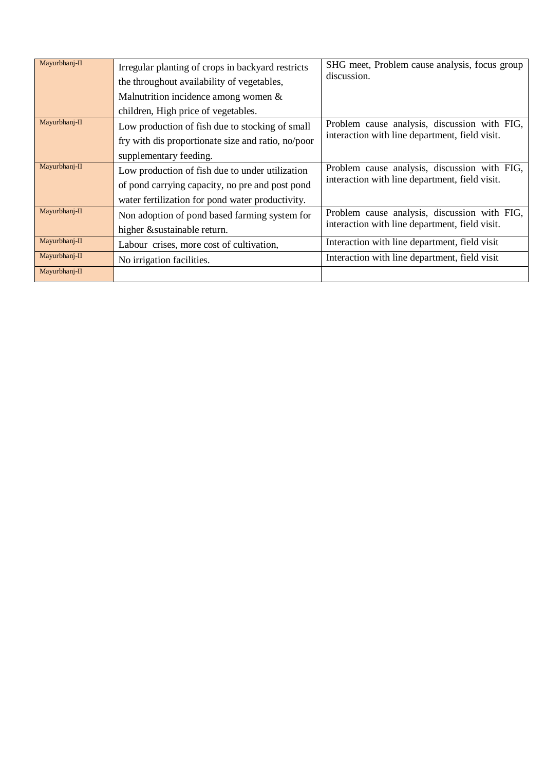| | | |
|---|---|---|
| Mayurbhanj-II | Irregular planting of crops in backyard restricts the throughout availability of vegetables, Malnutrition incidence among women & children, High price of vegetables. | SHG meet, Problem cause analysis, focus group discussion. |
| Mayurbhanj-II | Low production of fish due to stocking of small fry with dis proportionate size and ratio, no/poor supplementary feeding. | Problem cause analysis, discussion with FIG, interaction with line department, field visit. |
| Mayurbhanj-II | Low production of fish due to under utilization of pond carrying capacity, no pre and post pond water fertilization for pond water productivity. | Problem cause analysis, discussion with FIG, interaction with line department, field visit. |
| Mayurbhanj-II | Non adoption of pond based farming system for higher &sustainable return. | Problem cause analysis, discussion with FIG, interaction with line department, field visit. |
| Mayurbhanj-II | Labour crises, more cost of cultivation, | Interaction with line department, field visit |
| Mayurbhanj-II | No irrigation facilities. | Interaction with line department, field visit |
| Mayurbhanj-II | | |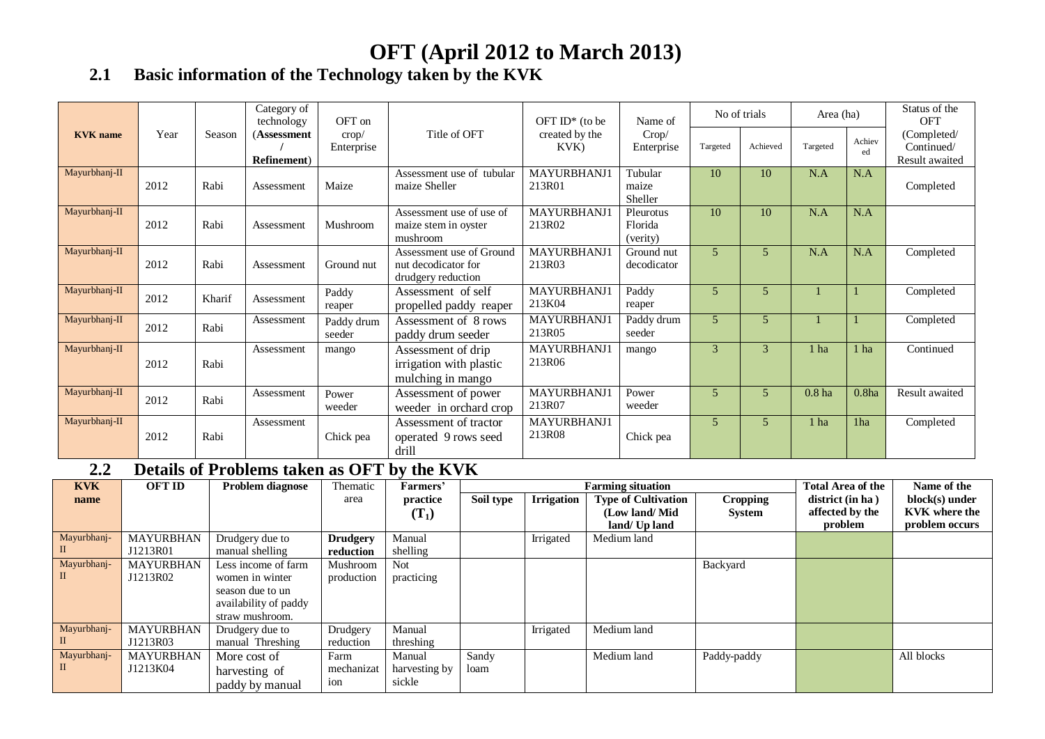# OFT (April 2012 to March 2013)

## 2.1 Basic information of the Technology taken by the KVK

| KVK name | Year | Season | Category of technology (Assessment / Refinement) | OFT on crop/ Enterprise | Title of OFT | OFT ID* (to be created by the KVK) | Name of Crop/ Enterprise | No of trials | | Area (ha) | | Status of the OFT (Completed/ Continued/ Result awaited |
|---|---|---|---|---|---|---|---|---|---|---|---|---|
| | | | | | | | | Targeted | Achieved | Targeted | Achieved | |
| Mayurbhanj-II | 2012 | Rabi | Assessment | Maize | Assessment use of tubular maize Sheller | MAYURBHANJ1213R01 | Tubular maize Sheller | 10 | 10 | N.A | N.A | Completed |
| Mayurbhanj-II | 2012 | Rabi | Assessment | Mushroom | Assessment use of use of maize stem in oyster mushroom | MAYURBHANJ1213R02 | Pleurotus Florida (verity) | 10 | 10 | N.A | N.A | |
| Mayurbhanj-II | 2012 | Rabi | Assessment | Ground nut | Assessment use of Ground nut decodicator for drudgery reduction | MAYURBHANJ1213R03 | Ground nut decodicator | 5 | 5 | N.A | N.A | Completed |
| Mayurbhanj-II | 2012 | Kharif | Assessment | Paddy reaper | Assessment of self propelled paddy reaper | MAYURBHANJ1213K04 | Paddy reaper | 5 | 5 | 1 | 1 | Completed |
| Mayurbhanj-II | 2012 | Rabi | Assessment | Paddy drum seeder | Assessment of 8 rows paddy drum seeder | MAYURBHANJ1213R05 | Paddy drum seeder | 5 | 5 | 1 | 1 | Completed |
| Mayurbhanj-II | 2012 | Rabi | Assessment | mango | Assessment of drip irrigation with plastic mulching in mango | MAYURBHANJ1213R06 | mango | 3 | 3 | 1 ha | 1 ha | Continued |
| Mayurbhanj-II | 2012 | Rabi | Assessment | Power weeder | Assessment of power weeder in orchard crop | MAYURBHANJ1213R07 | Power weeder | 5 | 5 | 0.8 ha | 0.8ha | Result awaited |
| Mayurbhanj-II | 2012 | Rabi | Assessment | Chick pea | Assessment of tractor operated 9 rows seed drill | MAYURBHANJ1213R08 | Chick pea | 5 | 5 | 1 ha | 1ha | Completed |

## 2.2 Details of Problems taken as OFT by the KVK

| KVK name | OFT ID | Problem diagnose | Thematic area | Farmers' practice ($T_1$) | Farming situation | | | | Total Area of the district (in ha ) affected by the problem | Name of the block(s) under KVK where the problem occurs |
|---|---|---|---|---|---|---|---|---|---|---|
| | | | | | Soil type | Irrigation | Type of Cultivation (Low land/ Mid land/ Up land | Cropping System | | |
| Mayurbhanj-II | MAYURBHANJ1213R01 | Drudgery due to manual shelling | **Drudgery reduction** | Manual shelling | | Irrigated | Medium land | | | |
| Mayurbhanj-II | MAYURBHANJ1213R02 | Less income of farm women in winter season due to un availability of paddy straw mushroom. | Mushroom production | Not practicing | | | | Backyard | | |
| Mayurbhanj-II | MAYURBHANJ1213R03 | Drudgery due to manual Threshing | Drudgery reduction | Manual threshing | | Irrigated | Medium land | | | |
| Mayurbhanj-II | MAYURBHANJ1213K04 | More cost of harvesting of paddy by manual | Farm mechanization | Manual harvesting by sickle | Sandy loam | | Medium land | Paddy-paddy | | All blocks |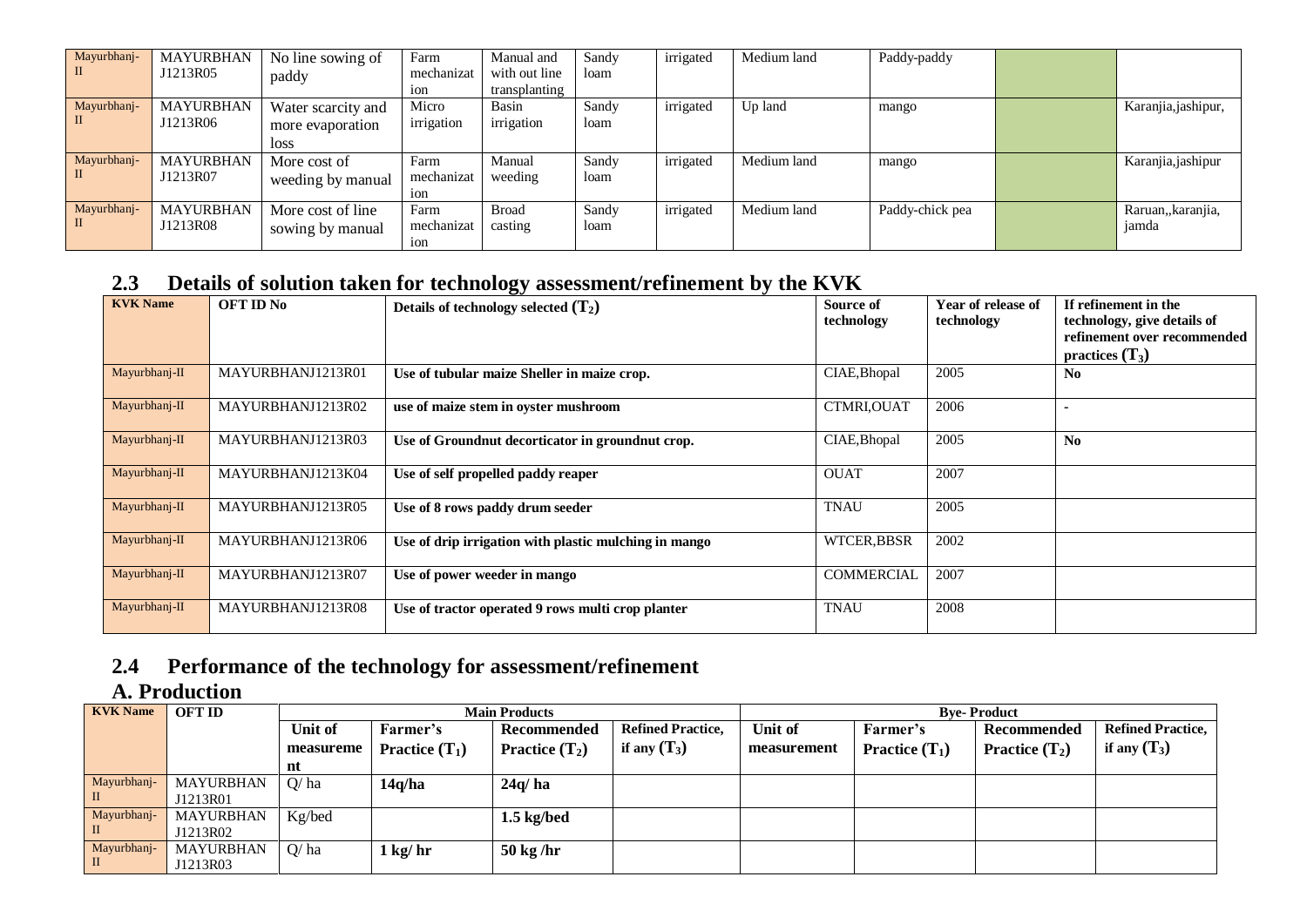| Mayurbhanj-II | MAYURBHANJ1213R05 | No line sowing of paddy | Farm mechanization | Manual and with out line transplanting | Sandy loam | irrigated | Medium land | Paddy-paddy | | |
|---|---|---|---|---|---|---|---|---|---|---|
| Mayurbhanj-II | MAYURBHANJ1213R06 | Water scarcity and more evaporation loss | Micro irrigation | Basin irrigation | Sandy loam | irrigated | Up land | mango | | Karanjia,jashipur, |
| Mayurbhanj-II | MAYURBHANJ1213R07 | More cost of weeding by manual | Farm mechanization | Manual weeding | Sandy loam | irrigated | Medium land | mango | | Karanjia,jashipur |
| Mayurbhanj-II | MAYURBHANJ1213R08 | More cost of line sowing by manual | Farm mechanization | Broad casting | Sandy loam | irrigated | Medium land | Paddy-chick pea | | Raruan,,karanjia, jamda |

## 2.3 Details of solution taken for technology assessment/refinement by the KVK

| KVK Name | OFT ID No | Details of technology selected ($T_2$) | Source of technology | Year of release of technology | If refinement in the technology, give details of refinement over recommended practices ($T_3$) |
|---|---|---|---|---|---|
| Mayurbhanj-II | MAYURBHANJ1213R01 | **Use of tubular maize Sheller in maize crop.** | CIAE,Bhopal | 2005 | **No** |
| Mayurbhanj-II | MAYURBHANJ1213R02 | **use of maize stem in oyster mushroom** | CTMRI,OUAT | 2006 | - |
| Mayurbhanj-II | MAYURBHANJ1213R03 | **Use of Groundnut decorticator in groundnut crop.** | CIAE,Bhopal | 2005 | **No** |
| Mayurbhanj-II | MAYURBHANJ1213K04 | **Use of self propelled paddy reaper** | OUAT | 2007 | |
| Mayurbhanj-II | MAYURBHANJ1213R05 | **Use of 8 rows paddy drum seeder** | TNAU | 2005 | |
| Mayurbhanj-II | MAYURBHANJ1213R06 | **Use of drip irrigation with plastic mulching in mango** | WTCER,BBSR | 2002 | |
| Mayurbhanj-II | MAYURBHANJ1213R07 | **Use of power weeder in mango** | COMMERCIAL | 2007 | |
| Mayurbhanj-II | MAYURBHANJ1213R08 | **Use of tractor operated 9 rows multi crop planter** | TNAU | 2008 | |

## 2.4 Performance of the technology for assessment/refinement

## A. Production

| KVK Name | OFT ID | Main Products | | | | Bye- Product | | | |
|---|---|---|---|---|---|---|---|---|---|
| | | Unit of measurement | Farmer's Practice ($T_1$) | Recommended Practice ($T_2$) | Refined Practice, if any ($T_3$) | Unit of measurement | Farmer's Practice ($T_1$) | Recommended Practice ($T_2$) | Refined Practice, if any ($T_3$) |
| Mayurbhanj-II | MAYURBHANJ1213R01 | Q/ ha | **14q/ha** | **24q/ ha** | | | | | |
| Mayurbhanj-II | MAYURBHANJ1213R02 | Kg/bed | | **1.5 kg/bed** | | | | | |
| Mayurbhanj-II | MAYURBHANJ1213R03 | Q/ ha | **1 kg/ hr** | **50 kg /hr** | | | | | |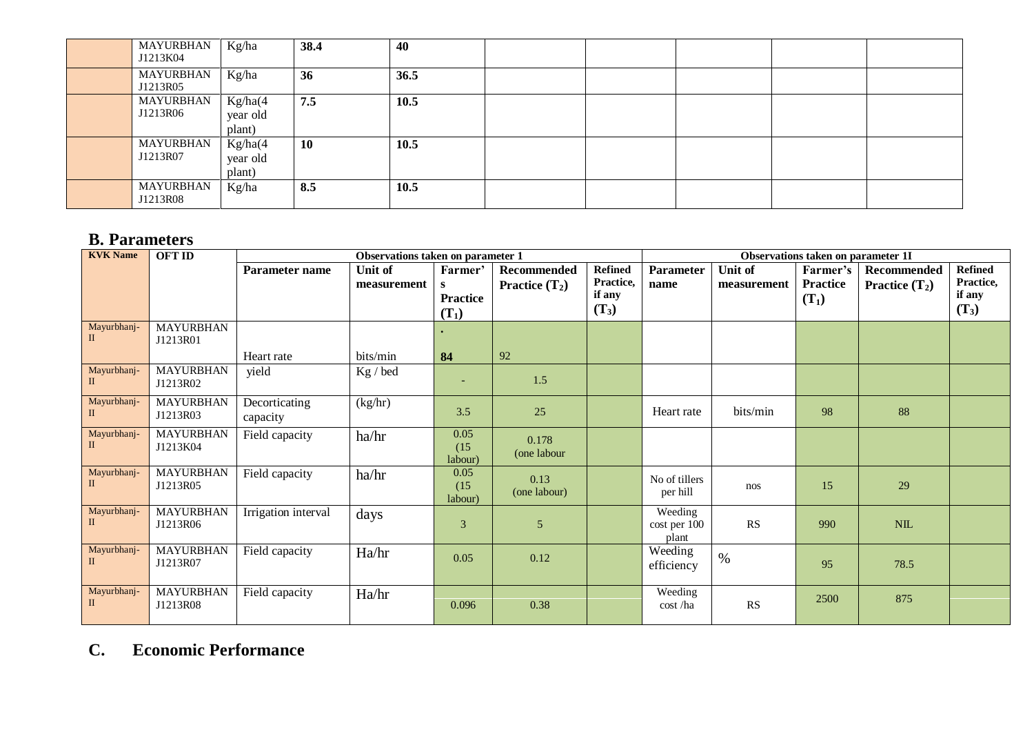| | MAYURBHAN J1213K04 | Kg/ha | **38.4** | **40** | | | | | |
|---|---|---|---|---|---|---|---|---|---|
| | MAYURBHAN J1213R05 | Kg/ha | **36** | **36.5** | | | | | |
| | MAYURBHAN J1213R06 | Kg/ha(4 year old plant) | **7.5** | **10.5** | | | | | |
| | MAYURBHAN J1213R07 | Kg/ha(4 year old plant) | **10** | **10.5** | | | | | |
| | MAYURBHAN J1213R08 | Kg/ha | **8.5** | **10.5** | | | | | |

## B. Parameters

| KVK Name | OFT ID | Observations taken on parameter 1 | | | | | Observations taken on parameter 1I | | | | |
|---|---|---|---|---|---|---|---|---|---|---|---|
| | | Parameter name | Unit of measurement | Farmer's Practice ($T_1$) | Recommended Practice ($T_2$) | Refined Practice, if any ($T_3$) | Parameter name | Unit of measurement | Farmer's Practice ($T_1$) | Recommended Practice ($T_2$) | Refined Practice, if any ($T_3$) |
| Mayurbhanj-II | MAYURBHAN J1213R01 | Heart rate | bits/min | . **84** | 92 | | | | | | |
| Mayurbhanj-II | MAYURBHAN J1213R02 | yield | Kg / bed | - | 1.5 | | | | | | |
| Mayurbhanj-II | MAYURBHAN J1213R03 | Decorticating capacity | (kg/hr) | 3.5 | 25 | | Heart rate | bits/min | 98 | 88 | |
| Mayurbhanj-II | MAYURBHAN J1213K04 | Field capacity | ha/hr | 0.05 (15 labour) | 0.178 (one labour | | | | | | |
| Mayurbhanj-II | MAYURBHAN J1213R05 | Field capacity | ha/hr | 0.05 (15 labour) | 0.13 (one labour) | | No of tillers per hill | nos | 15 | 29 | |
| Mayurbhanj-II | MAYURBHAN J1213R06 | Irrigation interval | days | 3 | 5 | | Weeding cost per 100 plant | RS | 990 | NIL | |
| Mayurbhanj-II | MAYURBHAN J1213R07 | Field capacity | Ha/hr | 0.05 | 0.12 | | Weeding efficiency | % | 95 | 78.5 | |
| Mayurbhanj-II | MAYURBHAN J1213R08 | Field capacity | Ha/hr | 0.096 | 0.38 | | Weeding cost /ha | RS | 2500 | 875 | |

## C. Economic Performance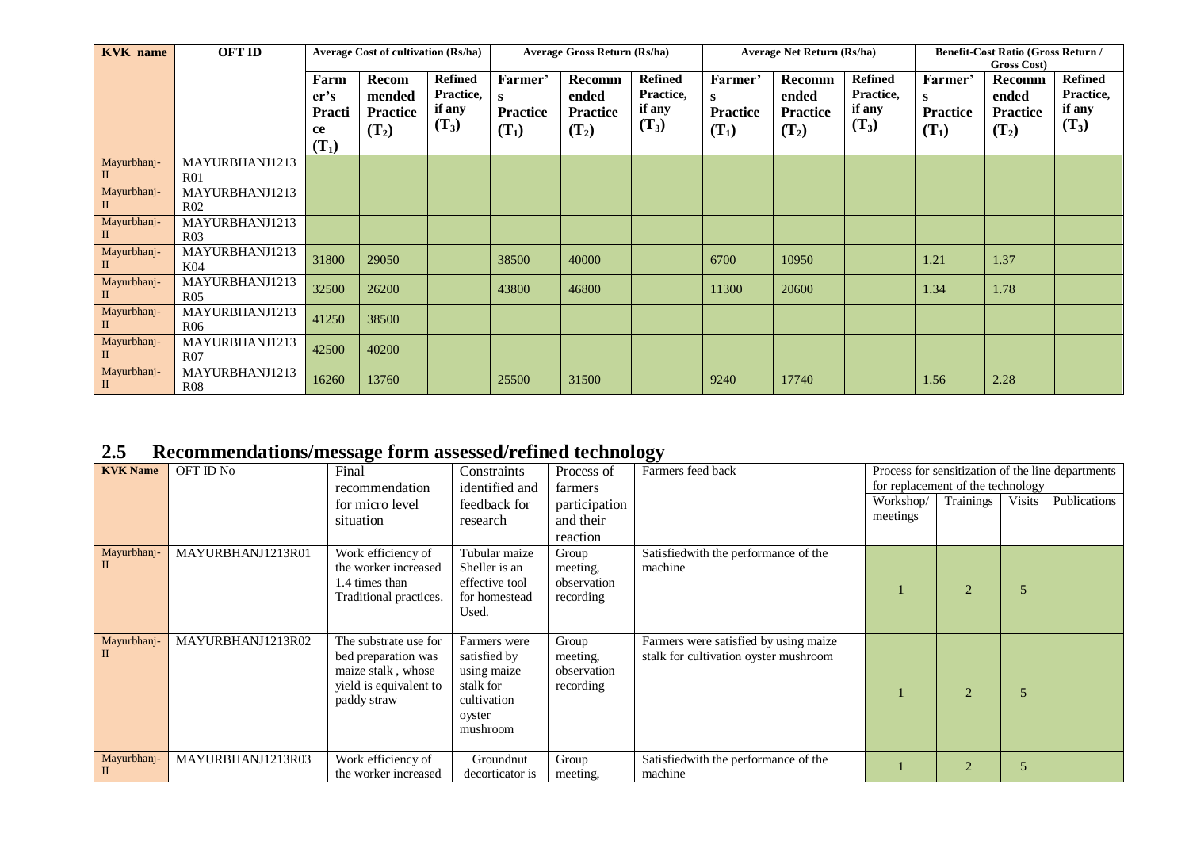| KVK name | OFT ID | Average Cost of cultivation (Rs/ha) | | | Average Gross Return (Rs/ha) | | | Average Net Return (Rs/ha) | | | Benefit-Cost Ratio (Gross Return / Gross Cost) | | |
|---|---|---|---|---|---|---|---|---|---|---|---|---|---|
| | | Farmer's Practice ($T_1$) | Recommended Practice ($T_2$) | Refined Practice, if any ($T_3$) | Farmer's Practice ($T_1$) | Recommended Practice ($T_2$) | Refined Practice, if any ($T_3$) | Farmer's Practice ($T_1$) | Recommended Practice ($T_2$) | Refined Practice, if any ($T_3$) | Farmer's Practice ($T_1$) | Recommended Practice ($T_2$) | Refined Practice, if any ($T_3$) |
| Mayurbhanj-II | MAYURBHANJ1213R01 | | | | | | | | | | | | |
| Mayurbhanj-II | MAYURBHANJ1213R02 | | | | | | | | | | | | |
| Mayurbhanj-II | MAYURBHANJ1213R03 | | | | | | | | | | | | |
| Mayurbhanj-II | MAYURBHANJ1213K04 | 31800 | 29050 | | 38500 | 40000 | | 6700 | 10950 | | 1.21 | 1.37 | |
| Mayurbhanj-II | MAYURBHANJ1213R05 | 32500 | 26200 | | 43800 | 46800 | | 11300 | 20600 | | 1.34 | 1.78 | |
| Mayurbhanj-II | MAYURBHANJ1213R06 | 41250 | 38500 | | | | | | | | | | |
| Mayurbhanj-II | MAYURBHANJ1213R07 | 42500 | 40200 | | | | | | | | | | |
| Mayurbhanj-II | MAYURBHANJ1213R08 | 16260 | 13760 | | 25500 | 31500 | | 9240 | 17740 | | 1.56 | 2.28 | |

## 2.5 Recommendations/message form assessed/refined technology

| KVK Name | OFT ID No | Final recommendation for micro level situation | Constraints identified and feedback for research | Process of farmers participation and their reaction | Farmers feed back | Process for sensitization of the line departments for replacement of the technology | | | |
|---|---|---|---|---|---|---|---|---|---|
| | | | | | | Workshop/ meetings | Trainings | Visits | Publications |
| Mayurbhanj-II | MAYURBHANJ1213R01 | Work efficiency of the worker increased 1.4 times than Traditional practices. | Tubular maize Sheller is an effective tool for homestead Used. | Group meeting, observation recording | Satisfiedwith the performance of the machine | 1 | 2 | 5 | |
| Mayurbhanj-II | MAYURBHANJ1213R02 | The substrate use for bed preparation was maize stalk , whose yield is equivalent to paddy straw | Farmers were satisfied by using maize stalk for cultivation oyster mushroom | Group meeting, observation recording | Farmers were satisfied by using maize stalk for cultivation oyster mushroom | 1 | 2 | 5 | |
| Mayurbhanj-II | MAYURBHANJ1213R03 | Work efficiency of the worker increased | Groundnut decorticator is | Group meeting, | Satisfiedwith the performance of the machine | 1 | 2 | 5 | |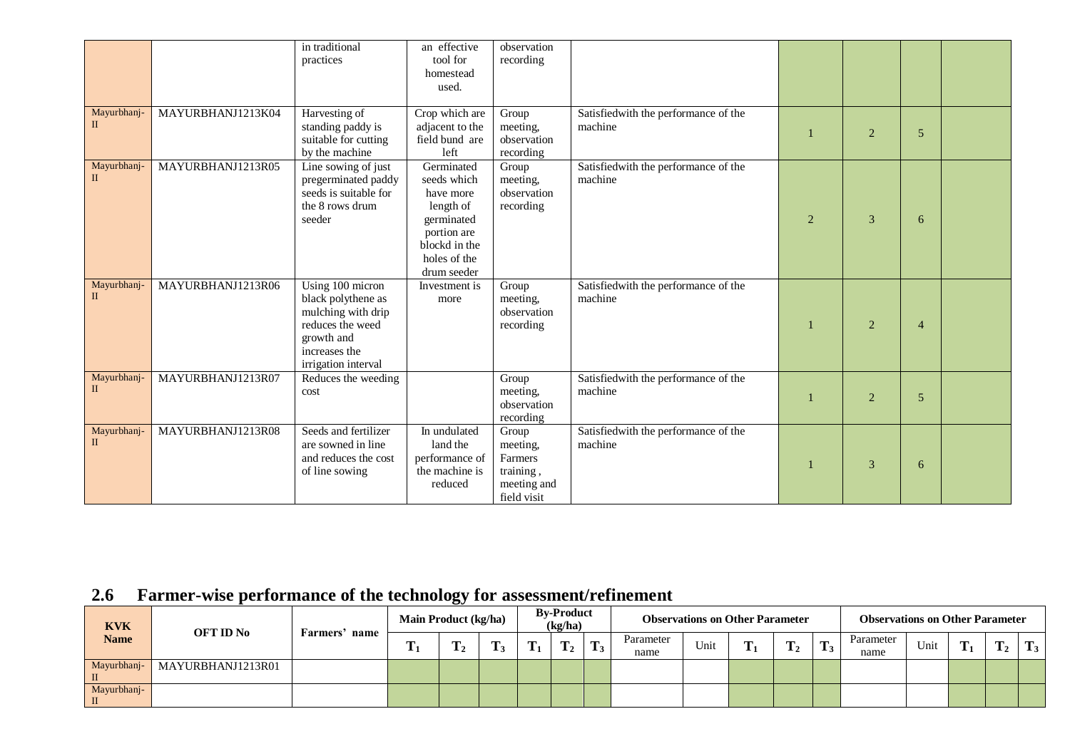| | | in traditional practices | an effective tool for homestead used. | observation recording | | | | | |
|---|---|---|---|---|---|---|---|---|---|
| Mayurbhanj-II | MAYURBHANJ1213K04 | Harvesting of standing paddy is suitable for cutting by the machine | Crop which are adjacent to the field bund are left | Group meeting, observation recording | Satisfiedwith the performance of the machine | 1 | 2 | 5 | |
| Mayurbhanj-II | MAYURBHANJ1213R05 | Line sowing of just pregerminated paddy seeds is suitable for the 8 rows drum seeder | Germinated seeds which have more length of germinated portion are blockd in the holes of the drum seeder | Group meeting, observation recording | Satisfiedwith the performance of the machine | 2 | 3 | 6 | |
| Mayurbhanj-II | MAYURBHANJ1213R06 | Using 100 micron black polythene as mulching with drip reduces the weed growth and increases the irrigation interval | Investment is more | Group meeting, observation recording | Satisfiedwith the performance of the machine | 1 | 2 | 4 | |
| Mayurbhanj-II | MAYURBHANJ1213R07 | Reduces the weeding cost | | Group meeting, observation recording | Satisfiedwith the performance of the machine | 1 | 2 | 5 | |
| Mayurbhanj-II | MAYURBHANJ1213R08 | Seeds and fertilizer are sowned in line and reduces the cost of line sowing | In undulated land the performance of the machine is reduced | Group meeting, Farmers training , meeting and field visit | Satisfiedwith the performance of the machine | 1 | 3 | 6 | |

## 2.6 Farmer-wise performance of the technology for assessment/refinement

| KVK Name | OFT ID No | Farmers' name | Main Product (kg/ha) | | | By-Product (kg/ha) | | | Observations on Other Parameter | | | | | Observations on Other Parameter | | | | |
|---|---|---|---|---|---|---|---|---|---|---|---|---|---|---|---|---|---|---|
| | | | $T_1$ | $T_2$ | $T_3$ | $T_1$ | $T_2$ | $T_3$ | Parameter name | Unit | $T_1$ | $T_2$ | $T_3$ | Parameter name | Unit | $T_1$ | $T_2$ | $T_3$ |
| Mayurbhanj-II | MAYURBHANJ1213R01 | | | | | | | | | | | | | | | | | |
| Mayurbhanj-II | | | | | | | | | | | | | | | | | | |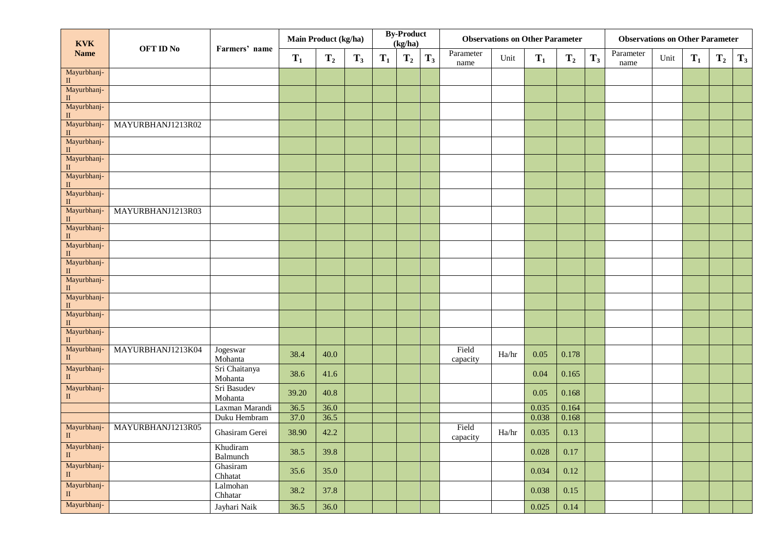| KVK Name | OFT ID No | Farmers' name | Main Product (kg/ha) | | | By-Product (kg/ha) | | | Observations on Other Parameter | | | | | Observations on Other Parameter | | | | |
|---|---|---|---|---|---|---|---|---|---|---|---|---|---|---|---|---|---|---|
| | | | $T_1$ | $T_2$ | $T_3$ | $T_1$ | $T_2$ | $T_3$ | Parameter name | Unit | $T_1$ | $T_2$ | $T_3$ | Parameter name | Unit | $T_1$ | $T_2$ | $T_3$ |
| Mayurbhanj-II | | | | | | | | | | | | | | | | | | |
| Mayurbhanj-II | | | | | | | | | | | | | | | | | | |
| Mayurbhanj-II | | | | | | | | | | | | | | | | | | |
| Mayurbhanj-II | MAYURBHANJ1213R02 | | | | | | | | | | | | | | | | | |
| Mayurbhanj-II | | | | | | | | | | | | | | | | | | |
| Mayurbhanj-II | | | | | | | | | | | | | | | | | | |
| Mayurbhanj-II | | | | | | | | | | | | | | | | | | |
| Mayurbhanj-II | | | | | | | | | | | | | | | | | | |
| Mayurbhanj-II | MAYURBHANJ1213R03 | | | | | | | | | | | | | | | | | |
| Mayurbhanj-II | | | | | | | | | | | | | | | | | | |
| Mayurbhanj-II | | | | | | | | | | | | | | | | | | |
| Mayurbhanj-II | | | | | | | | | | | | | | | | | | |
| Mayurbhanj-II | | | | | | | | | | | | | | | | | | |
| Mayurbhanj-II | | | | | | | | | | | | | | | | | | |
| Mayurbhanj-II | | | | | | | | | | | | | | | | | | |
| Mayurbhanj-II | | | | | | | | | | | | | | | | | | |
| Mayurbhanj-II | MAYURBHANJ1213K04 | Jogeswar Mohanta | 38.4 | 40.0 | | | | | Field capacity | Ha/hr | 0.05 | 0.178 | | | | | | |
| Mayurbhanj-II | | Sri Chaitanya Mohanta | 38.6 | 41.6 | | | | | | | 0.04 | 0.165 | | | | | | |
| Mayurbhanj-II | | Sri Basudev Mohanta | 39.20 | 40.8 | | | | | | | 0.05 | 0.168 | | | | | | |
| | | Laxman Marandi | 36.5 | 36.0 | | | | | | | 0.035 | 0.164 | | | | | | |
| | | Duku Hembram | 37.0 | 36.5 | | | | | | | 0.038 | 0.168 | | | | | | |
| Mayurbhanj-II | MAYURBHANJ1213R05 | Ghasiram Gerei | 38.90 | 42.2 | | | | | Field capacity | Ha/hr | 0.035 | 0.13 | | | | | | |
| Mayurbhanj-II | | Khudiram Balmunch | 38.5 | 39.8 | | | | | | | 0.028 | 0.17 | | | | | | |
| Mayurbhanj-II | | Ghasiram Chhatat | 35.6 | 35.0 | | | | | | | 0.034 | 0.12 | | | | | | |
| Mayurbhanj-II | | Lalmohan Chhatar | 38.2 | 37.8 | | | | | | | 0.038 | 0.15 | | | | | | |
| Mayurbhanj- | | Jayhari Naik | 36.5 | 36.0 | | | | | | | 0.025 | 0.14 | | | | | | |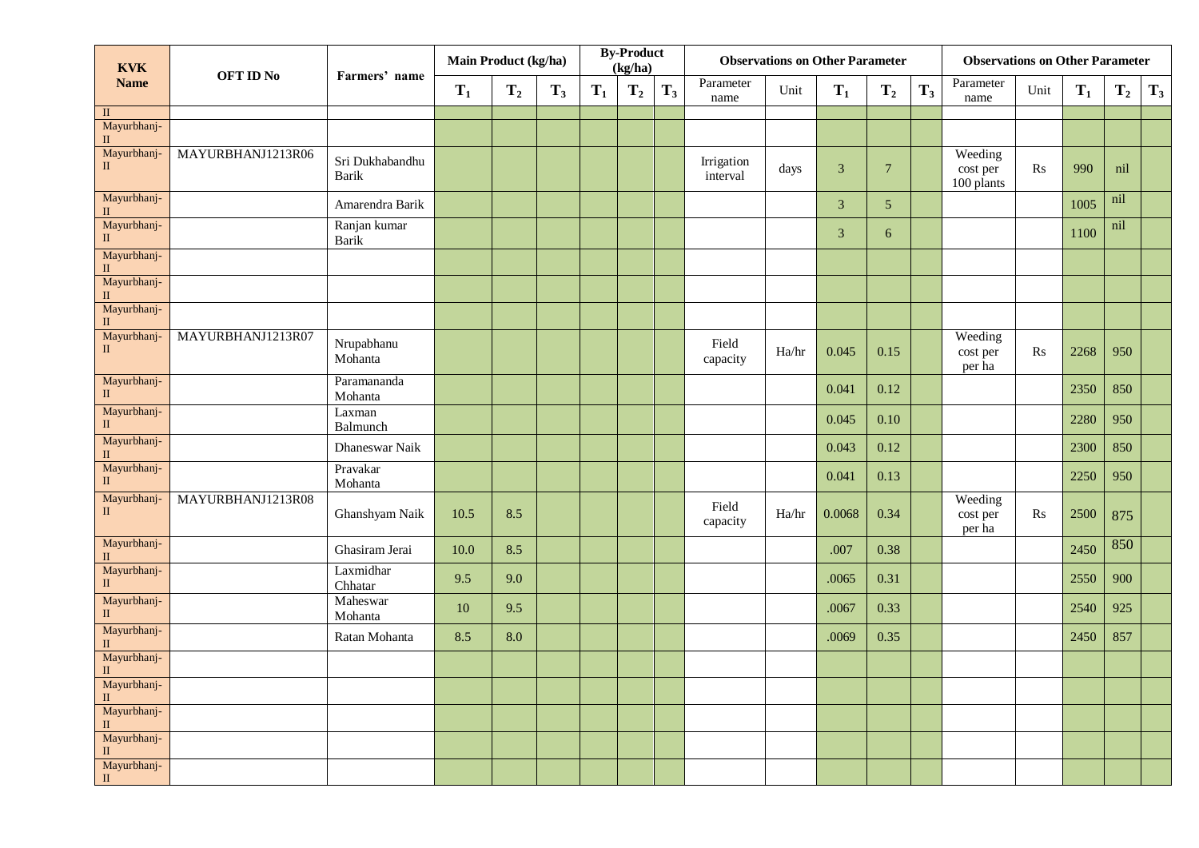| KVK Name | OFT ID No | Farmers' name | Main Product (kg/ha) | | | By-Product (kg/ha) | | | Observations on Other Parameter | | | | | Observations on Other Parameter | | | | |
|---|---|---|---|---|---|---|---|---|---|---|---|---|---|---|---|---|---|---|
| | | | $T_1$ | $T_2$ | $T_3$ | $T_1$ | $T_2$ | $T_3$ | Parameter name | Unit | $T_1$ | $T_2$ | $T_3$ | Parameter name | Unit | $T_1$ | $T_2$ | $T_3$ |
| II | | | | | | | | | | | | | | | | | | |
| Mayurbhanj-II | | | | | | | | | | | | | | | | | | |
| Mayurbhanj-II | MAYURBHANJ1213R06 | Sri Dukhabandhu Barik | | | | | | | Irrigation interval | days | 3 | 7 | | Weeding cost per 100 plants | Rs | 990 | nil | |
| Mayurbhanj-II | | Amarendra Barik | | | | | | | | | 3 | 5 | | | | 1005 | nil | |
| Mayurbhanj-II | | Ranjan kumar Barik | | | | | | | | | 3 | 6 | | | | 1100 | nil | |
| Mayurbhanj-II | | | | | | | | | | | | | | | | | | |
| Mayurbhanj-II | | | | | | | | | | | | | | | | | | |
| Mayurbhanj-II | | | | | | | | | | | | | | | | | | |
| Mayurbhanj-II | MAYURBHANJ1213R07 | Nrupabhanu Mohanta | | | | | | | Field capacity | Ha/hr | 0.045 | 0.15 | | Weeding cost per per ha | Rs | 2268 | 950 | |
| Mayurbhanj-II | | Paramananda Mohanta | | | | | | | | | 0.041 | 0.12 | | | | 2350 | 850 | |
| Mayurbhanj-II | | Laxman Balmunch | | | | | | | | | 0.045 | 0.10 | | | | 2280 | 950 | |
| Mayurbhanj-II | | Dhaneswar Naik | | | | | | | | | 0.043 | 0.12 | | | | 2300 | 850 | |
| Mayurbhanj-II | | Pravakar Mohanta | | | | | | | | | 0.041 | 0.13 | | | | 2250 | 950 | |
| Mayurbhanj-II | MAYURBHANJ1213R08 | Ghanshyam Naik | 10.5 | 8.5 | | | | | Field capacity | Ha/hr | 0.0068 | 0.34 | | Weeding cost per per ha | Rs | 2500 | 875 | |
| Mayurbhanj-II | | Ghasiram Jerai | 10.0 | 8.5 | | | | | | | .007 | 0.38 | | | | 2450 | 850 | |
| Mayurbhanj-II | | Laxmidhar Chhatar | 9.5 | 9.0 | | | | | | | .0065 | 0.31 | | | | 2550 | 900 | |
| Mayurbhanj-II | | Maheswar Mohanta | 10 | 9.5 | | | | | | | .0067 | 0.33 | | | | 2540 | 925 | |
| Mayurbhanj-II | | Ratan Mohanta | 8.5 | 8.0 | | | | | | | .0069 | 0.35 | | | | 2450 | 857 | |
| Mayurbhanj-II | | | | | | | | | | | | | | | | | | |
| Mayurbhanj-II | | | | | | | | | | | | | | | | | | |
| Mayurbhanj-II | | | | | | | | | | | | | | | | | | |
| Mayurbhanj-II | | | | | | | | | | | | | | | | | | |
| Mayurbhanj-II | | | | | | | | | | | | | | | | | | |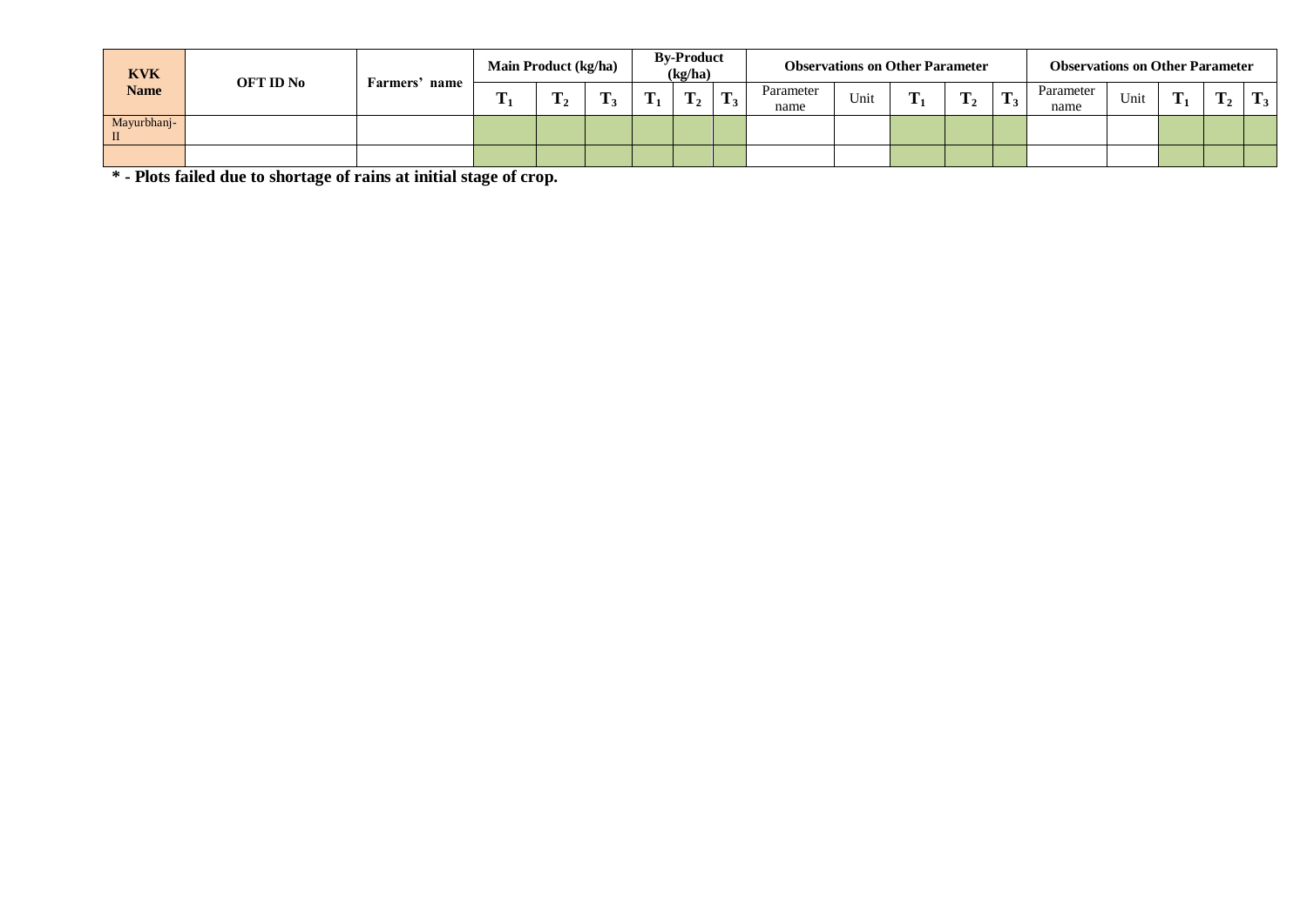| KVK Name | OFT ID No | Farmers' name | Main Product (kg/ha) | | | By-Product (kg/ha) | | | Observations on Other Parameter | | | | | Observations on Other Parameter | | | | |
|---|---|---|---|---|---|---|---|---|---|---|---|---|---|---|---|---|---|---|
| | | | $T_1$ | $T_2$ | $T_3$ | $T_1$ | $T_2$ | $T_3$ | Parameter name | Unit | $T_1$ | $T_2$ | $T_3$ | Parameter name | Unit | $T_1$ | $T_2$ | $T_3$ |
| Mayurbhanj-II | | | | | | | | | | | | | | | | | | |
| | | | | | | | | | | | | | | | | | | |

**\* - Plots failed due to shortage of rains at initial stage of crop.**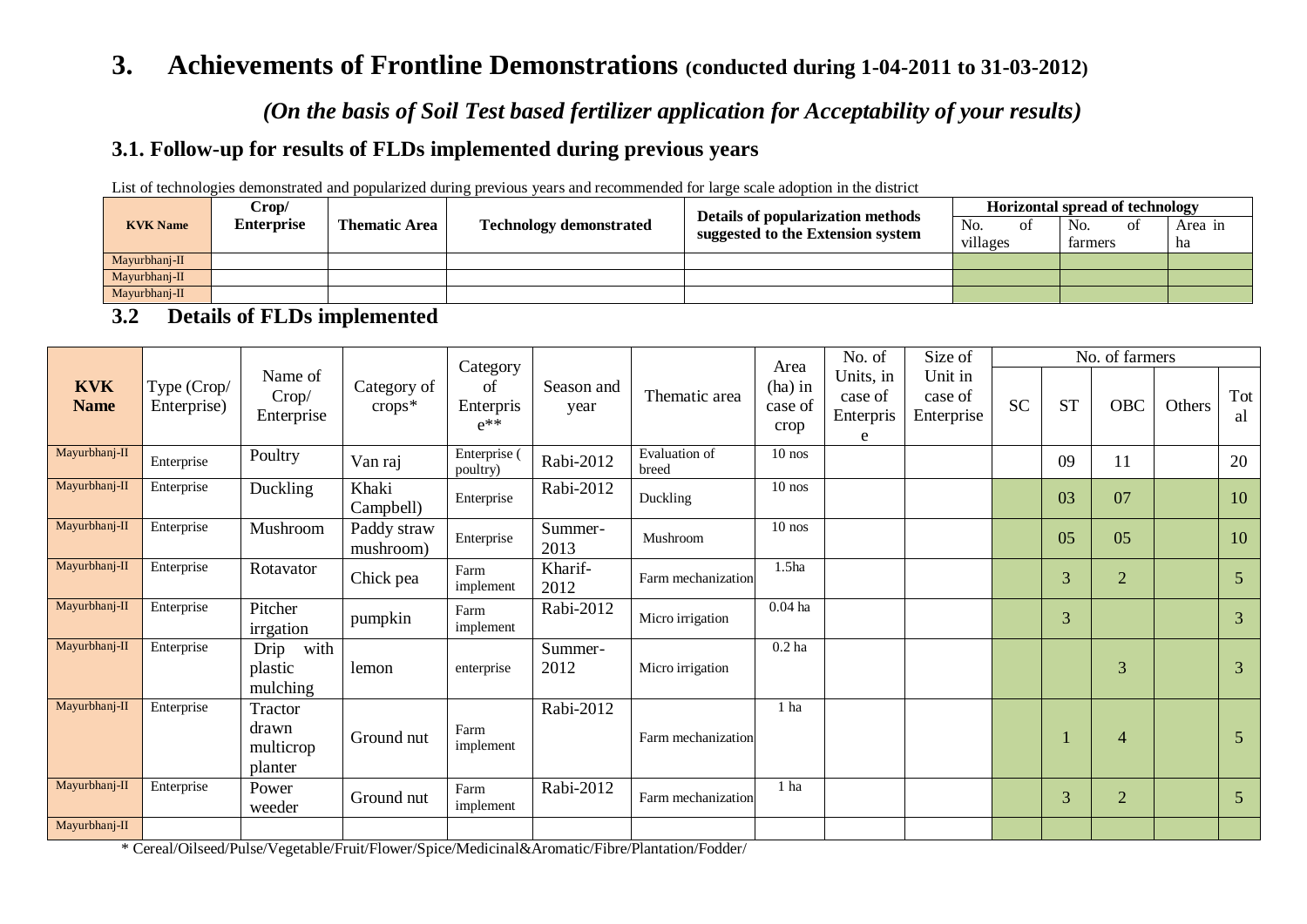# 3. Achievements of Frontline Demonstrations (conducted during 1-04-2011 to 31-03-2012)

*(On the basis of Soil Test based fertilizer application for Acceptability of your results)*

## 3.1. Follow-up for results of FLDs implemented during previous years

List of technologies demonstrated and popularized during previous years and recommended for large scale adoption in the district

| KVK Name | Crop/ Enterprise | Thematic Area | Technology demonstrated | Details of popularization methods suggested to the Extension system | Horizontal spread of technology | | |
|---|---|---|---|---|---|---|---|
| | | | | | No. of villages | No. of farmers | Area in ha |
| Mayurbhanj-II | | | | | | | |
| Mayurbhanj-II | | | | | | | |
| Mayurbhanj-II | | | | | | | |

## 3.2 Details of FLDs implemented

| KVK Name | Type (Crop/ Enterprise) | Name of Crop/ Enterprise | Category of crops* | Category of Enterprise** | Season and year | Thematic area | Area (ha) in case of crop | No. of Units, in case of Enterprise | Size of Unit in case of Enterprise | No. of farmers | | | | |
|---|---|---|---|---|---|---|---|---|---|---|---|---|---|---|
| | | | | | | | | | | SC | ST | OBC | Others | Total |
| Mayurbhanj-II | Enterprise | Poultry | Van raj | Enterprise ( poultry) | Rabi-2012 | Evaluation of breed | 10 nos | | | | 09 | 11 | | 20 |
| Mayurbhanj-II | Enterprise | Duckling | Khaki Campbell) | Enterprise | Rabi-2012 | Duckling | 10 nos | | | | 03 | 07 | | 10 |
| Mayurbhanj-II | Enterprise | Mushroom | Paddy straw mushroom) | Enterprise | Summer-2013 | Mushroom | 10 nos | | | | 05 | 05 | | 10 |
| Mayurbhanj-II | Enterprise | Rotavator | Chick pea | Farm implement | Kharif-2012 | Farm mechanization | 1.5ha | | | | 3 | 2 | | 5 |
| Mayurbhanj-II | Enterprise | Pitcher irrgation | pumpkin | Farm implement | Rabi-2012 | Micro irrigation | 0.04 ha | | | | 3 | | | 3 |
| Mayurbhanj-II | Enterprise | Drip with plastic mulching | lemon | enterprise | Summer-2012 | Micro irrigation | 0.2 ha | | | | | 3 | | 3 |
| Mayurbhanj-II | Enterprise | Tractor drawn multicrop planter | Ground nut | Farm implement | Rabi-2012 | Farm mechanization | 1 ha | | | | 1 | 4 | | 5 |
| Mayurbhanj-II | Enterprise | Power weeder | Ground nut | Farm implement | Rabi-2012 | Farm mechanization | 1 ha | | | | 3 | 2 | | 5 |
| Mayurbhanj-II | | | | | | | | | | | | | | |

\* Cereal/Oilseed/Pulse/Vegetable/Fruit/Flower/Spice/Medicinal&Aromatic/Fibre/Plantation/Fodder/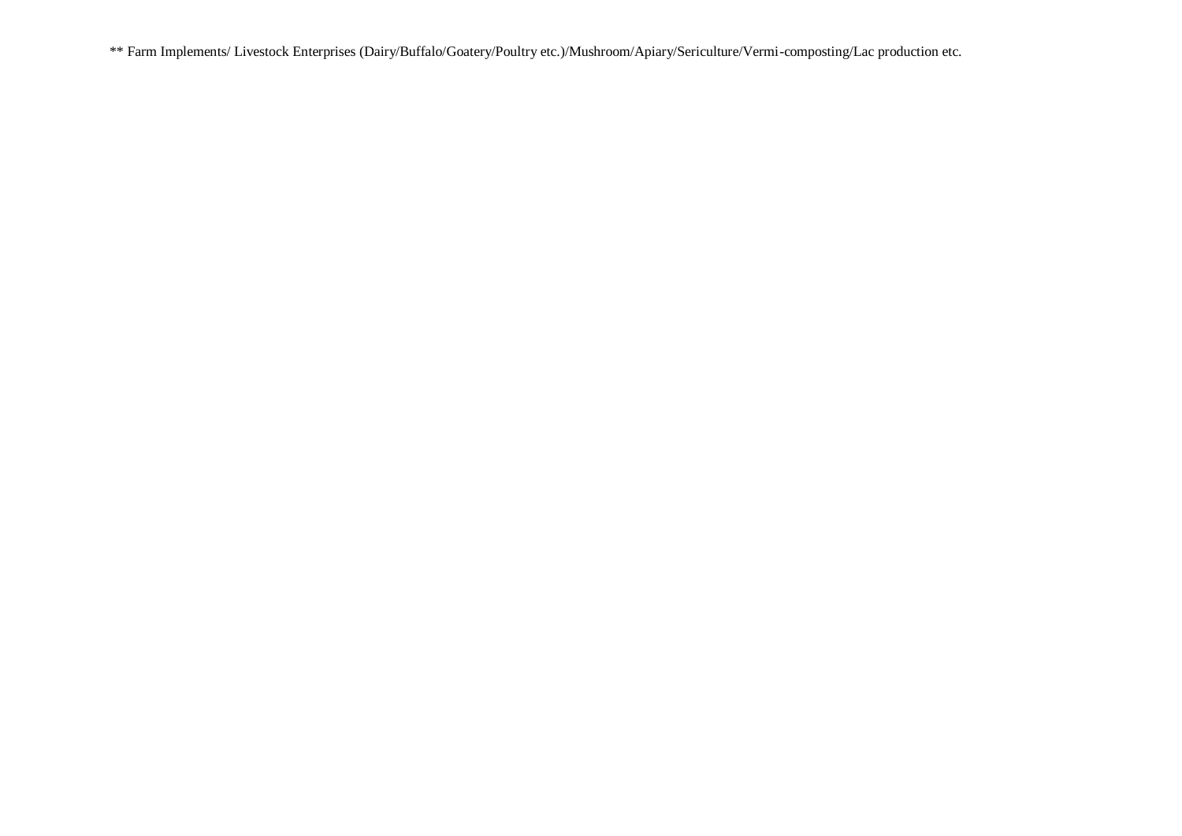** Farm Implements/ Livestock Enterprises (Dairy/Buffalo/Goatery/Poultry etc.)/Mushroom/Apiary/Sericulture/Vermi-composting/Lac production etc.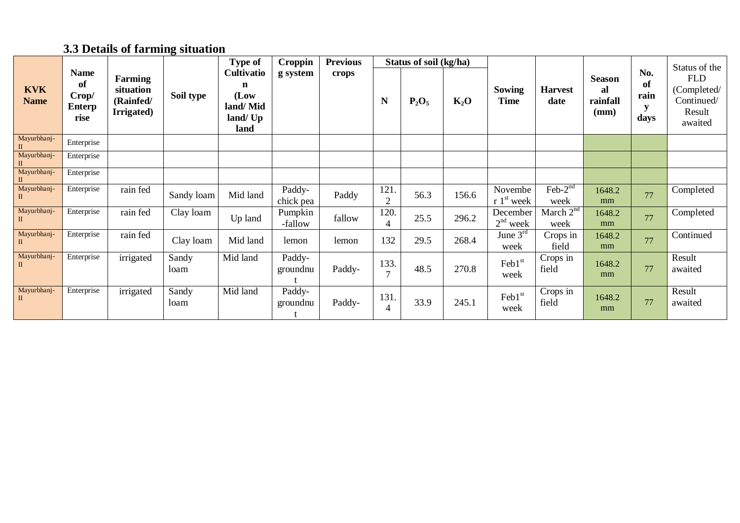### 3.3 Details of farming situation

| KVK Name | Name of Crop/ Enterprise | Farming situation (Rainfed/ Irrigated) | Soil type | Type of Cultivation (Low land/ Mid land/ Up land | Cropping system | Previous crops | Status of soil (kg/ha) | | | Sowing Time | Harvest date | Seasonal rainfall (mm) | No. of rainy days | Status of the FLD (Completed/ Continued/ Result awaited |
|---|---|---|---|---|---|---|---|---|---|---|---|---|---|---|
| | | | | | | | N | $P_2O_5$ | $K_2O$ | | | | | |
| Mayurbhanj-II | Enterprise | | | | | | | | | | | | | |
| Mayurbhanj-II | Enterprise | | | | | | | | | | | | | |
| Mayurbhanj-II | Enterprise | | | | | | | | | | | | | |
| Mayurbhanj-II | Enterprise | rain fed | Sandy loam | Mid land | Paddy-chick pea | Paddy | 121.2 | 56.3 | 156.6 | November 1st week | Feb-2nd week | 1648.2 mm | 77 | Completed |
| Mayurbhanj-II | Enterprise | rain fed | Clay loam | Up land | Pumpkin-fallow | fallow | 120.4 | 25.5 | 296.2 | December 2nd week | March 2nd week | 1648.2 mm | 77 | Completed |
| Mayurbhanj-II | Enterprise | rain fed | Clay loam | Mid land | lemon | lemon | 132 | 29.5 | 268.4 | June 3rd week | Crops in field | 1648.2 mm | 77 | Continued |
| Mayurbhanj-II | Enterprise | irrigated | Sandy loam | Mid land | Paddy-groundnut | Paddy- | 133.7 | 48.5 | 270.8 | Feb1st week | Crops in field | 1648.2 mm | 77 | Result awaited |
| Mayurbhanj-II | Enterprise | irrigated | Sandy loam | Mid land | Paddy-groundnut | Paddy- | 131.4 | 33.9 | 245.1 | Feb1st week | Crops in field | 1648.2 mm | 77 | Result awaited |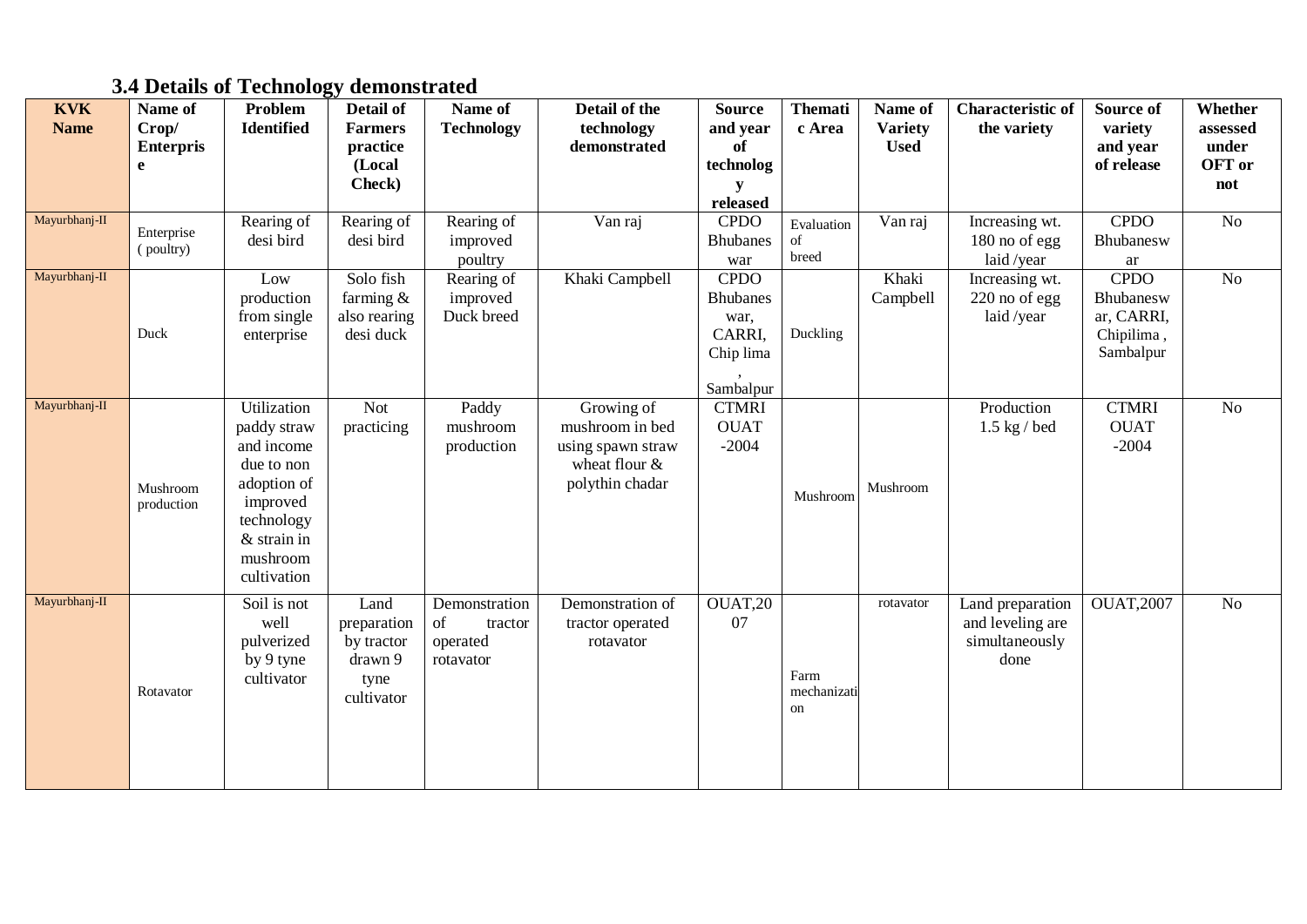### 3.4 Details of Technology demonstrated

| KVK Name | Name of Crop/ Enterprise | Problem Identified | Detail of Farmers practice (Local Check) | Name of Technology | Detail of the technology demonstrated | Source and year of technology released | Thematic Area | Name of Variety Used | Characteristic of the variety | Source of variety and year of release | Whether assessed under OFT or not |
|---|---|---|---|---|---|---|---|---|---|---|---|
| Mayurbhanj-II | Enterprise ( poultry) | Rearing of desi bird | Rearing of desi bird | Rearing of improved poultry | Van raj | CPDO Bhubaneswar | Evaluation of breed | Van raj | Increasing wt. 180 no of egg laid /year | CPDO Bhubaneswar | No |
| Mayurbhanj-II | Duck | Low production from single enterprise | Solo fish farming & also rearing desi duck | Rearing of improved Duck breed | Khaki Campbell | CPDO Bhubaneswar, CARRI, Chip lima , Sambalpur | Duckling | Khaki Campbell | Increasing wt. 220 no of egg laid /year | CPDO Bhubaneswar, CARRI, Chipilima , Sambalpur | No |
| Mayurbhanj-II | Mushroom production | Utilization paddy straw and income due to non adoption of improved technology & strain in mushroom cultivation | Not practicing | Paddy mushroom production | Growing of mushroom in bed using spawn straw wheat flour & polythin chadar | CTMRI OUAT -2004 | Mushroom | Mushroom | Production 1.5 kg / bed | CTMRI OUAT -2004 | No |
| Mayurbhanj-II | Rotavator | Soil is not well pulverized by 9 tyne cultivator | Land preparation by tractor drawn 9 tyne cultivator | Demonstration of tractor operated rotavator | Demonstration of tractor operated rotavator | OUAT,2007 | Farm mechanization | rotavator | Land preparation and leveling are simultaneously done | OUAT,2007 | No |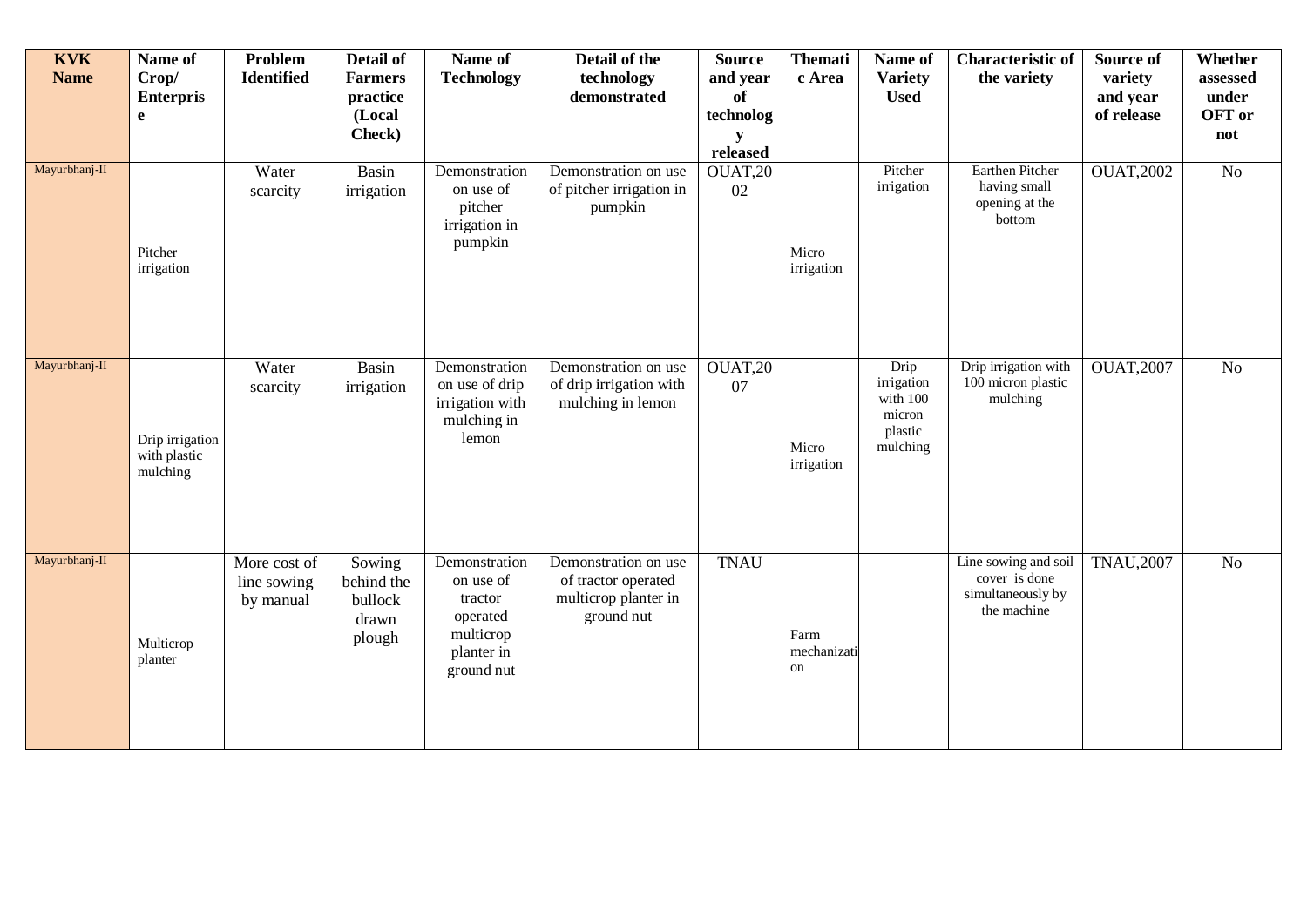| KVK Name | Name of Crop/ Enterprise | Problem Identified | Detail of Farmers practice (Local Check) | Name of Technology | Detail of the technology demonstrated | Source and year of technology released | Thematic Area | Name of Variety Used | Characteristic of the variety | Source of variety and year of release | Whether assessed under OFT or not |
|---|---|---|---|---|---|---|---|---|---|---|---|
| Mayurbhanj-II | Pitcher irrigation | Water scarcity | Basin irrigation | Demonstration on use of pitcher irrigation in pumpkin | Demonstration on use of pitcher irrigation in pumpkin | OUAT,2002 | Micro irrigation | Pitcher irrigation | Earthen Pitcher having small opening at the bottom | OUAT,2002 | No |
| Mayurbhanj-II | Drip irrigation with plastic mulching | Water scarcity | Basin irrigation | Demonstration on use of drip irrigation with mulching in lemon | Demonstration on use of drip irrigation with mulching in lemon | OUAT,2007 | Micro irrigation | Drip irrigation with 100 micron plastic mulching | Drip irrigation with 100 micron plastic mulching | OUAT,2007 | No |
| Mayurbhanj-II | Multicrop planter | More cost of line sowing by manual | Sowing behind the bullock drawn plough | Demonstration on use of tractor operated multicrop planter in ground nut | Demonstration on use of tractor operated multicrop planter in ground nut | TNAU | Farm mechanization | | Line sowing and soil cover is done simultaneously by the machine | TNAU,2007 | No |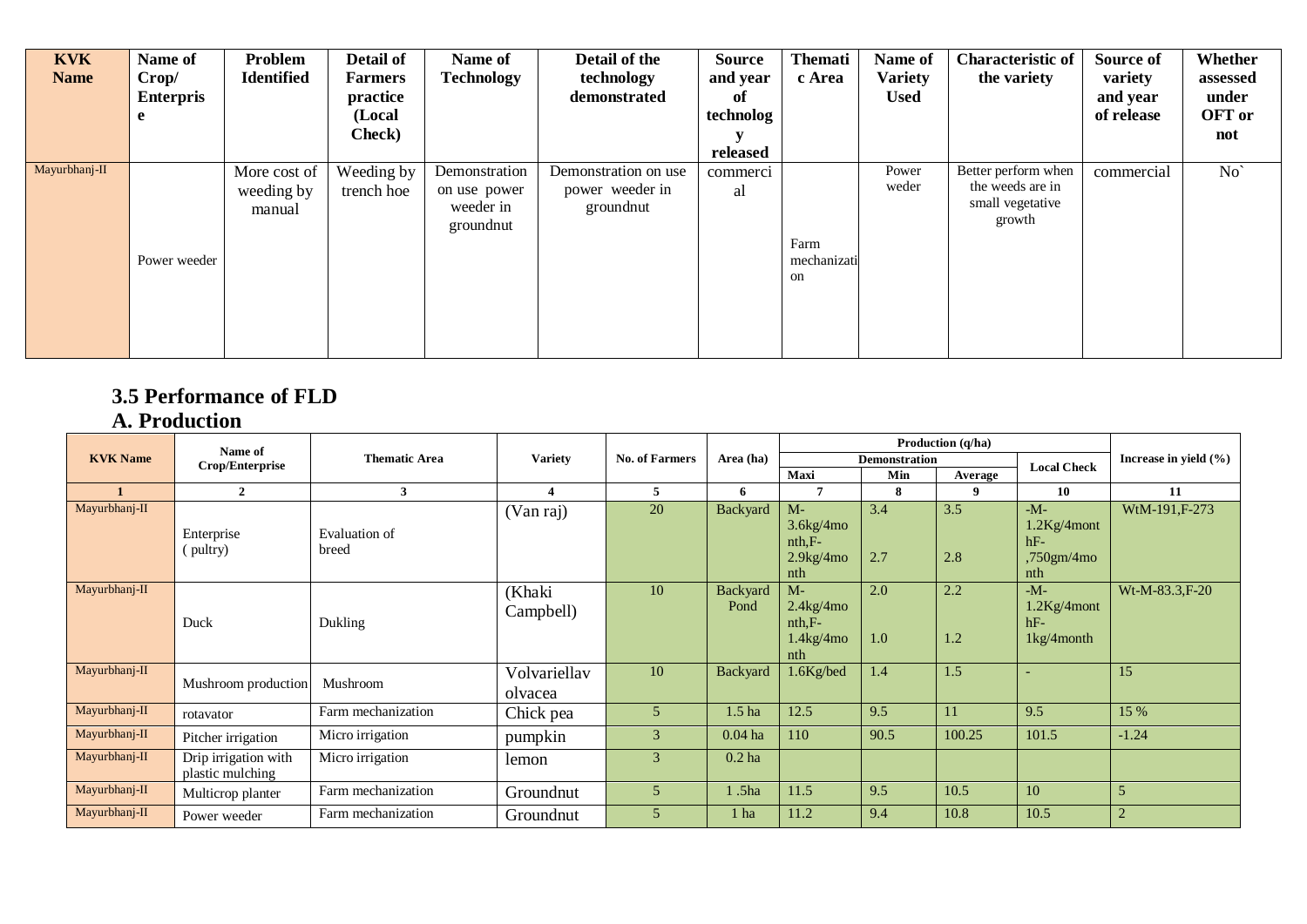| KVK Name | Name of Crop/ Enterprise | Problem Identified | Detail of Farmers practice (Local Check) | Name of Technology | Detail of the technology demonstrated | Source and year of technology released | Thematic Area | Name of Variety Used | Characteristic of the variety | Source of variety and year of release | Whether assessed under OFT or not |
|---|---|---|---|---|---|---|---|---|---|---|---|
| Mayurbhanj-II | Power weeder | More cost of weeding by manual | Weeding by trench hoe | Demonstration on use power weeder in groundnut | Demonstration on use power weeder in groundnut | commercial | Farm mechanization | Power weder | Better perform when the weeds are in small vegetative growth | commercial | No` |

## 3.5 Performance of FLD

## A. Production

| KVK Name | Name of Crop/Enterprise | Thematic Area | Variety | No. of Farmers | Area (ha) | Production (q/ha) | | | | Increase in yield (%) |
|---|---|---|---|---|---|---|---|---|---|---|
| | | | | | | Demonstration | | | Local Check | |
| | | | | | | Maxi | Min | Average | | |
| 1 | 2 | 3 | 4 | 5 | 6 | 7 | 8 | 9 | 10 | 11 |
| Mayurbhanj-II | Enterprise ( pultry) | Evaluation of breed | (Van raj) | 20 | Backyard | M-3.6kg/4month,F-2.9kg/4month | 3.4<br>2.7 | 3.5<br>2.8 | -M-1.2Kg/4monthF-,750gm/4month | WtM-191,F-273 |
| Mayurbhanj-II | Duck | Dukling | (Khaki Campbell) | 10 | Backyard Pond | M-2.4kg/4month,F-1.4kg/4month | 2.0<br>1.0 | 2.2<br>1.2 | -M-1.2Kg/4monthF-1kg/4month | Wt-M-83.3,F-20 |
| Mayurbhanj-II | Mushroom production | Mushroom | Volvariellav olvacea | 10 | Backyard | 1.6Kg/bed | 1.4 | 1.5 | - | 15 |
| Mayurbhanj-II | rotavator | Farm mechanization | Chick pea | 5 | 1.5 ha | 12.5 | 9.5 | 11 | 9.5 | 15 % |
| Mayurbhanj-II | Pitcher irrigation | Micro irrigation | pumpkin | 3 | 0.04 ha | 110 | 90.5 | 100.25 | 101.5 | -1.24 |
| Mayurbhanj-II | Drip irrigation with plastic mulching | Micro irrigation | lemon | 3 | 0.2 ha | | | | | |
| Mayurbhanj-II | Multicrop planter | Farm mechanization | Groundnut | 5 | 1 .5ha | 11.5 | 9.5 | 10.5 | 10 | 5 |
| Mayurbhanj-II | Power weeder | Farm mechanization | Groundnut | 5 | 1 ha | 11.2 | 9.4 | 10.8 | 10.5 | 2 |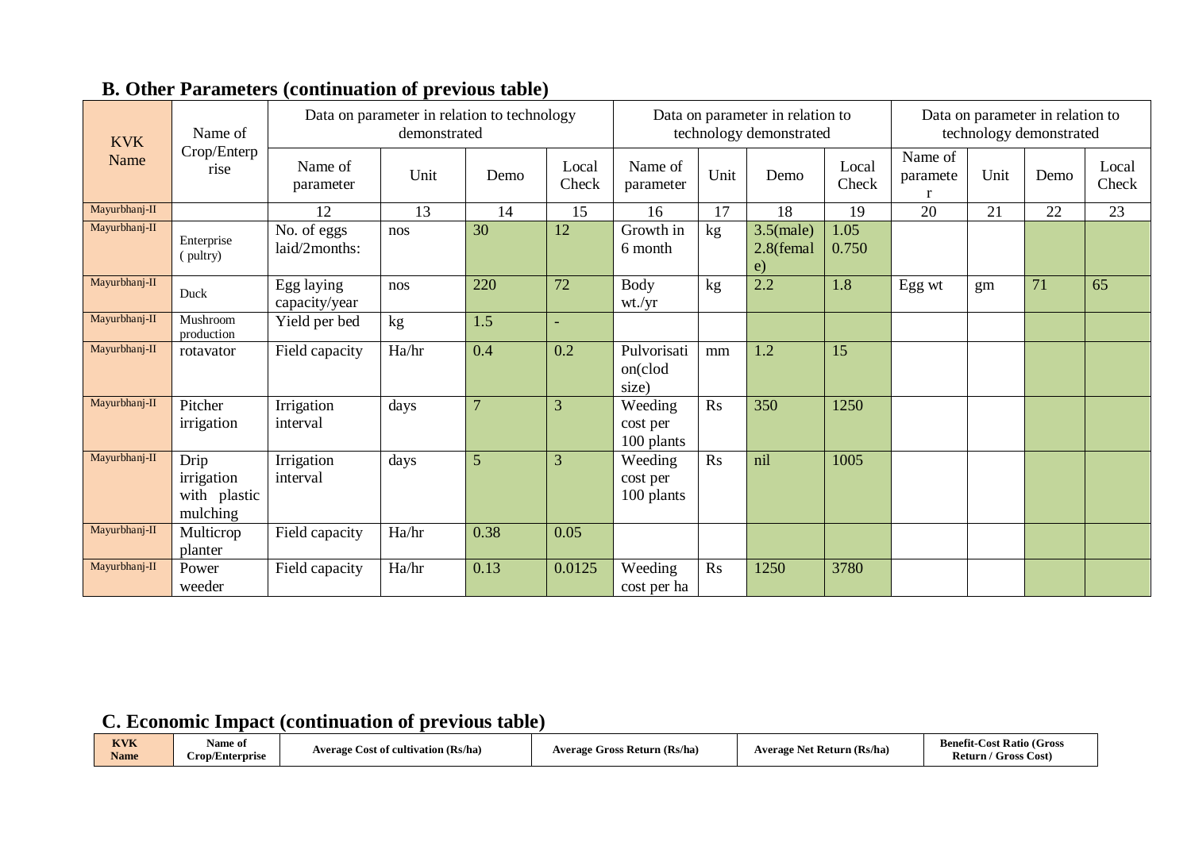## B. Other Parameters (continuation of previous table)

| KVK Name | Name of Crop/Enterprise | Data on parameter in relation to technology demonstrated | | | | Data on parameter in relation to technology demonstrated | | | | Data on parameter in relation to technology demonstrated | | | |
|---|---|---|---|---|---|---|---|---|---|---|---|---|---|
| | | Name of parameter | Unit | Demo | Local Check | Name of parameter | Unit | Demo | Local Check | Name of parameter | Unit | Demo | Local Check |
| Mayurbhanj-II | | 12 | 13 | 14 | 15 | 16 | 17 | 18 | 19 | 20 | 21 | 22 | 23 |
| Mayurbhanj-II | Enterprise ( pultry) | No. of eggs laid/2months: | nos | 30 | 12 | Growth in 6 month | kg | 3.5(male) 2.8(female) | 1.05 0.750 | | | | |
| Mayurbhanj-II | Duck | Egg laying capacity/year | nos | 220 | 72 | Body wt./yr | kg | 2.2 | 1.8 | Egg wt | gm | 71 | 65 |
| Mayurbhanj-II | Mushroom production | Yield per bed | kg | 1.5 | - | | | | | | | | |
| Mayurbhanj-II | rotavator | Field capacity | Ha/hr | 0.4 | 0.2 | Pulvorisation(clod size) | mm | 1.2 | 15 | | | | |
| Mayurbhanj-II | Pitcher irrigation | Irrigation interval | days | 7 | 3 | Weeding cost per 100 plants | Rs | 350 | 1250 | | | | |
| Mayurbhanj-II | Drip irrigation with plastic mulching | Irrigation interval | days | 5 | 3 | Weeding cost per 100 plants | Rs | nil | 1005 | | | | |
| Mayurbhanj-II | Multicrop planter | Field capacity | Ha/hr | 0.38 | 0.05 | | | | | | | | |
| Mayurbhanj-II | Power weeder | Field capacity | Ha/hr | 0.13 | 0.0125 | Weeding cost per ha | Rs | 1250 | 3780 | | | | |

## C. Economic Impact (continuation of previous table)

| KVK Name | Name of Crop/Enterprise | Average Cost of cultivation (Rs/ha) | Average Gross Return (Rs/ha) | Average Net Return (Rs/ha) | Benefit-Cost Ratio (Gross Return / Gross Cost) |
|---|---|---|---|---|---|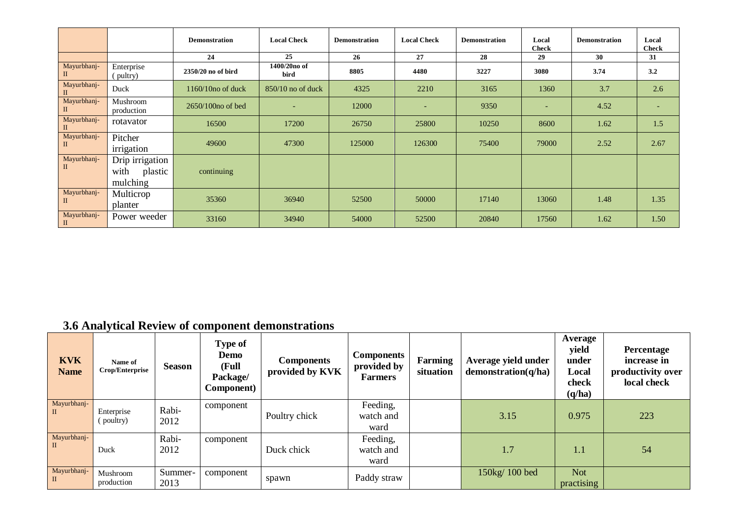| | | Demonstration | Local Check | Demonstration | Local Check | Demonstration | Local Check | Demonstration | Local Check |
|---|---|---|---|---|---|---|---|---|---|
| | | 24 | 25 | 26 | 27 | 28 | 29 | 30 | 31 |
| Mayurbhanj-II | Enterprise ( pultry) | 2350/20 no of bird | 1400/20no of bird | 8805 | 4480 | 3227 | 3080 | 3.74 | 3.2 |
| Mayurbhanj-II | Duck | 1160/10no of duck | 850/10 no of duck | 4325 | 2210 | 3165 | 1360 | 3.7 | 2.6 |
| Mayurbhanj-II | Mushroom production | 2650/100no of bed | - | 12000 | - | 9350 | - | 4.52 | - |
| Mayurbhanj-II | rotavator | 16500 | 17200 | 26750 | 25800 | 10250 | 8600 | 1.62 | 1.5 |
| Mayurbhanj-II | Pitcher irrigation | 49600 | 47300 | 125000 | 126300 | 75400 | 79000 | 2.52 | 2.67 |
| Mayurbhanj-II | Drip irrigation with plastic mulching | continuing | | | | | | | |
| Mayurbhanj-II | Multicrop planter | 35360 | 36940 | 52500 | 50000 | 17140 | 13060 | 1.48 | 1.35 |
| Mayurbhanj-II | Power weeder | 33160 | 34940 | 54000 | 52500 | 20840 | 17560 | 1.62 | 1.50 |

## 3.6 Analytical Review of component demonstrations

| KVK Name | Name of Crop/Enterprise | Season | Type of Demo (Full Package/ Component) | Components provided by KVK | Components provided by Farmers | Farming situation | Average yield under demonstration(q/ha) | Average yield under Local check (q/ha) | Percentage increase in productivity over local check |
|---|---|---|---|---|---|---|---|---|---|
| Mayurbhanj-II | Enterprise ( poultry) | Rabi-2012 | component | Poultry chick | Feeding, watch and ward | | 3.15 | 0.975 | 223 |
| Mayurbhanj-II | Duck | Rabi-2012 | component | Duck chick | Feeding, watch and ward | | 1.7 | 1.1 | 54 |
| Mayurbhanj-II | Mushroom production | Summer-2013 | component | spawn | Paddy straw | | 150kg/ 100 bed | Not practising | |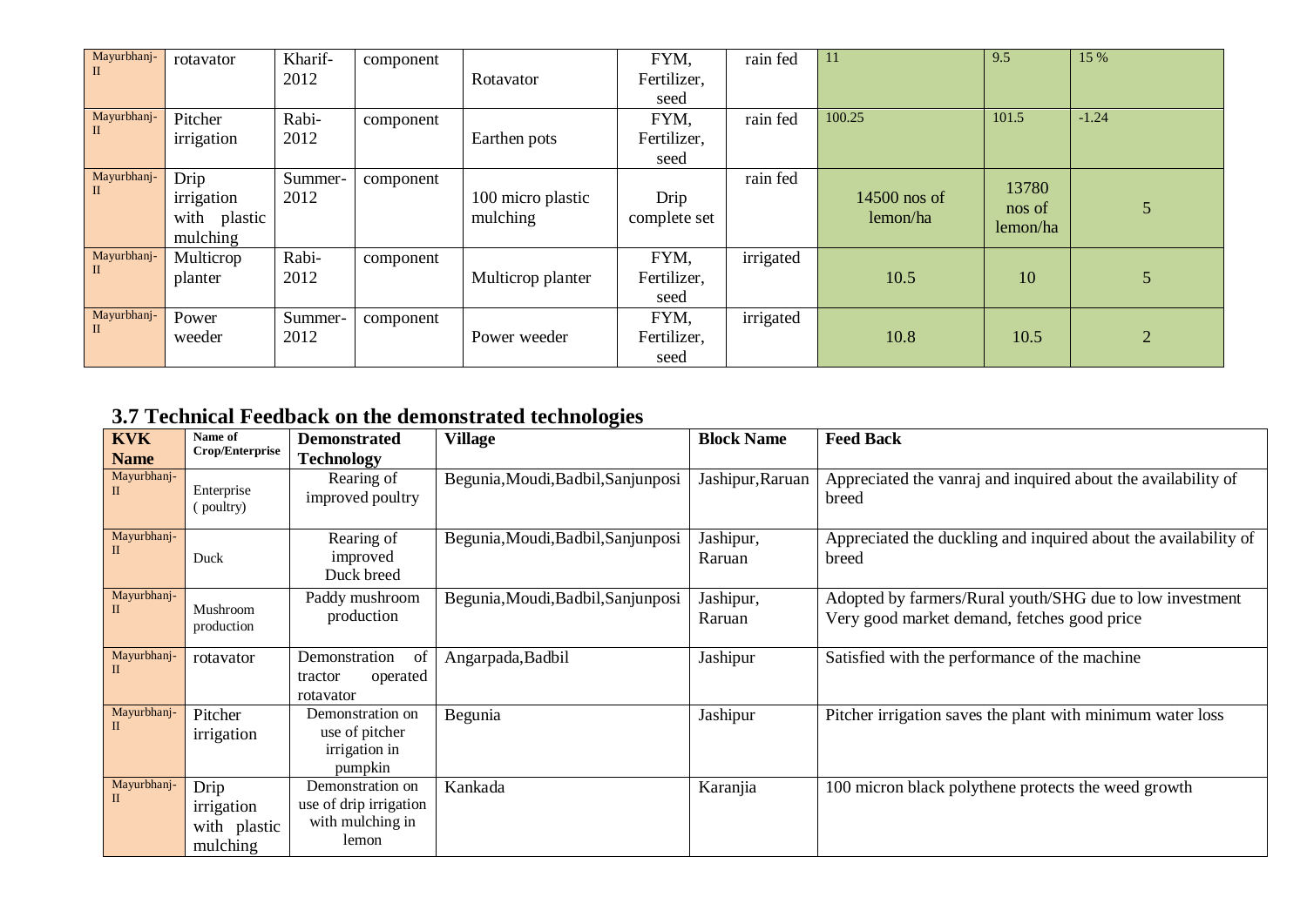| Mayurbhanj-II | rotavator | Kharif-2012 | component | Rotavator | FYM, Fertilizer, seed | rain fed | 11 | 9.5 | 15 % |
|---|---|---|---|---|---|---|---|---|---|
| Mayurbhanj-II | Pitcher irrigation | Rabi-2012 | component | Earthen pots | FYM, Fertilizer, seed | rain fed | 100.25 | 101.5 | -1.24 |
| Mayurbhanj-II | Drip irrigation with plastic mulching | Summer-2012 | component | 100 micro plastic mulching | Drip complete set | rain fed | 14500 nos of lemon/ha | 13780 nos of lemon/ha | 5 |
| Mayurbhanj-II | Multicrop planter | Rabi-2012 | component | Multicrop planter | FYM, Fertilizer, seed | irrigated | 10.5 | 10 | 5 |
| Mayurbhanj-II | Power weeder | Summer-2012 | component | Power weeder | FYM, Fertilizer, seed | irrigated | 10.8 | 10.5 | 2 |

## 3.7 Technical Feedback on the demonstrated technologies

| KVK Name | Name of Crop/Enterprise | Demonstrated Technology | Village | Block Name | Feed Back |
|---|---|---|---|---|---|
| Mayurbhanj-II | Enterprise ( poultry) | Rearing of improved poultry | Begunia,Moudi,Badbil,Sanjunposi | Jashipur,Raruan | Appreciated the vanraj and inquired about the availability of breed |
| Mayurbhanj-II | Duck | Rearing of improved Duck breed | Begunia,Moudi,Badbil,Sanjunposi | Jashipur, Raruan | Appreciated the duckling and inquired about the availability of breed |
| Mayurbhanj-II | Mushroom production | Paddy mushroom production | Begunia,Moudi,Badbil,Sanjunposi | Jashipur, Raruan | Adopted by farmers/Rural youth/SHG due to low investment Very good market demand, fetches good price |
| Mayurbhanj-II | rotavator | Demonstration of tractor operated rotavator | Angarpada,Badbil | Jashipur | Satisfied with the performance of the machine |
| Mayurbhanj-II | Pitcher irrigation | Demonstration on use of pitcher irrigation in pumpkin | Begunia | Jashipur | Pitcher irrigation saves the plant with minimum water loss |
| Mayurbhanj-II | Drip irrigation with plastic mulching | Demonstration on use of drip irrigation with mulching in lemon | Kankada | Karanjia | 100 micron black polythene protects the weed growth |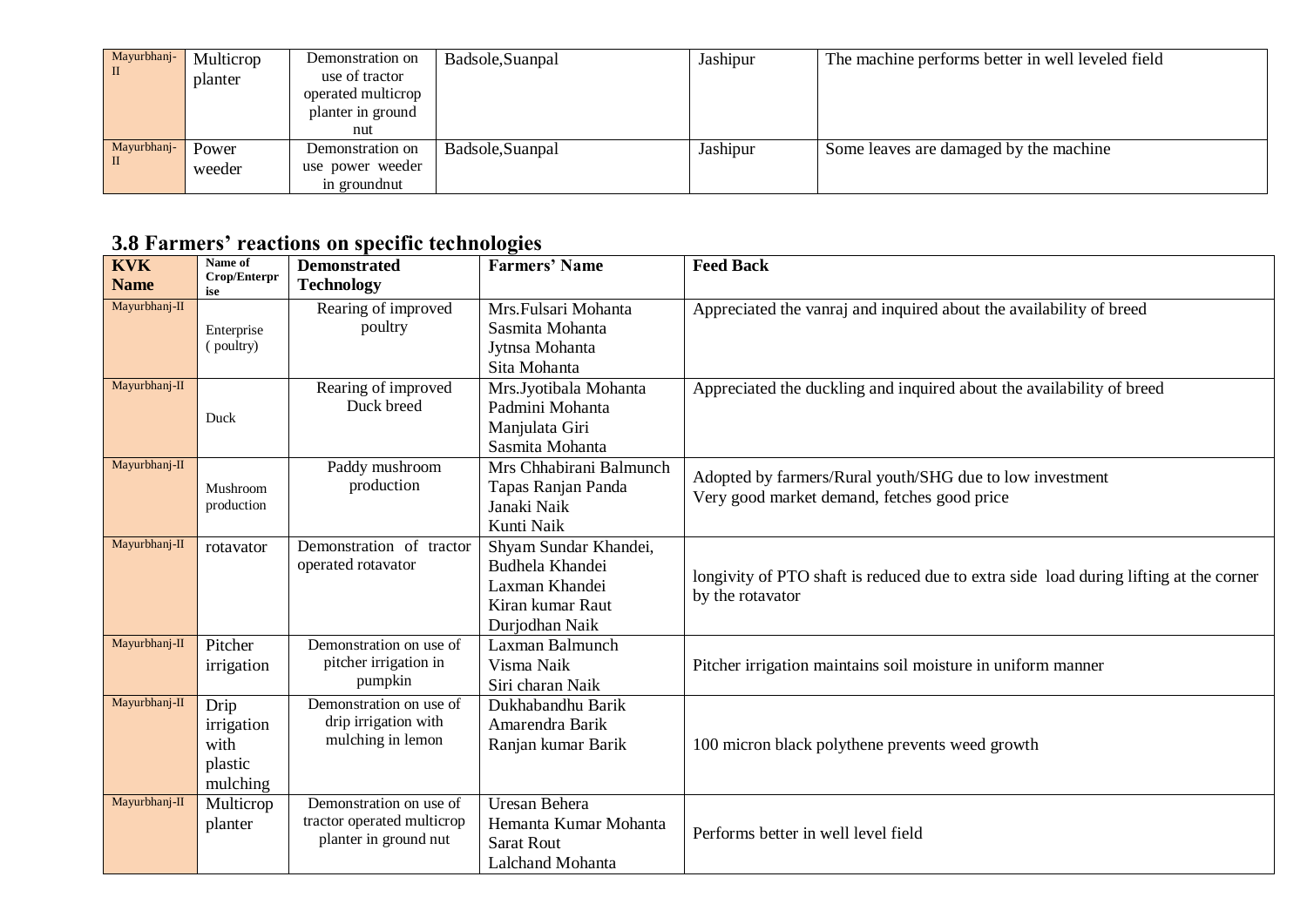| Mayurbhanj-II | Multicrop planter | Demonstration on use of tractor operated multicrop planter in ground nut | Badsole,Suanpal | Jashipur | The machine performs better in well leveled field |
|---|---|---|---|---|---|
| Mayurbhanj-II | Power weeder | Demonstration on use power weeder in groundnut | Badsole,Suanpal | Jashipur | Some leaves are damaged by the machine |

## 3.8 Farmers' reactions on specific technologies

| KVK Name | Name of Crop/Enterprise | Demonstrated Technology | Farmers' Name | Feed Back |
|---|---|---|---|---|
| Mayurbhanj-II | Enterprise ( poultry) | Rearing of improved poultry | Mrs.Fulsari Mohanta<br>Sasmita Mohanta<br>Jytnsa Mohanta<br>Sita Mohanta | Appreciated the vanraj and inquired about the availability of breed |
| Mayurbhanj-II | Duck | Rearing of improved Duck breed | Mrs.Jyotibala Mohanta<br>Padmini Mohanta<br>Manjulata Giri<br>Sasmita Mohanta | Appreciated the duckling and inquired about the availability of breed |
| Mayurbhanj-II | Mushroom production | Paddy mushroom production | Mrs Chhabirani Balmunch<br>Tapas Ranjan Panda<br>Janaki Naik<br>Kunti Naik | Adopted by farmers/Rural youth/SHG due to low investment<br>Very good market demand, fetches good price |
| Mayurbhanj-II | rotavator | Demonstration of tractor operated rotavator | Shyam Sundar Khandei,<br>Budhela Khandei<br>Laxman Khandei<br>Kiran kumar Raut<br>Durjodhan Naik | longivity of PTO shaft is reduced due to extra side load during lifting at the corner by the rotavator |
| Mayurbhanj-II | Pitcher irrigation | Demonstration on use of pitcher irrigation in pumpkin | Laxman Balmunch<br>Visma Naik<br>Siri charan Naik | Pitcher irrigation maintains soil moisture in uniform manner |
| Mayurbhanj-II | Drip irrigation with plastic mulching | Demonstration on use of drip irrigation with mulching in lemon | Dukhabandhu Barik<br>Amarendra Barik<br>Ranjan kumar Barik | 100 micron black polythene prevents weed growth |
| Mayurbhanj-II | Multicrop planter | Demonstration on use of tractor operated multicrop planter in ground nut | Uresan Behera<br>Hemanta Kumar Mohanta<br>Sarat Rout<br>Lalchand Mohanta | Performs better in well level field |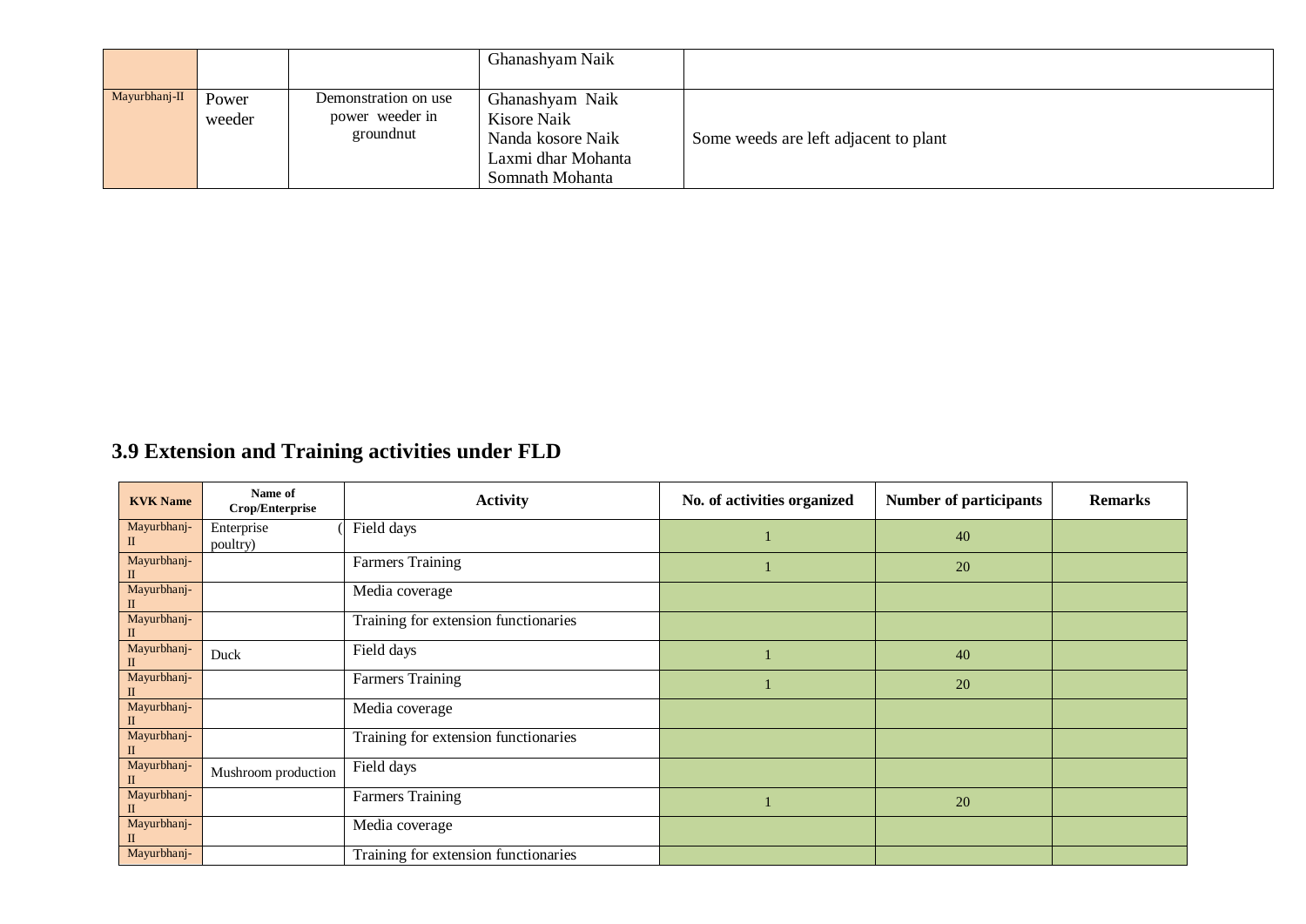|  |  |  | Ghanashyam Naik |  |
|---|---|---|---|---|
| Mayurbhanj-II | Power weeder | Demonstration on use power weeder in groundnut | Ghanashyam Naik<br>Kisore Naik<br>Nanda kosore Naik<br>Laxmi dhar Mohanta<br>Somnath Mohanta | Some weeds are left adjacent to plant |

## 3.9 Extension and Training activities under FLD

| KVK Name | Name of Crop/Enterprise | Activity | No. of activities organized | Number of participants | Remarks |
|---|---|---|---|---|---|
| Mayurbhanj-II | Enterprise (poultry) | Field days | 1 | 40 | |
| Mayurbhanj-II | | Farmers Training | 1 | 20 | |
| Mayurbhanj-II | | Media coverage | | | |
| Mayurbhanj-II | | Training for extension functionaries | | | |
| Mayurbhanj-II | Duck | Field days | 1 | 40 | |
| Mayurbhanj-II | | Farmers Training | 1 | 20 | |
| Mayurbhanj-II | | Media coverage | | | |
| Mayurbhanj-II | | Training for extension functionaries | | | |
| Mayurbhanj-II | Mushroom production | Field days | | | |
| Mayurbhanj-II | | Farmers Training | 1 | 20 | |
| Mayurbhanj-II | | Media coverage | | | |
| Mayurbhanj- | | Training for extension functionaries | | | |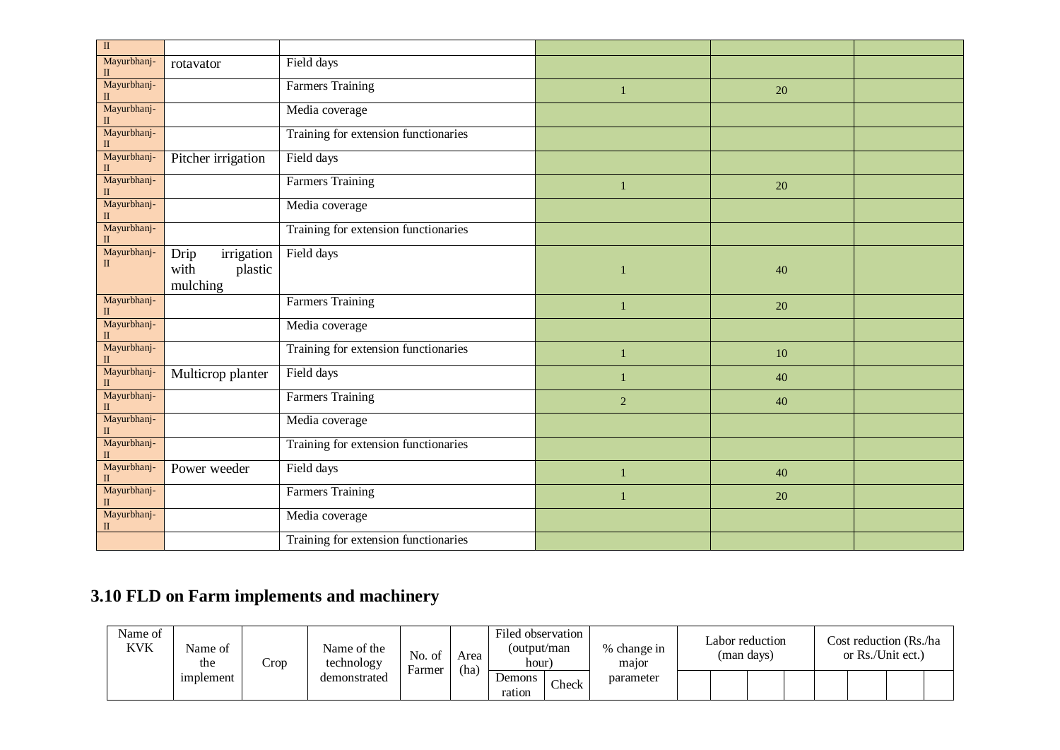| | | | | | |
|---|---|---|---|---|---|
| II | | | | | |
| Mayurbhanj-II | rotavator | Field days | | | |
| Mayurbhanj-II | | Farmers Training | 1 | 20 | |
| Mayurbhanj-II | | Media coverage | | | |
| Mayurbhanj-II | | Training for extension functionaries | | | |
| Mayurbhanj-II | Pitcher irrigation | Field days | | | |
| Mayurbhanj-II | | Farmers Training | 1 | 20 | |
| Mayurbhanj-II | | Media coverage | | | |
| Mayurbhanj-II | | Training for extension functionaries | | | |
| Mayurbhanj-II | Drip irrigation with plastic mulching | Field days | 1 | 40 | |
| Mayurbhanj-II | | Farmers Training | 1 | 20 | |
| Mayurbhanj-II | | Media coverage | | | |
| Mayurbhanj-II | | Training for extension functionaries | 1 | 10 | |
| Mayurbhanj-II | Multicrop planter | Field days | 1 | 40 | |
| Mayurbhanj-II | | Farmers Training | 2 | 40 | |
| Mayurbhanj-II | | Media coverage | | | |
| Mayurbhanj-II | | Training for extension functionaries | | | |
| Mayurbhanj-II | Power weeder | Field days | 1 | 40 | |
| Mayurbhanj-II | | Farmers Training | 1 | 20 | |
| Mayurbhanj-II | | Media coverage | | | |
| | | Training for extension functionaries | | | |

## 3.10 FLD on Farm implements and machinery

| Name of KVK | Name of the implement | Crop | Name of the technology demonstrated | No. of Farmer | Area (ha) | Filed observation (output/man hour) | | % change in major parameter | Labor reduction (man days) | | | | Cost reduction (Rs./ha or Rs./Unit ect.) | | | |
|---|---|---|---|---|---|---|---|---|---|---|---|---|---|---|---|---|
| | | | | | | Demons ration | Check | | | | | | | | | |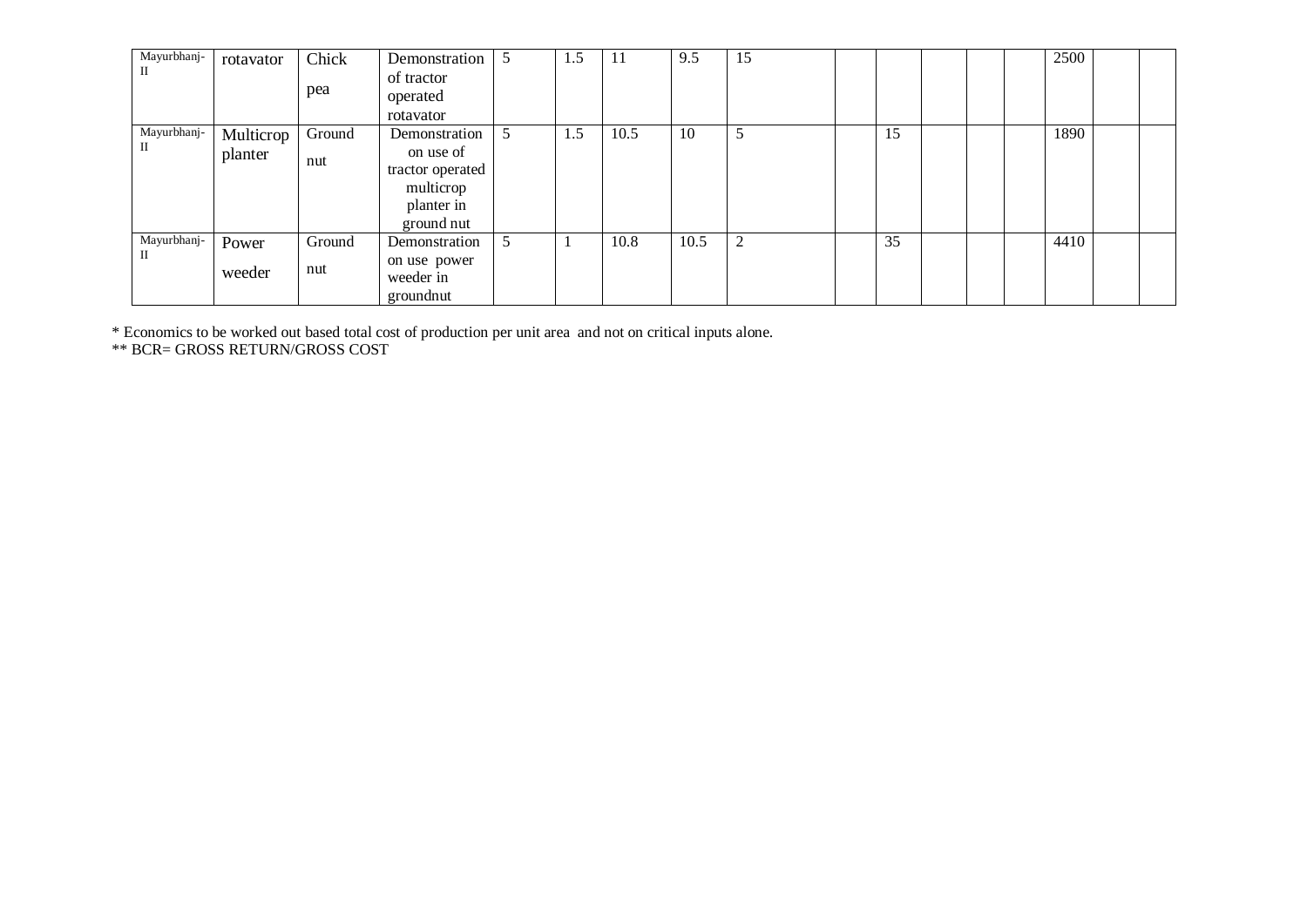| Mayurbhanj-II | rotavator | Chick pea | Demonstration of tractor operated rotavator | 5 | 1.5 | 11 | 9.5 | 15 | | | | | | 2500 | | |
|---|---|---|---|---|---|---|---|---|---|---|---|---|---|---|---|---|
| Mayurbhanj-II | Multicrop planter | Ground nut | Demonstration on use of tractor operated multicrop planter in ground nut | 5 | 1.5 | 10.5 | 10 | 5 | | 15 | | | | 1890 | | |
| Mayurbhanj-II | Power weeder | Ground nut | Demonstration on use power weeder in groundnut | 5 | 1 | 10.8 | 10.5 | 2 | | 35 | | | | 4410 | | |

* Economics to be worked out based total cost of production per unit area and not on critical inputs alone.
** BCR= GROSS RETURN/GROSS COST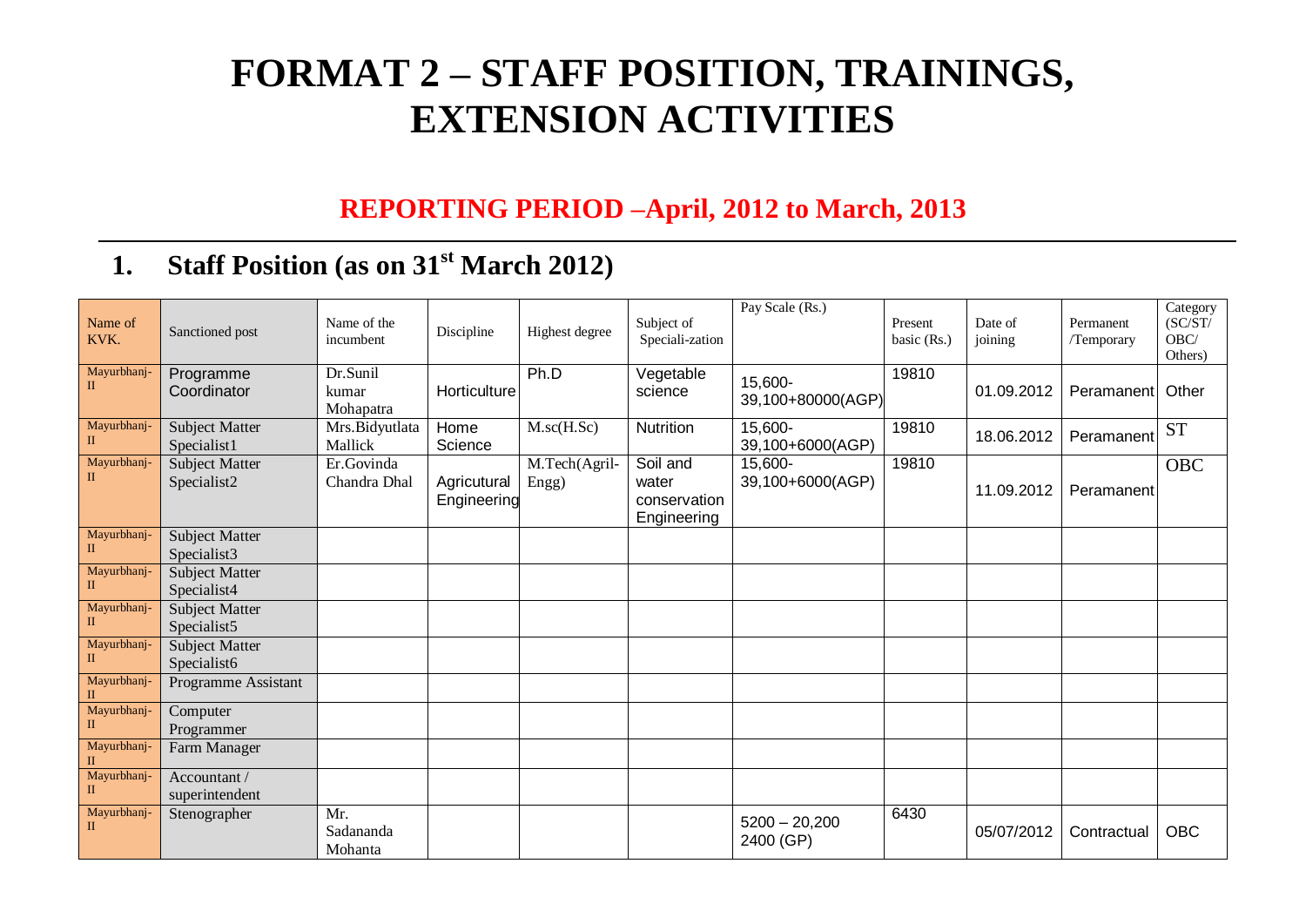# FORMAT 2 – STAFF POSITION, TRAININGS, EXTENSION ACTIVITIES

## REPORTING PERIOD –April, 2012 to March, 2013

## 1. Staff Position (as on 31st March 2012)

| Name of KVK. | Sanctioned post | Name of the incumbent | Discipline | Highest degree | Subject of Speciali-zation | Pay Scale (Rs.) | Present basic (Rs.) | Date of joining | Permanent /Temporary | Category (SC/ST/ OBC/ Others) |
|---|---|---|---|---|---|---|---|---|---|---|
| Mayurbhanj-II | Programme Coordinator | Dr.Sunil kumar Mohapatra | Horticulture | Ph.D | Vegetable science | 15,600-39,100+80000(AGP) | 19810 | 01.09.2012 | Peramanent | Other |
| Mayurbhanj-II | Subject Matter Specialist1 | Mrs.Bidyutlata Mallick | Home Science | M.sc(H.Sc) | Nutrition | 15,600-39,100+6000(AGP) | 19810 | 18.06.2012 | Peramanent | ST |
| Mayurbhanj-II | Subject Matter Specialist2 | Er.Govinda Chandra Dhal | Agricutural Engineering | M.Tech(Agril-Engg) | Soil and water conservation Engineering | 15,600-39,100+6000(AGP) | 19810 | 11.09.2012 | Peramanent | OBC |
| Mayurbhanj-II | Subject Matter Specialist3 | | | | | | | | | |
| Mayurbhanj-II | Subject Matter Specialist4 | | | | | | | | | |
| Mayurbhanj-II | Subject Matter Specialist5 | | | | | | | | | |
| Mayurbhanj-II | Subject Matter Specialist6 | | | | | | | | | |
| Mayurbhanj-II | Programme Assistant | | | | | | | | | |
| Mayurbhanj-II | Computer Programmer | | | | | | | | | |
| Mayurbhanj-II | Farm Manager | | | | | | | | | |
| Mayurbhanj-II | Accountant / superintendent | | | | | | | | | |
| Mayurbhanj-II | Stenographer | Mr. Sadananda Mohanta | | | | 5200 – 20,200 2400 (GP) | 6430 | 05/07/2012 | Contractual | OBC |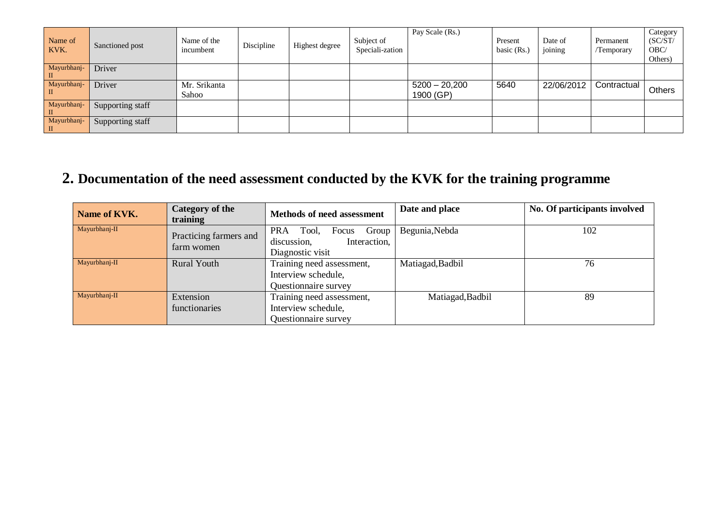| Name of KVK. | Sanctioned post | Name of the incumbent | Discipline | Highest degree | Subject of Speciali-zation | Pay Scale (Rs.) | Present basic (Rs.) | Date of joining | Permanent /Temporary | Category (SC/ST/ OBC/ Others) |
|---|---|---|---|---|---|---|---|---|---|---|
| Mayurbhanj-II | Driver | | | | | | | | | |
| Mayurbhanj-II | Driver | Mr. Srikanta Sahoo | | | | 5200 – 20,200 1900 (GP) | 5640 | 22/06/2012 | Contractual | Others |
| Mayurbhanj-II | Supporting staff | | | | | | | | | |
| Mayurbhanj-II | Supporting staff | | | | | | | | | |

## 2. Documentation of the need assessment conducted by the KVK for the training programme

| Name of KVK. | Category of the training | Methods of need assessment | Date and place | No. Of participants involved |
|---|---|---|---|---|
| Mayurbhanj-II | Practicing farmers and farm women | PRA Tool, Focus Group discussion, Interaction, Diagnostic visit | Begunia,Nebda | 102 |
| Mayurbhanj-II | Rural Youth | Training need assessment, Interview schedule, Questionnaire survey | Matiagad,Badbil | 76 |
| Mayurbhanj-II | Extension functionaries | Training need assessment, Interview schedule, Questionnaire survey | Matiagad,Badbil | 89 |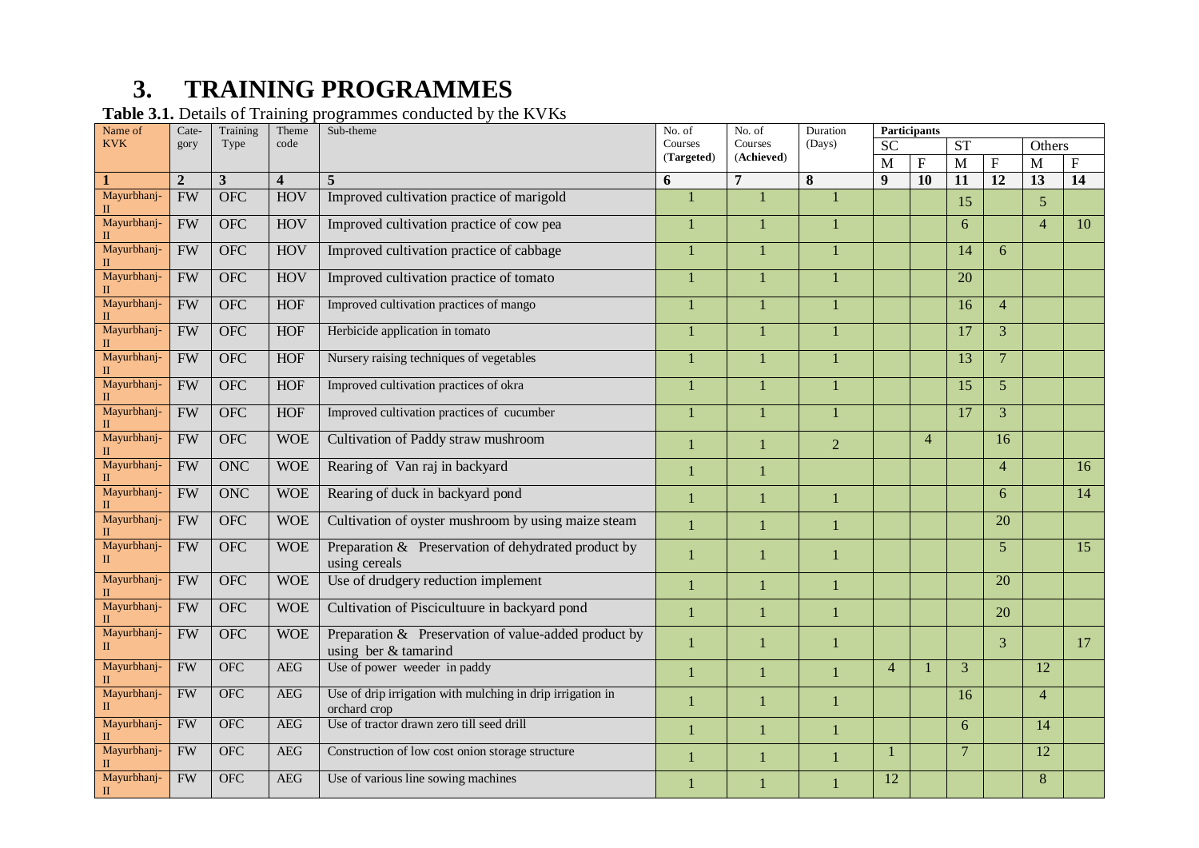# 3. TRAINING PROGRAMMES

**Table 3.1.** Details of Training programmes conducted by the KVKs

| Name of KVK | Cate-gory | Training Type | Theme code | Sub-theme | No. of Courses (Targeted) | No. of Courses (Achieved) | Duration (Days) | Participants | | | | | |
|---|---|---|---|---|---|---|---|---|---|---|---|---|---|
| | | | | | | | | SC | | ST | | Others | |
| | | | | | | | | M | F | M | F | M | F |
| **1** | **2** | **3** | **4** | **5** | **6** | **7** | **8** | **9** | **10** | **11** | **12** | **13** | **14** |
| Mayurbhanj-II | FW | OFC | HOV | Improved cultivation practice of marigold | 1 | 1 | 1 | | | 15 | | 5 | |
| Mayurbhanj-II | FW | OFC | HOV | Improved cultivation practice of cow pea | 1 | 1 | 1 | | | 6 | | 4 | 10 |
| Mayurbhanj-II | FW | OFC | HOV | Improved cultivation practice of cabbage | 1 | 1 | 1 | | | 14 | 6 | | |
| Mayurbhanj-II | FW | OFC | HOV | Improved cultivation practice of tomato | 1 | 1 | 1 | | | 20 | | | |
| Mayurbhanj-II | FW | OFC | HOF | Improved cultivation practices of mango | 1 | 1 | 1 | | | 16 | 4 | | |
| Mayurbhanj-II | FW | OFC | HOF | Herbicide application in tomato | 1 | 1 | 1 | | | 17 | 3 | | |
| Mayurbhanj-II | FW | OFC | HOF | Nursery raising techniques of vegetables | 1 | 1 | 1 | | | 13 | 7 | | |
| Mayurbhanj-II | FW | OFC | HOF | Improved cultivation practices of okra | 1 | 1 | 1 | | | 15 | 5 | | |
| Mayurbhanj-II | FW | OFC | HOF | Improved cultivation practices of cucumber | 1 | 1 | 1 | | | 17 | 3 | | |
| Mayurbhanj-II | FW | OFC | WOE | Cultivation of Paddy straw mushroom | 1 | 1 | 2 | | 4 | | 16 | | |
| Mayurbhanj-II | FW | ONC | WOE | Rearing of Van raj in backyard | 1 | 1 | | | | | 4 | | 16 |
| Mayurbhanj-II | FW | ONC | WOE | Rearing of duck in backyard pond | 1 | 1 | 1 | | | | 6 | | 14 |
| Mayurbhanj-II | FW | OFC | WOE | Cultivation of oyster mushroom by using maize steam | 1 | 1 | 1 | | | | 20 | | |
| Mayurbhanj-II | FW | OFC | WOE | Preparation & Preservation of dehydrated product by using cereals | 1 | 1 | 1 | | | | 5 | | 15 |
| Mayurbhanj-II | FW | OFC | WOE | Use of drudgery reduction implement | 1 | 1 | 1 | | | | 20 | | |
| Mayurbhanj-II | FW | OFC | WOE | Cultivation of Piscicultuure in backyard pond | 1 | 1 | 1 | | | | 20 | | |
| Mayurbhanj-II | FW | OFC | WOE | Preparation & Preservation of value-added product by using ber & tamarind | 1 | 1 | 1 | | | | 3 | | 17 |
| Mayurbhanj-II | FW | OFC | AEG | Use of power weeder in paddy | 1 | 1 | 1 | 4 | 1 | 3 | | 12 | |
| Mayurbhanj-II | FW | OFC | AEG | Use of drip irrigation with mulching in drip irrigation in orchard crop | 1 | 1 | 1 | | | 16 | | 4 | |
| Mayurbhanj-II | FW | OFC | AEG | Use of tractor drawn zero till seed drill | 1 | 1 | 1 | | | 6 | | 14 | |
| Mayurbhanj-II | FW | OFC | AEG | Construction of low cost onion storage structure | 1 | 1 | 1 | 1 | | 7 | | 12 | |
| Mayurbhanj-II | FW | OFC | AEG | Use of various line sowing machines | 1 | 1 | 1 | 12 | | | | 8 | |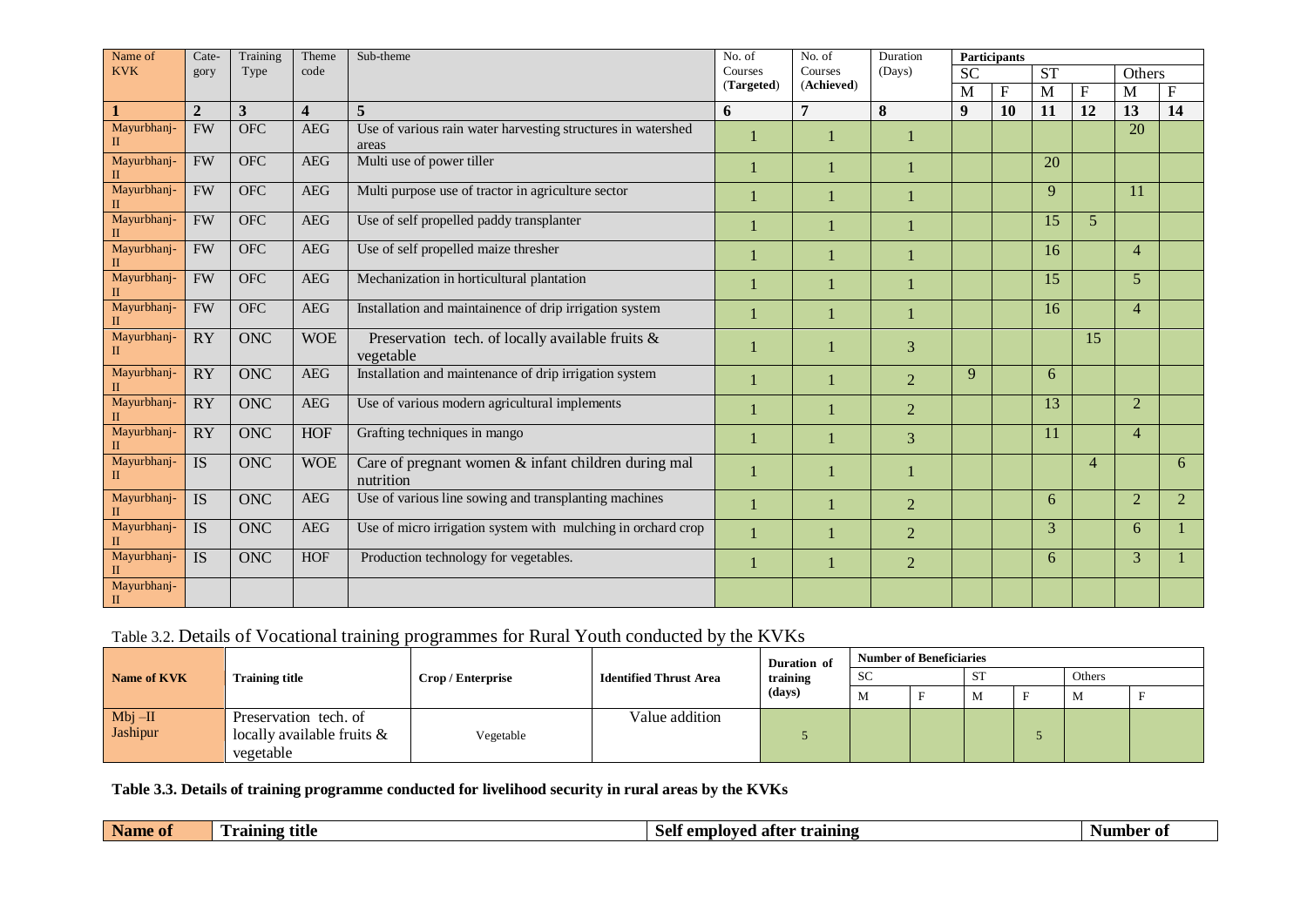| Name of KVK | Cate-gory | Training Type | Theme code | Sub-theme | No. of Courses (Targeted) | No. of Courses (Achieved) | Duration (Days) | Participants | | | | | |
|---|---|---|---|---|---|---|---|---|---|---|---|---|---|
| | | | | | | | | SC | | ST | | Others | |
| | | | | | | | | M | F | M | F | M | F |
| 1 | 2 | 3 | 4 | 5 | 6 | 7 | 8 | 9 | 10 | 11 | 12 | 13 | 14 |
| Mayurbhanj-II | FW | OFC | AEG | Use of various rain water harvesting structures in watershed areas | 1 | 1 | 1 | | | | | 20 | |
| Mayurbhanj-II | FW | OFC | AEG | Multi use of power tiller | 1 | 1 | 1 | | | 20 | | | |
| Mayurbhanj-II | FW | OFC | AEG | Multi purpose use of tractor in agriculture sector | 1 | 1 | 1 | | | 9 | | 11 | |
| Mayurbhanj-II | FW | OFC | AEG | Use of self propelled paddy transplanter | 1 | 1 | 1 | | | 15 | 5 | | |
| Mayurbhanj-II | FW | OFC | AEG | Use of self propelled maize thresher | 1 | 1 | 1 | | | 16 | | 4 | |
| Mayurbhanj-II | FW | OFC | AEG | Mechanization in horticultural plantation | 1 | 1 | 1 | | | 15 | | 5 | |
| Mayurbhanj-II | FW | OFC | AEG | Installation and maintainence of drip irrigation system | 1 | 1 | 1 | | | 16 | | 4 | |
| Mayurbhanj-II | RY | ONC | WOE | Preservation tech. of locally available fruits & vegetable | 1 | 1 | 3 | | | | 15 | | |
| Mayurbhanj-II | RY | ONC | AEG | Installation and maintenance of drip irrigation system | 1 | 1 | 2 | 9 | | 6 | | | |
| Mayurbhanj-II | RY | ONC | AEG | Use of various modern agricultural implements | 1 | 1 | 2 | | | 13 | | 2 | |
| Mayurbhanj-II | RY | ONC | HOF | Grafting techniques in mango | 1 | 1 | 3 | | | 11 | | 4 | |
| Mayurbhanj-II | IS | ONC | WOE | Care of pregnant women & infant children during mal nutrition | 1 | 1 | 1 | | | | 4 | | 6 |
| Mayurbhanj-II | IS | ONC | AEG | Use of various line sowing and transplanting machines | 1 | 1 | 2 | | | 6 | | 2 | 2 |
| Mayurbhanj-II | IS | ONC | AEG | Use of micro irrigation system with mulching in orchard crop | 1 | 1 | 2 | | | 3 | | 6 | 1 |
| Mayurbhanj-II | IS | ONC | HOF | Production technology for vegetables. | 1 | 1 | 2 | | | 6 | | 3 | 1 |
| Mayurbhanj-II | | | | | | | | | | | | | |

Table 3.2. Details of Vocational training programmes for Rural Youth conducted by the KVKs

| Name of KVK | Training title | Crop / Enterprise | Identified Thrust Area | Duration of training (days) | Number of Beneficiaries | | | | | |
|---|---|---|---|---|---|---|---|---|---|---|
| | | | | | SC | | ST | | Others | |
| | | | | | M | F | M | F | M | F |
| Mbj –II Jashipur | Preservation tech. of locally available fruits & vegetable | Vegetable | Value addition | 5 | | | | 5 | | |

**Table 3.3. Details of training programme conducted for livelihood security in rural areas by the KVKs**

| Name of | Training title | Self employed after training | Number of |
|---|---|---|---|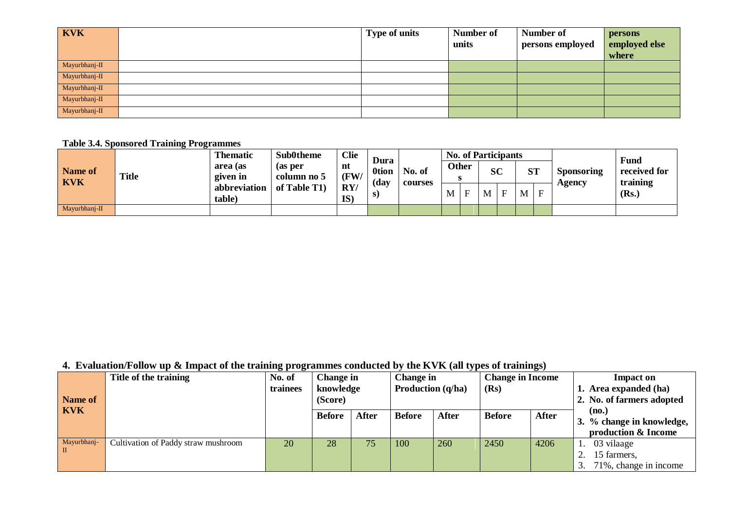| KVK | | Type of units | Number of units | Number of persons employed | persons employed else where |
|---|---|---|---|---|---|
| Mayurbhanj-II | | | | | |
| Mayurbhanj-II | | | | | |
| Mayurbhanj-II | | | | | |
| Mayurbhanj-II | | | | | |
| Mayurbhanj-II | | | | | |

**Table 3.4. Sponsored Training Programmes**

| Name of KVK | Title | Thematic area (as given in abbreviation table) | Sub0theme (as per column no 5 of Table T1) | Client (FW/ RY/ IS) | Dura 0tion (days) | No. of courses | No. of Participants | | | | | | Sponsoring Agency | Fund received for training (Rs.) |
|---|---|---|---|---|---|---|---|---|---|---|---|---|---|---|
| | | | | | | | Others | | SC | | ST | | | |
| | | | | | | | M | F | M | F | M | F | | |
| Mayurbhanj-II | | | | | | | | | | | | | | |

## 4. Evaluation/Follow up & Impact of the training programmes conducted by the KVK (all types of trainings)

| Name of KVK | Title of the training | No. of trainees | Change in knowledge (Score) | | Change in Production (q/ha) | | Change in Income (Rs) | | Impact on 1. Area expanded (ha) 2. No. of farmers adopted (no.) 3. % change in knowledge, production & Income |
|---|---|---|---|---|---|---|---|---|---|
| | | | Before | After | Before | After | Before | After | |
| Mayurbhanj-II | Cultivation of Paddy straw mushroom | 20 | 28 | 75 | 100 | 260 | 2450 | 4206 | 1. 03 vilaage 2. 15 farmers, 3. 71%, change in income |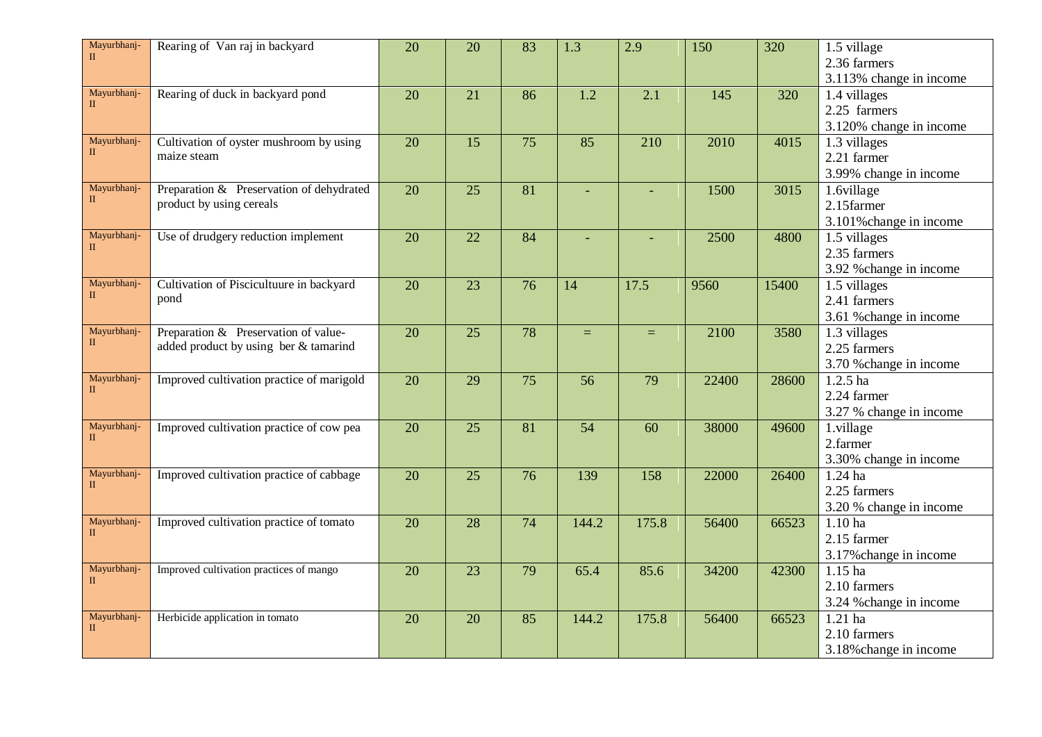| | | | | | | | | | |
|---|---|---|---|---|---|---|---|---|---|
| Mayurbhanj-II | Rearing of Van raj in backyard | 20 | 20 | 83 | 1.3 | 2.9 | 150 | 320 | 1.5 village<br>2.36 farmers<br>3.113% change in income |
| Mayurbhanj-II | Rearing of duck in backyard pond | 20 | 21 | 86 | 1.2 | 2.1 | 145 | 320 | 1.4 villages<br>2.25 farmers<br>3.120% change in income |
| Mayurbhanj-II | Cultivation of oyster mushroom by using maize steam | 20 | 15 | 75 | 85 | 210 | 2010 | 4015 | 1.3 villages<br>2.21 farmer<br>3.99% change in income |
| Mayurbhanj-II | Preparation & Preservation of dehydrated product by using cereals | 20 | 25 | 81 | - | - | 1500 | 3015 | 1.6village<br>2.15farmer<br>3.101%change in income |
| Mayurbhanj-II | Use of drudgery reduction implement | 20 | 22 | 84 | - | - | 2500 | 4800 | 1.5 villages<br>2.35 farmers<br>3.92 %change in income |
| Mayurbhanj-II | Cultivation of Piscicultuure in backyard pond | 20 | 23 | 76 | 14 | 17.5 | 9560 | 15400 | 1.5 villages<br>2.41 farmers<br>3.61 %change in income |
| Mayurbhanj-II | Preparation & Preservation of value-added product by using ber & tamarind | 20 | 25 | 78 | = | = | 2100 | 3580 | 1.3 villages<br>2.25 farmers<br>3.70 %change in income |
| Mayurbhanj-II | Improved cultivation practice of marigold | 20 | 29 | 75 | 56 | 79 | 22400 | 28600 | 1.2.5 ha<br>2.24 farmer<br>3.27 % change in income |
| Mayurbhanj-II | Improved cultivation practice of cow pea | 20 | 25 | 81 | 54 | 60 | 38000 | 49600 | 1.village<br>2.farmer<br>3.30% change in income |
| Mayurbhanj-II | Improved cultivation practice of cabbage | 20 | 25 | 76 | 139 | 158 | 22000 | 26400 | 1.24 ha<br>2.25 farmers<br>3.20 % change in income |
| Mayurbhanj-II | Improved cultivation practice of tomato | 20 | 28 | 74 | 144.2 | 175.8 | 56400 | 66523 | 1.10 ha<br>2.15 farmer<br>3.17%change in income |
| Mayurbhanj-II | Improved cultivation practices of mango | 20 | 23 | 79 | 65.4 | 85.6 | 34200 | 42300 | 1.15 ha<br>2.10 farmers<br>3.24 %change in income |
| Mayurbhanj-II | Herbicide application in tomato | 20 | 20 | 85 | 144.2 | 175.8 | 56400 | 66523 | 1.21 ha<br>2.10 farmers<br>3.18%change in income |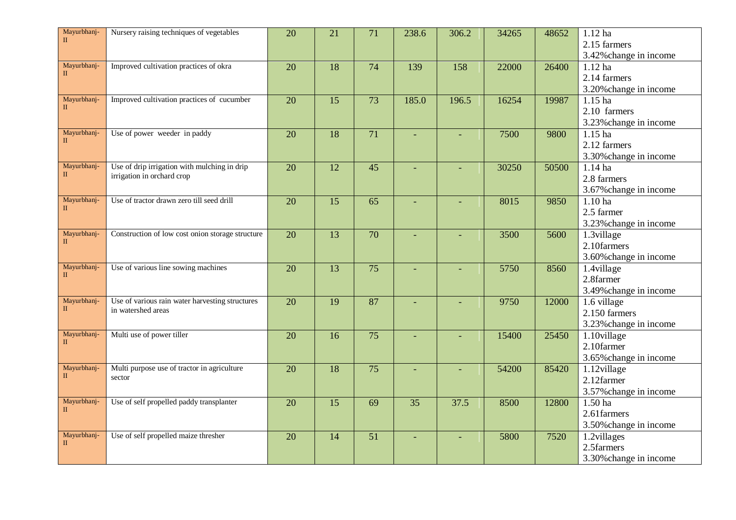| | | | | | | | | | |
|---|---|---|---|---|---|---|---|---|---|
| Mayurbhanj-II | Nursery raising techniques of vegetables | 20 | 21 | 71 | 238.6 | 306.2 | 34265 | 48652 | 1.12 ha<br>2.15 farmers<br>3.42%change in income |
| Mayurbhanj-II | Improved cultivation practices of okra | 20 | 18 | 74 | 139 | 158 | 22000 | 26400 | 1.12 ha<br>2.14 farmers<br>3.20%change in income |
| Mayurbhanj-II | Improved cultivation practices of cucumber | 20 | 15 | 73 | 185.0 | 196.5 | 16254 | 19987 | 1.15 ha<br>2.10 farmers<br>3.23%change in income |
| Mayurbhanj-II | Use of power weeder in paddy | 20 | 18 | 71 | - | - | 7500 | 9800 | 1.15 ha<br>2.12 farmers<br>3.30%change in income |
| Mayurbhanj-II | Use of drip irrigation with mulching in drip irrigation in orchard crop | 20 | 12 | 45 | - | - | 30250 | 50500 | 1.14 ha<br>2.8 farmers<br>3.67%change in income |
| Mayurbhanj-II | Use of tractor drawn zero till seed drill | 20 | 15 | 65 | - | - | 8015 | 9850 | 1.10 ha<br>2.5 farmer<br>3.23%change in income |
| Mayurbhanj-II | Construction of low cost onion storage structure | 20 | 13 | 70 | - | - | 3500 | 5600 | 1.3village<br>2.10farmers<br>3.60%change in income |
| Mayurbhanj-II | Use of various line sowing machines | 20 | 13 | 75 | - | - | 5750 | 8560 | 1.4village<br>2.8farmer<br>3.49%change in income |
| Mayurbhanj-II | Use of various rain water harvesting structures in watershed areas | 20 | 19 | 87 | - | - | 9750 | 12000 | 1.6 village<br>2.150 farmers<br>3.23%change in income |
| Mayurbhanj-II | Multi use of power tiller | 20 | 16 | 75 | - | - | 15400 | 25450 | 1.10village<br>2.10farmer<br>3.65%change in income |
| Mayurbhanj-II | Multi purpose use of tractor in agriculture sector | 20 | 18 | 75 | - | - | 54200 | 85420 | 1.12village<br>2.12farmer<br>3.57%change in income |
| Mayurbhanj-II | Use of self propelled paddy transplanter | 20 | 15 | 69 | 35 | 37.5 | 8500 | 12800 | 1.50 ha<br>2.61farmers<br>3.50%change in income |
| Mayurbhanj-II | Use of self propelled maize thresher | 20 | 14 | 51 | - | - | 5800 | 7520 | 1.2villages<br>2.5farmers<br>3.30%change in income |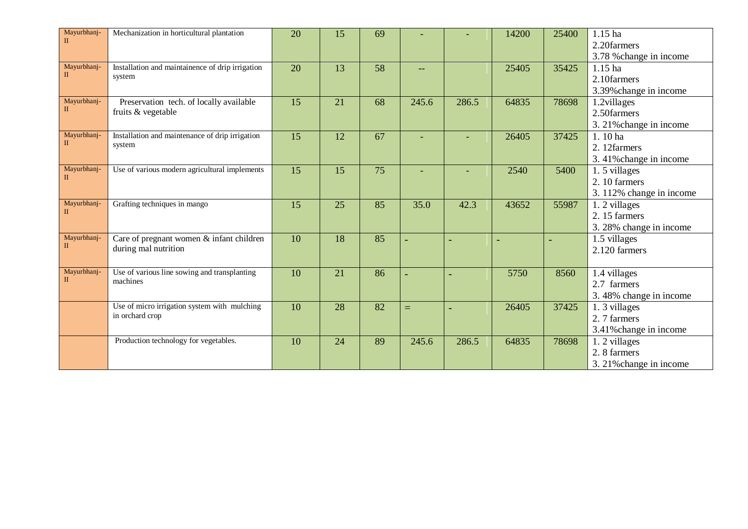| | | | | | | | | | |
|---|---|---|---|---|---|---|---|---|---|
| Mayurbhanj-II | Mechanization in horticultural plantation | 20 | 15 | 69 | - | - | 14200 | 25400 | 1.15 ha<br>2.20farmers<br>3.78 %change in income |
| Mayurbhanj-II | Installation and maintainence of drip irrigation system | 20 | 13 | 58 | -- | | 25405 | 35425 | 1.15 ha<br>2.10farmers<br>3.39%change in income |
| Mayurbhanj-II | Preservation tech. of locally available fruits & vegetable | 15 | 21 | 68 | 245.6 | 286.5 | 64835 | 78698 | 1.2villages<br>2.50farmers<br>3. 21%change in income |
| Mayurbhanj-II | Installation and maintenance of drip irrigation system | 15 | 12 | 67 | - | - | 26405 | 37425 | 1. 10 ha<br>2. 12farmers<br>3. 41%change in income |
| Mayurbhanj-II | Use of various modern agricultural implements | 15 | 15 | 75 | - | - | 2540 | 5400 | 1. 5 villages<br>2. 10 farmers<br>3. 112% change in income |
| Mayurbhanj-II | Grafting techniques in mango | 15 | 25 | 85 | 35.0 | 42.3 | 43652 | 55987 | 1. 2 villages<br>2. 15 farmers<br>3. 28% change in income |
| Mayurbhanj-II | Care of pregnant women & infant children during mal nutrition | 10 | 18 | 85 | - | - | - | - | 1.5 villages<br>2.120 farmers |
| Mayurbhanj-II | Use of various line sowing and transplanting machines | 10 | 21 | 86 | - | - | 5750 | 8560 | 1.4 villages<br>2.7 farmers<br>3. 48% change in income |
| | Use of micro irrigation system with mulching in orchard crop | 10 | 28 | 82 | = | - | 26405 | 37425 | 1. 3 villages<br>2. 7 farmers<br>3.41%change in income |
| | Production technology for vegetables. | 10 | 24 | 89 | 245.6 | 286.5 | 64835 | 78698 | 1. 2 villages<br>2. 8 farmers<br>3. 21%change in income |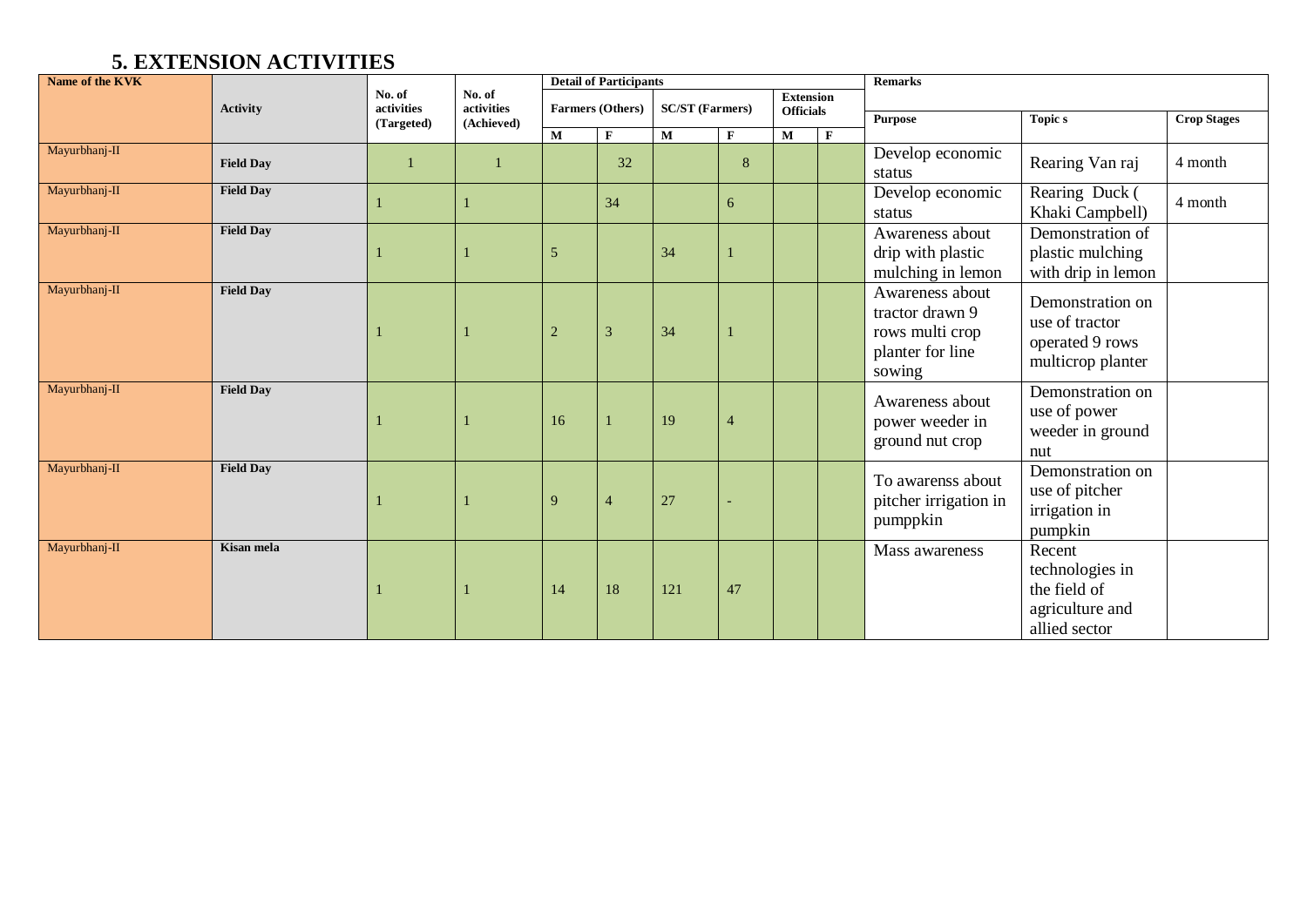## 5. EXTENSION ACTIVITIES

| Name of the KVK | Activity | No. of activities (Targeted) | No. of activities (Achieved) | Detail of Participants | | | | | | Remarks | | |
|---|---|---|---|---|---|---|---|---|---|---|---|---|
| | | | | Farmers (Others) | | SC/ST (Farmers) | | Extension Officials | | Purpose | Topic s | Crop Stages |
| | | | | M | F | M | F | M | F | | | |
| Mayurbhanj-II | Field Day | 1 | 1 | | 32 | | 8 | | | Develop economic status | Rearing Van raj | 4 month |
| Mayurbhanj-II | Field Day | 1 | 1 | | 34 | | 6 | | | Develop economic status | Rearing Duck ( Khaki Campbell) | 4 month |
| Mayurbhanj-II | Field Day | 1 | 1 | 5 | | 34 | 1 | | | Awareness about drip with plastic mulching in lemon | Demonstration of plastic mulching with drip in lemon | |
| Mayurbhanj-II | Field Day | 1 | 1 | 2 | 3 | 34 | 1 | | | Awareness about tractor drawn 9 rows multi crop planter for line sowing | Demonstration on use of tractor operated 9 rows multicrop planter | |
| Mayurbhanj-II | Field Day | 1 | 1 | 16 | 1 | 19 | 4 | | | Awareness about power weeder in ground nut crop | Demonstration on use of power weeder in ground nut | |
| Mayurbhanj-II | Field Day | 1 | 1 | 9 | 4 | 27 | - | | | To awarenss about pitcher irrigation in pumppkin | Demonstration on use of pitcher irrigation in pumpkin | |
| Mayurbhanj-II | Kisan mela | 1 | 1 | 14 | 18 | 121 | 47 | | | Mass awareness | Recent technologies in the field of agriculture and allied sector | |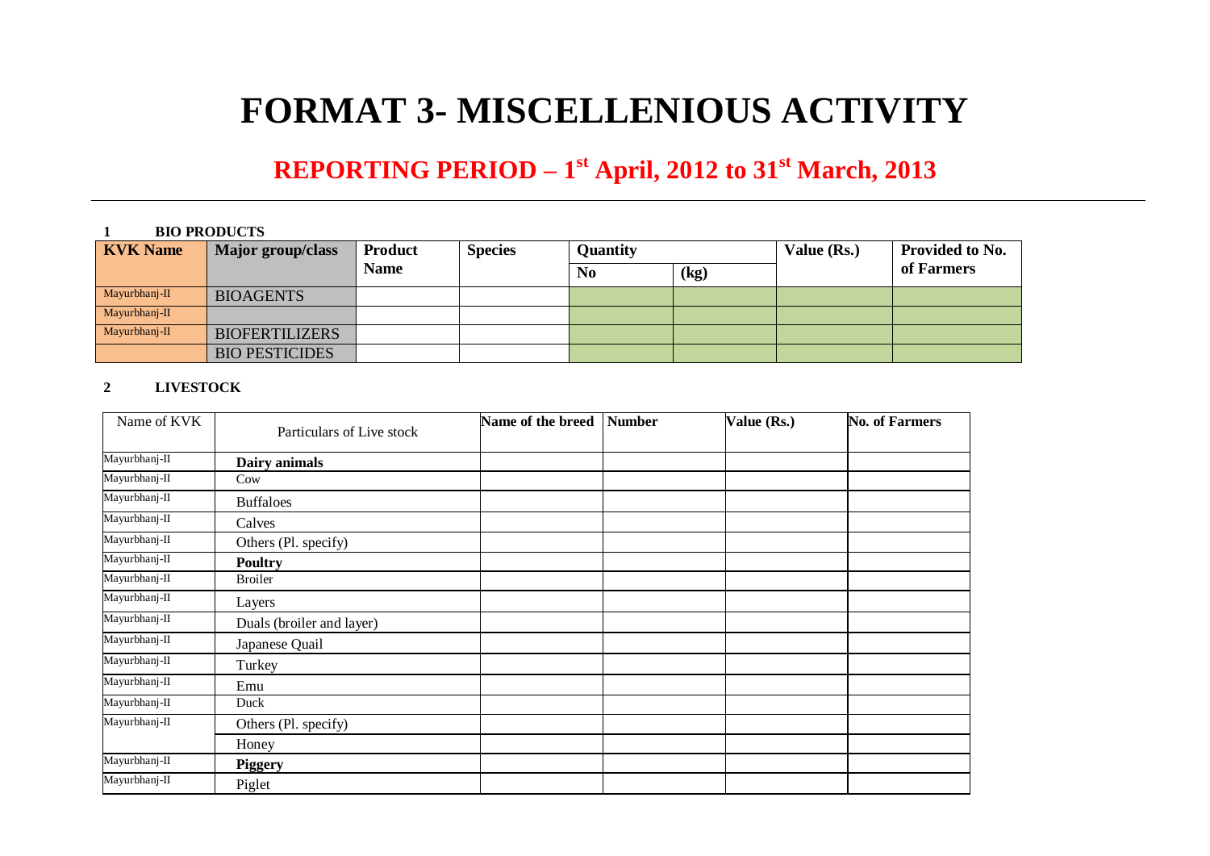# FORMAT 3- MISCELLENIOUS ACTIVITY

## REPORTING PERIOD – 1st April, 2012 to 31st March, 2013

**1 BIO PRODUCTS**

| KVK Name | Major group/class | Product Name | Species | Quantity | | Value (Rs.) | Provided to No. of Farmers |
|---|---|---|---|---|---|---|---|
| | | | | No | (kg) | | |
| Mayurbhanj-II | BIOAGENTS | | | | | | |
| Mayurbhanj-II | | | | | | | |
| Mayurbhanj-II | BIOFERTILIZERS | | | | | | |
| | BIO PESTICIDES | | | | | | |

**2 LIVESTOCK**

| Name of KVK | Particulars of Live stock | Name of the breed | Number | Value (Rs.) | No. of Farmers |
|---|---|---|---|---|---|
| Mayurbhanj-II | **Dairy animals** | | | | |
| Mayurbhanj-II | Cow | | | | |
| Mayurbhanj-II | Buffaloes | | | | |
| Mayurbhanj-II | Calves | | | | |
| Mayurbhanj-II | Others (Pl. specify) | | | | |
| Mayurbhanj-II | **Poultry** | | | | |
| Mayurbhanj-II | Broiler | | | | |
| Mayurbhanj-II | Layers | | | | |
| Mayurbhanj-II | Duals (broiler and layer) | | | | |
| Mayurbhanj-II | Japanese Quail | | | | |
| Mayurbhanj-II | Turkey | | | | |
| Mayurbhanj-II | Emu | | | | |
| Mayurbhanj-II | Duck | | | | |
| Mayurbhanj-II | Others (Pl. specify) | | | | |
| | Honey | | | | |
| Mayurbhanj-II | **Piggery** | | | | |
| Mayurbhanj-II | Piglet | | | | |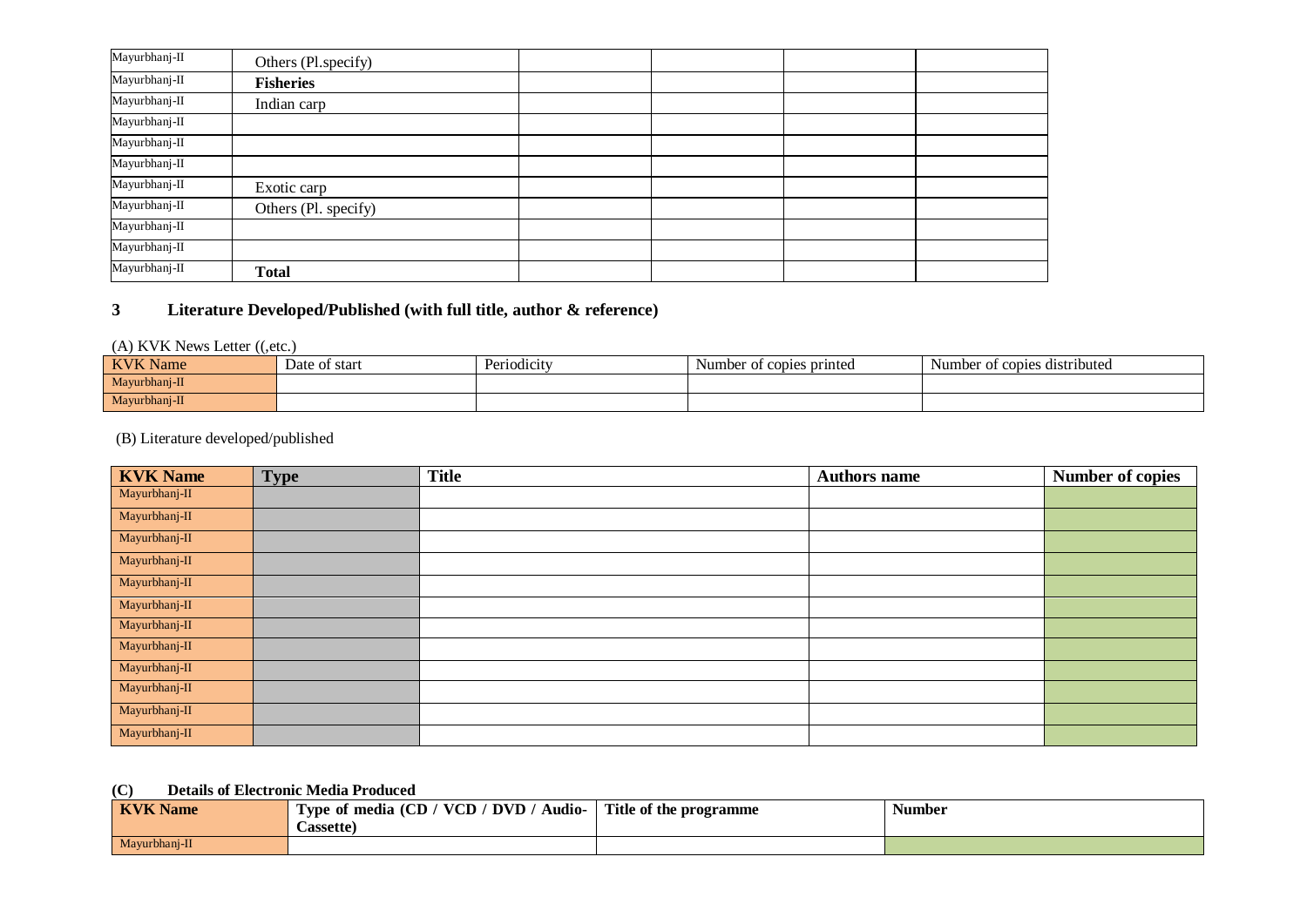| | | | | | |
|---|---|---|---|---|---|
| Mayurbhanj-II | Others (Pl.specify) | | | | |
| Mayurbhanj-II | **Fisheries** | | | | |
| Mayurbhanj-II | Indian carp | | | | |
| Mayurbhanj-II | | | | | |
| Mayurbhanj-II | | | | | |
| Mayurbhanj-II | | | | | |
| Mayurbhanj-II | Exotic carp | | | | |
| Mayurbhanj-II | Others (Pl. specify) | | | | |
| Mayurbhanj-II | | | | | |
| Mayurbhanj-II | | | | | |
| Mayurbhanj-II | **Total** | | | | |

## 3 Literature Developed/Published (with full title, author & reference)

(A) KVK News Letter ((,etc.)

| KVK Name | Date of start | Periodicity | Number of copies printed | Number of copies distributed |
|---|---|---|---|---|
| Mayurbhanj-II | | | | |
| Mayurbhanj-II | | | | |

(B) Literature developed/published

| **KVK Name** | **Type** | **Title** | **Authors name** | **Number of copies** |
|---|---|---|---|---|
| Mayurbhanj-II | | | | |
| Mayurbhanj-II | | | | |
| Mayurbhanj-II | | | | |
| Mayurbhanj-II | | | | |
| Mayurbhanj-II | | | | |
| Mayurbhanj-II | | | | |
| Mayurbhanj-II | | | | |
| Mayurbhanj-II | | | | |
| Mayurbhanj-II | | | | |
| Mayurbhanj-II | | | | |
| Mayurbhanj-II | | | | |
| Mayurbhanj-II | | | | |

**(C) Details of Electronic Media Produced**

| **KVK Name** | **Type of media (CD / VCD / DVD / Audio-Cassette)** | **Title of the programme** | **Number** |
|---|---|---|---|
| Mayurbhanj-II | | | |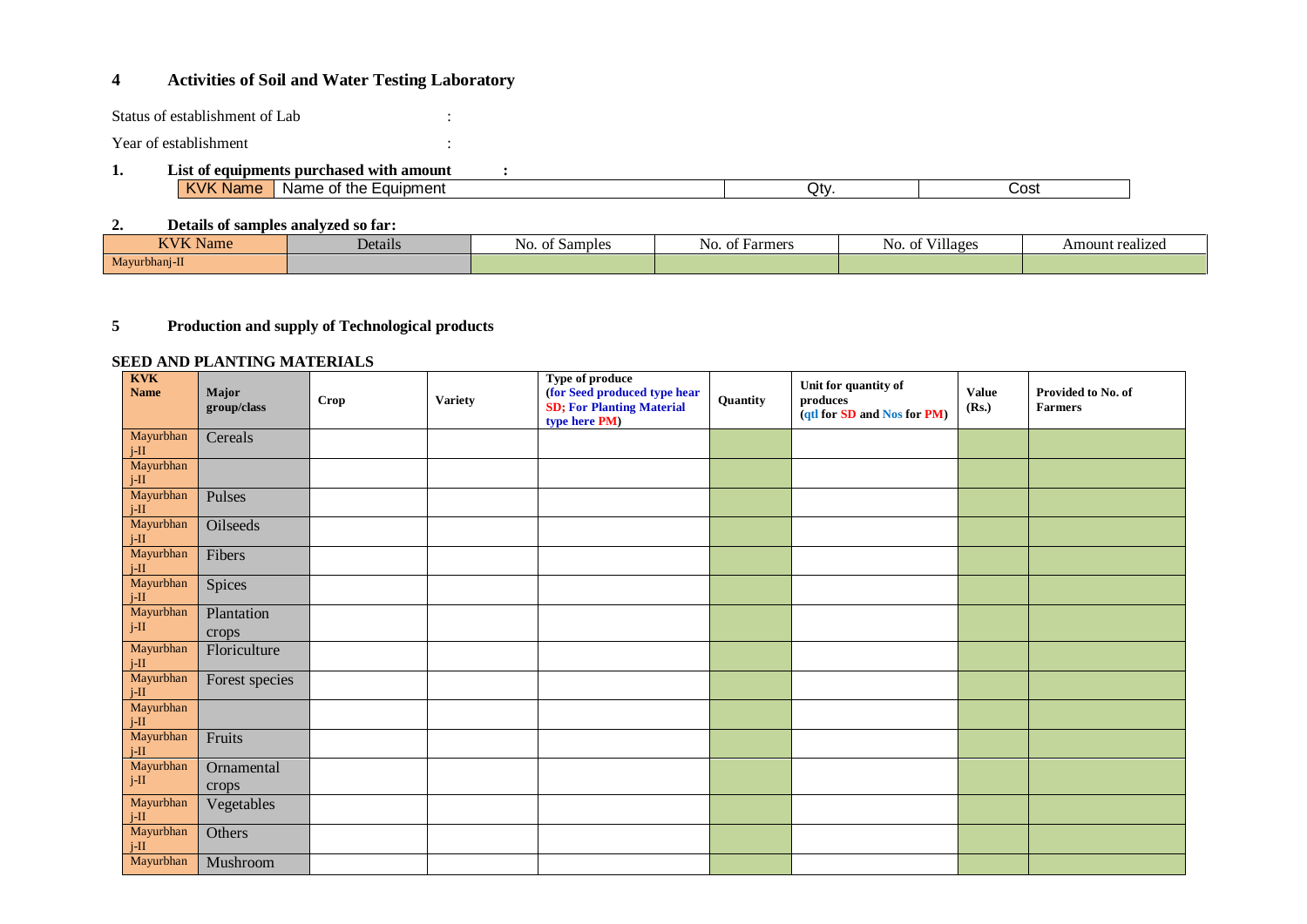## 4 Activities of Soil and Water Testing Laboratory

Status of establishment of Lab :

Year of establishment :

**1. List of equipments purchased with amount :**

| KVK Name | Name of the Equipment | Qty. | Cost |
|---|---|---|---|

**2. Details of samples analyzed so far:**

| KVK Name | Details | No. of Samples | No. of Farmers | No. of Villages | Amount realized |
|---|---|---|---|---|---|
| Mayurbhanj-II | | | | | |

## 5 Production and supply of Technological products

**SEED AND PLANTING MATERIALS**

| KVK Name | Major group/class | Crop | Variety | Type of produce (for Seed produced type hear SD; For Planting Material type here PM) | Quantity | Unit for quantity of produces (qtl for SD and Nos for PM) | Value (Rs.) | Provided to No. of Farmers |
|---|---|---|---|---|---|---|---|---|
| Mayurbhanj-II | Cereals | | | | | | | |
| Mayurbhanj-II | | | | | | | | |
| Mayurbhanj-II | Pulses | | | | | | | |
| Mayurbhanj-II | Oilseeds | | | | | | | |
| Mayurbhanj-II | Fibers | | | | | | | |
| Mayurbhanj-II | Spices | | | | | | | |
| Mayurbhanj-II | Plantation crops | | | | | | | |
| Mayurbhanj-II | Floriculture | | | | | | | |
| Mayurbhanj-II | Forest species | | | | | | | |
| Mayurbhanj-II | | | | | | | | |
| Mayurbhanj-II | Fruits | | | | | | | |
| Mayurbhanj-II | Ornamental crops | | | | | | | |
| Mayurbhanj-II | Vegetables | | | | | | | |
| Mayurbhanj-II | Others | | | | | | | |
| Mayurbhan | Mushroom | | | | | | | |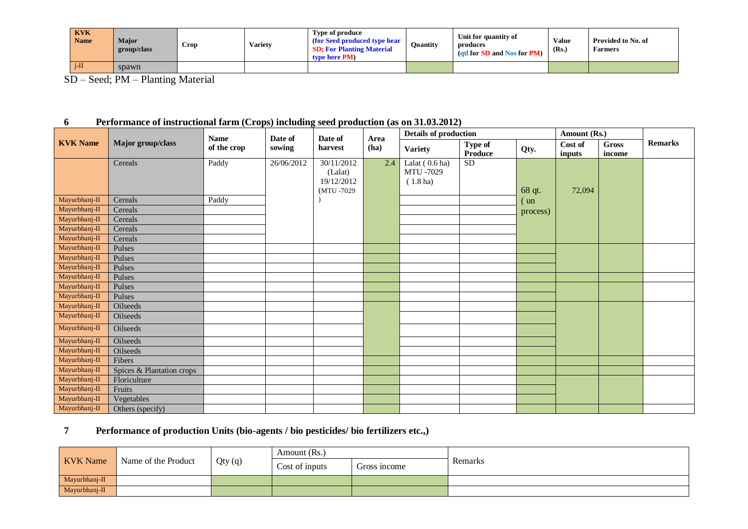| KVK Name | Major group/class | Crop | Variety | Type of produce (for Seed produced type hear SD; For Planting Material type here PM) | Quantity | Unit for quantity of produces (qtl for SD and Nos for PM) | Value (Rs.) | Provided to No. of Farmers |
|---|---|---|---|---|---|---|---|---|
| j-II | spawn | | | | | | | |

SD – Seed; PM – Planting Material

## 6 Performance of instructional farm (Crops) including seed production (as on 31.03.2012)

| KVK Name | Major group/class | Name of the crop | Date of sowing | Date of harvest | Area (ha) | Details of production | | | Amount (Rs.) | | Remarks |
|---|---|---|---|---|---|---|---|---|---|---|---|
| | | | | | | Variety | Type of Produce | Qty. | Cost of inputs | Gross income | |
| | Cereals | Paddy | 26/06/2012 | 30/11/2012 (Lalat) 19/12/2012 (MTU -7029 ) | 2.4 | Lalat ( 0.6 ha) MTU -7029 ( 1.8 ha) | SD | 68 qt. ( un process) | 72,094 | | |
| Mayurbhanj-II | Cereals | Paddy | | | | | | | | | |
| Mayurbhanj-II | Cereals | | | | | | | | | | |
| Mayurbhanj-II | Cereals | | | | | | | | | | |
| Mayurbhanj-II | Cereals | | | | | | | | | | |
| Mayurbhanj-II | Cereals | | | | | | | | | | |
| Mayurbhanj-II | Pulses | | | | | | | | | | |
| Mayurbhanj-II | Pulses | | | | | | | | | | |
| Mayurbhanj-II | Pulses | | | | | | | | | | |
| Mayurbhanj-II | Pulses | | | | | | | | | | |
| Mayurbhanj-II | Pulses | | | | | | | | | | |
| Mayurbhanj-II | Pulses | | | | | | | | | | |
| Mayurbhanj-II | Oilseeds | | | | | | | | | | |
| Mayurbhanj-II | Oilseeds | | | | | | | | | | |
| Mayurbhanj-II | Oilseeds | | | | | | | | | | |
| Mayurbhanj-II | Oilseeds | | | | | | | | | | |
| Mayurbhanj-II | Oilseeds | | | | | | | | | | |
| Mayurbhanj-II | Fibers | | | | | | | | | | |
| Mayurbhanj-II | Spices & Plantation crops | | | | | | | | | | |
| Mayurbhanj-II | Floriculture | | | | | | | | | | |
| Mayurbhanj-II | Fruits | | | | | | | | | | |
| Mayurbhanj-II | Vegetables | | | | | | | | | | |
| Mayurbhanj-II | Others (specify) | | | | | | | | | | |

## 7 Performance of production Units (bio-agents / bio pesticides/ bio fertilizers etc.,)

| KVK Name | Name of the Product | Qty (q) | Amount (Rs.) | | Remarks |
|---|---|---|---|---|---|
| | | | Cost of inputs | Gross income | |
| Mayurbhanj-II | | | | | |
| Mayurbhanj-II | | | | | |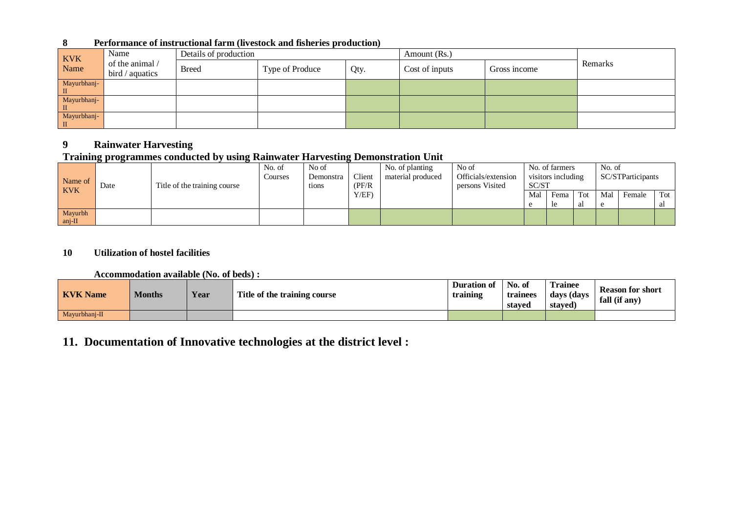## 8 Performance of instructional farm (livestock and fisheries production)

| KVK Name | Name of the animal / bird / aquatics | Details of production | | | Amount (Rs.) | | Remarks |
|---|---|---|---|---|---|---|---|
| | | Breed | Type of Produce | Qty. | Cost of inputs | Gross income | |
| Mayurbhanj-II | | | | | | | |
| Mayurbhanj-II | | | | | | | |
| Mayurbhanj-II | | | | | | | |

## 9 Rainwater Harvesting

**Training programmes conducted by using Rainwater Harvesting Demonstration Unit**

| Name of KVK | Date | Title of the training course | No. of Courses | No of Demonstrations | Client (PF/RY/EF) | No. of planting material produced | No of Officials/extension persons Visited | No. of farmers visitors including SC/ST | | | No. of SC/STParticipants | | |
|---|---|---|---|---|---|---|---|---|---|---|---|---|---|
| | | | | | | | | Male | Female | Total | Male | Female | Total |
| Mayurbhanj-II | | | | | | | | | | | | | |

## 10 Utilization of hostel facilities

**Accommodation available (No. of beds) :**

| KVK Name | Months | Year | Title of the training course | Duration of training | No. of trainees stayed | Trainee days (days stayed) | Reason for short fall (if any) |
|---|---|---|---|---|---|---|---|
| Mayurbhanj-II | | | | | | | |

# 11. Documentation of Innovative technologies at the district level :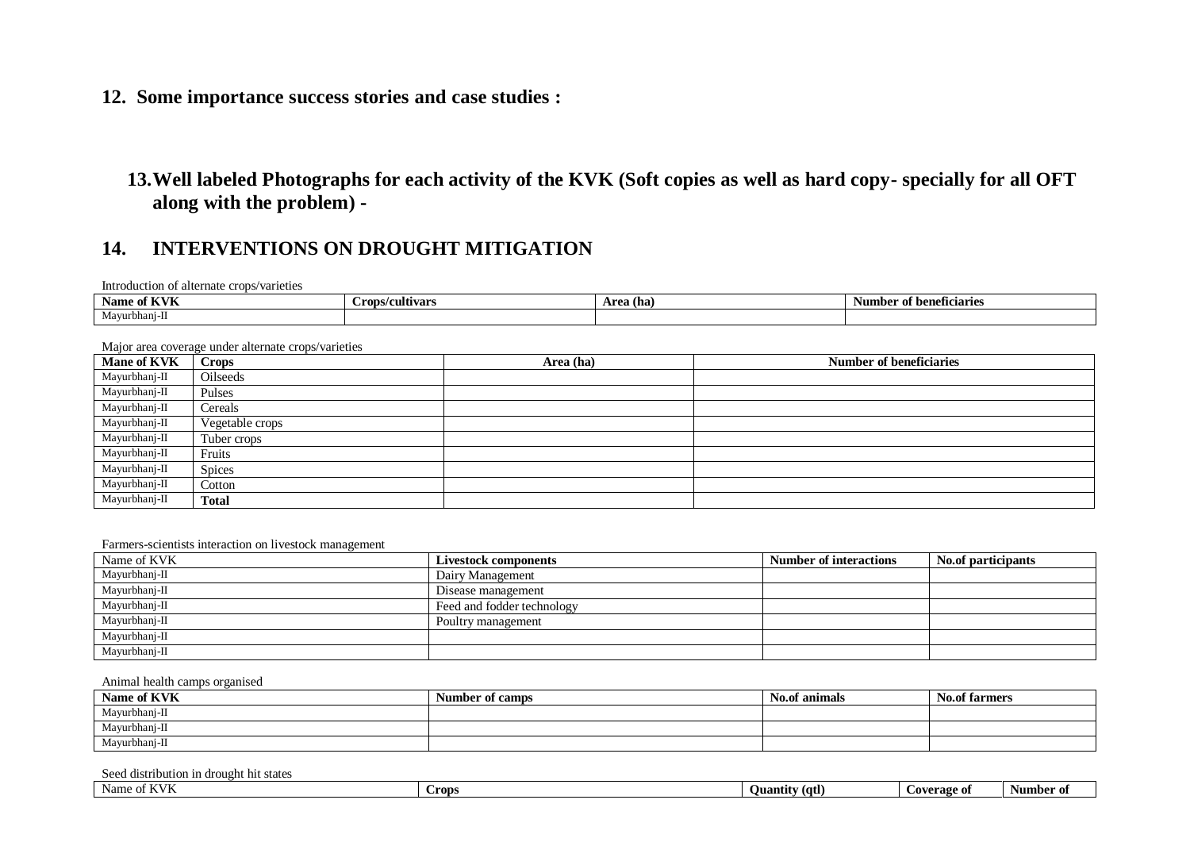## 12. Some importance success stories and case studies :

## 13. Well labeled Photographs for each activity of the KVK (Soft copies as well as hard copy- specially for all OFT along with the problem) -

## 14. INTERVENTIONS ON DROUGHT MITIGATION

Introduction of alternate crops/varieties

| Name of KVK | Crops/cultivars | Area (ha) | Number of beneficiaries |
|---|---|---|---|
| Mayurbhanj-II | | | |

Major area coverage under alternate crops/varieties

| Mane of KVK | Crops | Area (ha) | Number of beneficiaries |
|---|---|---|---|
| Mayurbhanj-II | Oilseeds | | |
| Mayurbhanj-II | Pulses | | |
| Mayurbhanj-II | Cereals | | |
| Mayurbhanj-II | Vegetable crops | | |
| Mayurbhanj-II | Tuber crops | | |
| Mayurbhanj-II | Fruits | | |
| Mayurbhanj-II | Spices | | |
| Mayurbhanj-II | Cotton | | |
| Mayurbhanj-II | **Total** | | |

Farmers-scientists interaction on livestock management

| Name of KVK | Livestock components | Number of interactions | No.of participants |
|---|---|---|---|
| Mayurbhanj-II | Dairy Management | | |
| Mayurbhanj-II | Disease management | | |
| Mayurbhanj-II | Feed and fodder technology | | |
| Mayurbhanj-II | Poultry management | | |
| Mayurbhanj-II | | | |
| Mayurbhanj-II | | | |

Animal health camps organised

| Name of KVK | Number of camps | No.of animals | No.of farmers |
|---|---|---|---|
| Mayurbhanj-II | | | |
| Mayurbhanj-II | | | |
| Mayurbhanj-II | | | |

Seed distribution in drought hit states

| Name of KVK | Crops | Quantity (qtl) | Coverage of | Number of |
|---|---|---|---|---|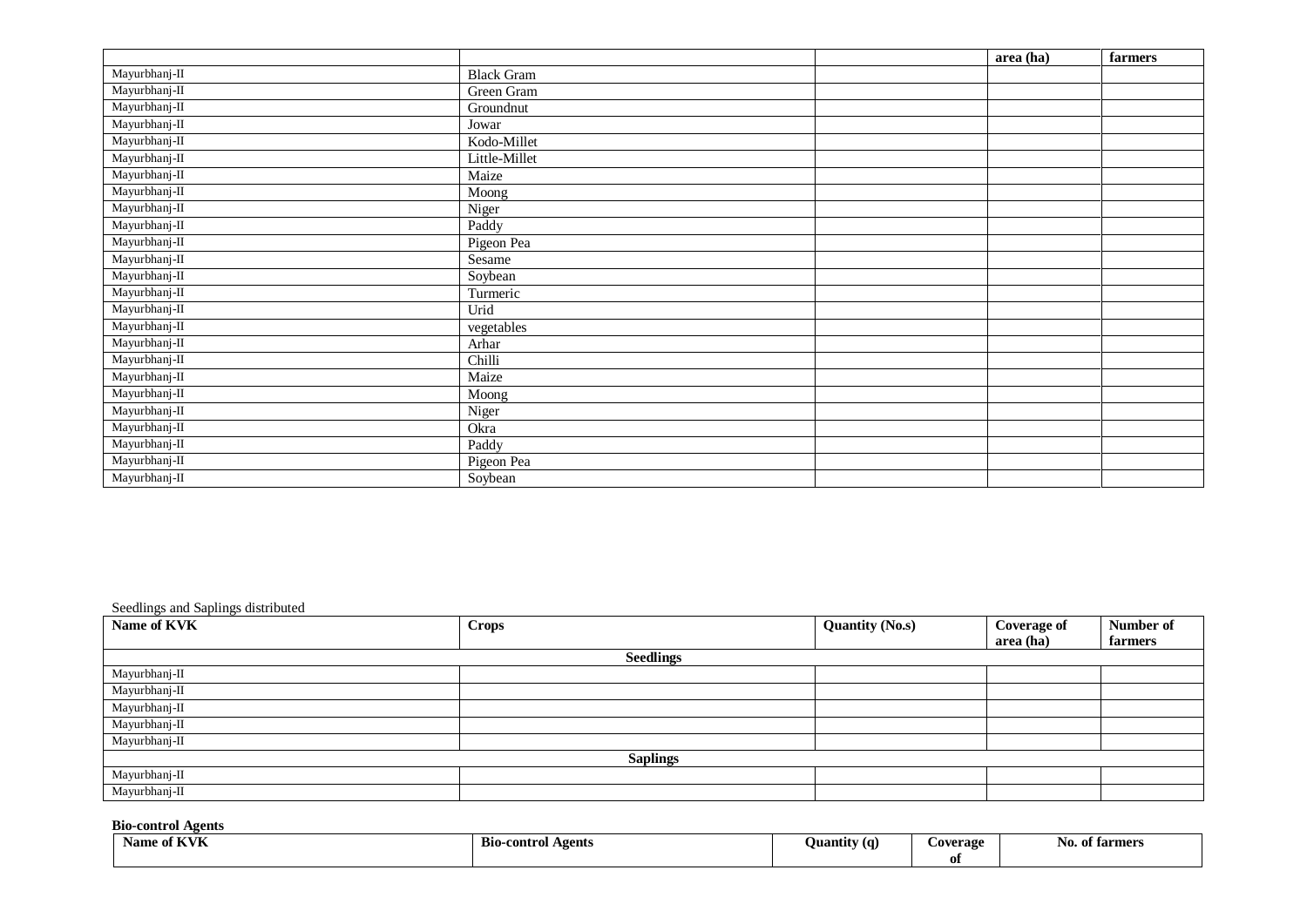| | | | area (ha) | farmers |
|---|---|---|---|---|
| Mayurbhanj-II | Black Gram | | | |
| Mayurbhanj-II | Green Gram | | | |
| Mayurbhanj-II | Groundnut | | | |
| Mayurbhanj-II | Jowar | | | |
| Mayurbhanj-II | Kodo-Millet | | | |
| Mayurbhanj-II | Little-Millet | | | |
| Mayurbhanj-II | Maize | | | |
| Mayurbhanj-II | Moong | | | |
| Mayurbhanj-II | Niger | | | |
| Mayurbhanj-II | Paddy | | | |
| Mayurbhanj-II | Pigeon Pea | | | |
| Mayurbhanj-II | Sesame | | | |
| Mayurbhanj-II | Soybean | | | |
| Mayurbhanj-II | Turmeric | | | |
| Mayurbhanj-II | Urid | | | |
| Mayurbhanj-II | vegetables | | | |
| Mayurbhanj-II | Arhar | | | |
| Mayurbhanj-II | Chilli | | | |
| Mayurbhanj-II | Maize | | | |
| Mayurbhanj-II | Moong | | | |
| Mayurbhanj-II | Niger | | | |
| Mayurbhanj-II | Okra | | | |
| Mayurbhanj-II | Paddy | | | |
| Mayurbhanj-II | Pigeon Pea | | | |
| Mayurbhanj-II | Soybean | | | |

Seedlings and Saplings distributed

| Name of KVK | Crops | Quantity (No.s) | Coverage of area (ha) | Number of farmers |
|---|---|---|---|---|
| | **Seedlings** | | | |
| Mayurbhanj-II | | | | |
| Mayurbhanj-II | | | | |
| Mayurbhanj-II | | | | |
| Mayurbhanj-II | | | | |
| Mayurbhanj-II | | | | |
| | **Saplings** | | | |
| Mayurbhanj-II | | | | |
| Mayurbhanj-II | | | | |

**Bio-control Agents**

| Name of KVK | Bio-control Agents | Quantity (q) | Coverage of | No. of farmers |
|---|---|---|---|---|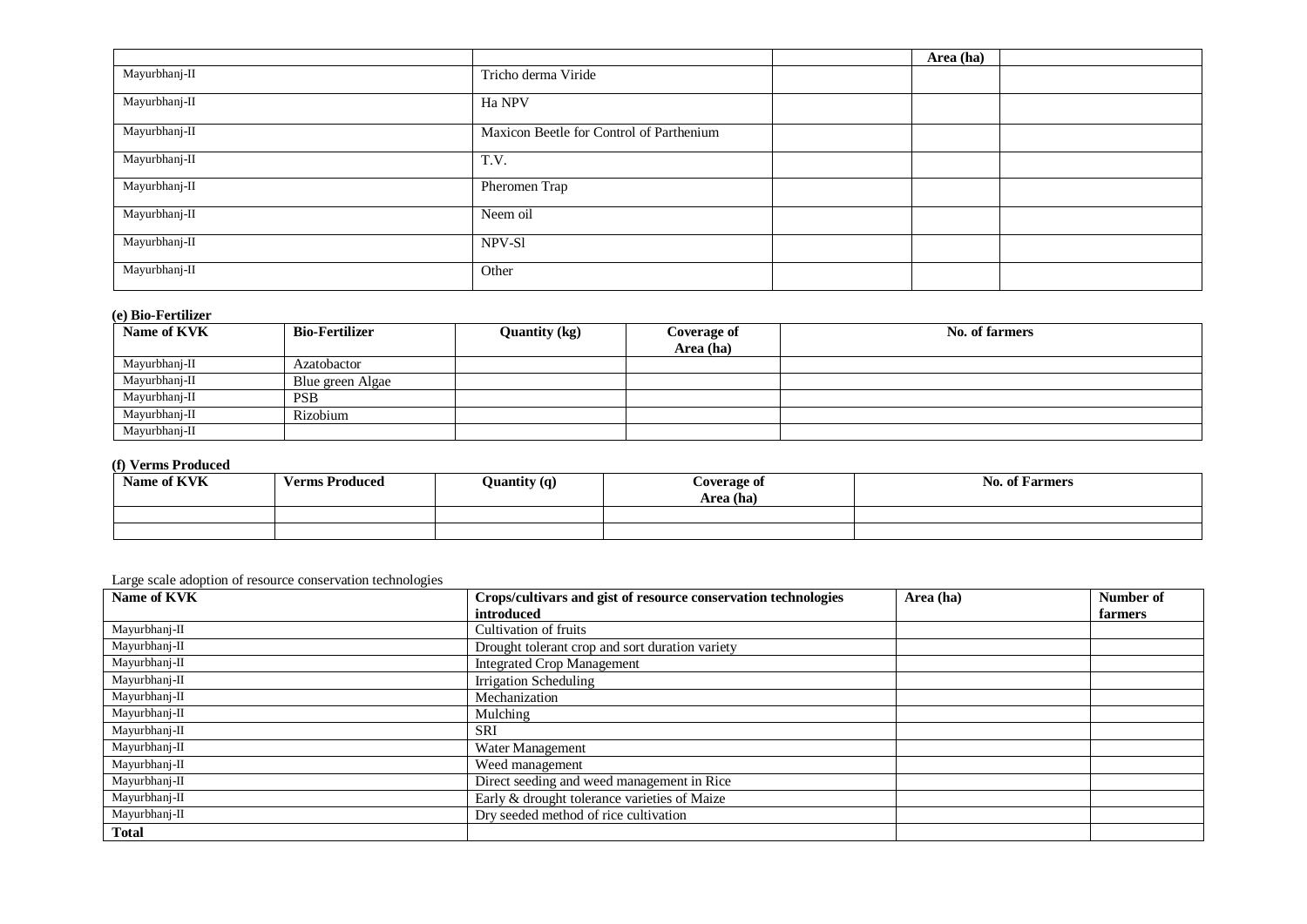| | | | Area (ha) | |
|---|---|---|---|---|
| Mayurbhanj-II | Tricho derma Viride | | | |
| Mayurbhanj-II | Ha NPV | | | |
| Mayurbhanj-II | Maxicon Beetle for Control of Parthenium | | | |
| Mayurbhanj-II | T.V. | | | |
| Mayurbhanj-II | Pheromen Trap | | | |
| Mayurbhanj-II | Neem oil | | | |
| Mayurbhanj-II | NPV-Sl | | | |
| Mayurbhanj-II | Other | | | |

**(e) Bio-Fertilizer**

| Name of KVK | Bio-Fertilizer | Quantity (kg) | Coverage of Area (ha) | No. of farmers |
|---|---|---|---|---|
| Mayurbhanj-II | Azatobactor | | | |
| Mayurbhanj-II | Blue green Algae | | | |
| Mayurbhanj-II | PSB | | | |
| Mayurbhanj-II | Rizobium | | | |
| Mayurbhanj-II | | | | |

**(f) Verms Produced**

| Name of KVK | Verms Produced | Quantity (q) | Coverage of Area (ha) | No. of Farmers |
|---|---|---|---|---|
| | | | | |
| | | | | |

Large scale adoption of resource conservation technologies

| Name of KVK | Crops/cultivars and gist of resource conservation technologies introduced | Area (ha) | Number of farmers |
|---|---|---|---|
| Mayurbhanj-II | Cultivation of fruits | | |
| Mayurbhanj-II | Drought tolerant crop and sort duration variety | | |
| Mayurbhanj-II | Integrated Crop Management | | |
| Mayurbhanj-II | Irrigation Scheduling | | |
| Mayurbhanj-II | Mechanization | | |
| Mayurbhanj-II | Mulching | | |
| Mayurbhanj-II | SRI | | |
| Mayurbhanj-II | Water Management | | |
| Mayurbhanj-II | Weed management | | |
| Mayurbhanj-II | Direct seeding and weed management in Rice | | |
| Mayurbhanj-II | Early & drought tolerance varieties of Maize | | |
| Mayurbhanj-II | Dry seeded method of rice cultivation | | |
| **Total** | | | |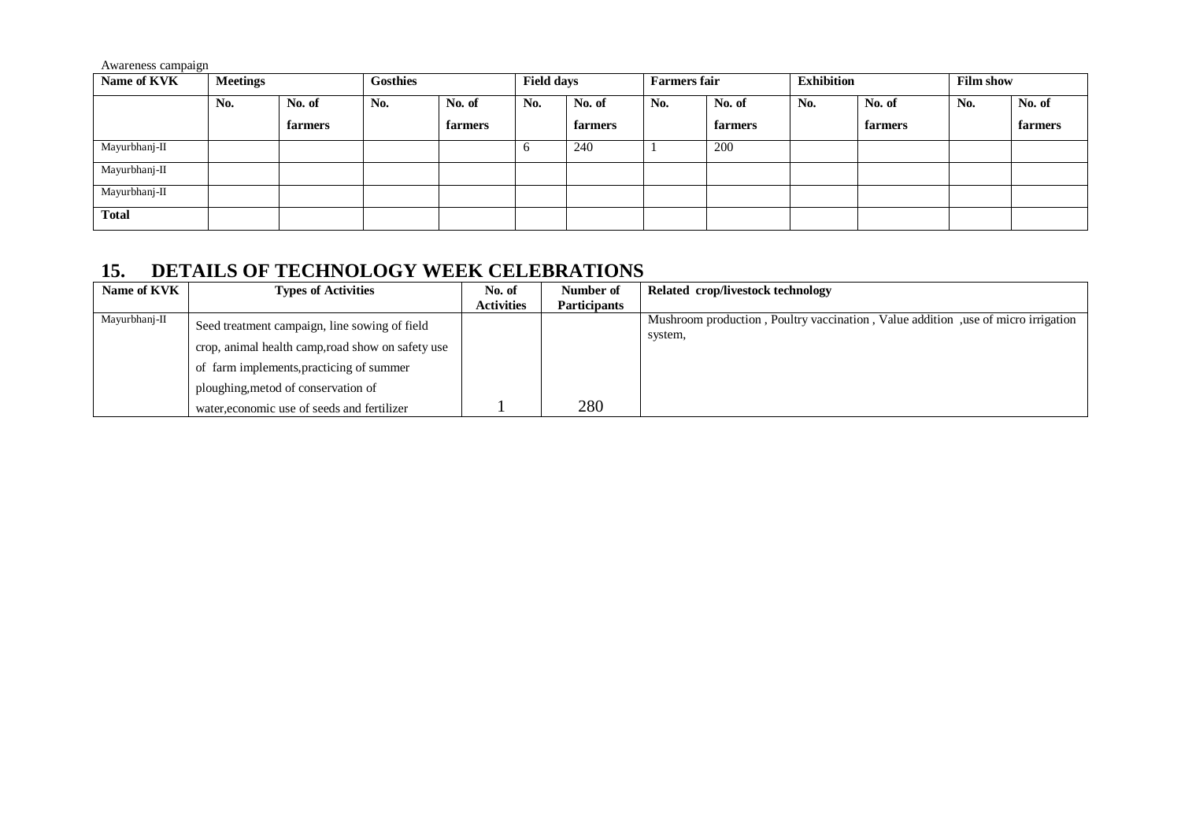Awareness campaign

| Name of KVK | Meetings | | Gosthies | | Field days | | Farmers fair | | Exhibition | | Film show | |
|---|---|---|---|---|---|---|---|---|---|---|---|---|
| | No. | No. of farmers | No. | No. of farmers | No. | No. of farmers | No. | No. of farmers | No. | No. of farmers | No. | No. of farmers |
| Mayurbhanj-II | | | | | 6 | 240 | 1 | 200 | | | | |
| Mayurbhanj-II | | | | | | | | | | | | |
| Mayurbhanj-II | | | | | | | | | | | | |
| **Total** | | | | | | | | | | | | |

## 15. DETAILS OF TECHNOLOGY WEEK CELEBRATIONS

| Name of KVK | Types of Activities | No. of Activities | Number of Participants | Related crop/livestock technology |
|---|---|---|---|---|
| Mayurbhanj-II | Seed treatment campaign, line sowing of field crop, animal health camp,road show on safety use of farm implements,practicing of summer ploughing,metod of conservation of water,economic use of seeds and fertilizer | 1 | 280 | Mushroom production , Poultry vaccination , Value addition ,use of micro irrigation system, |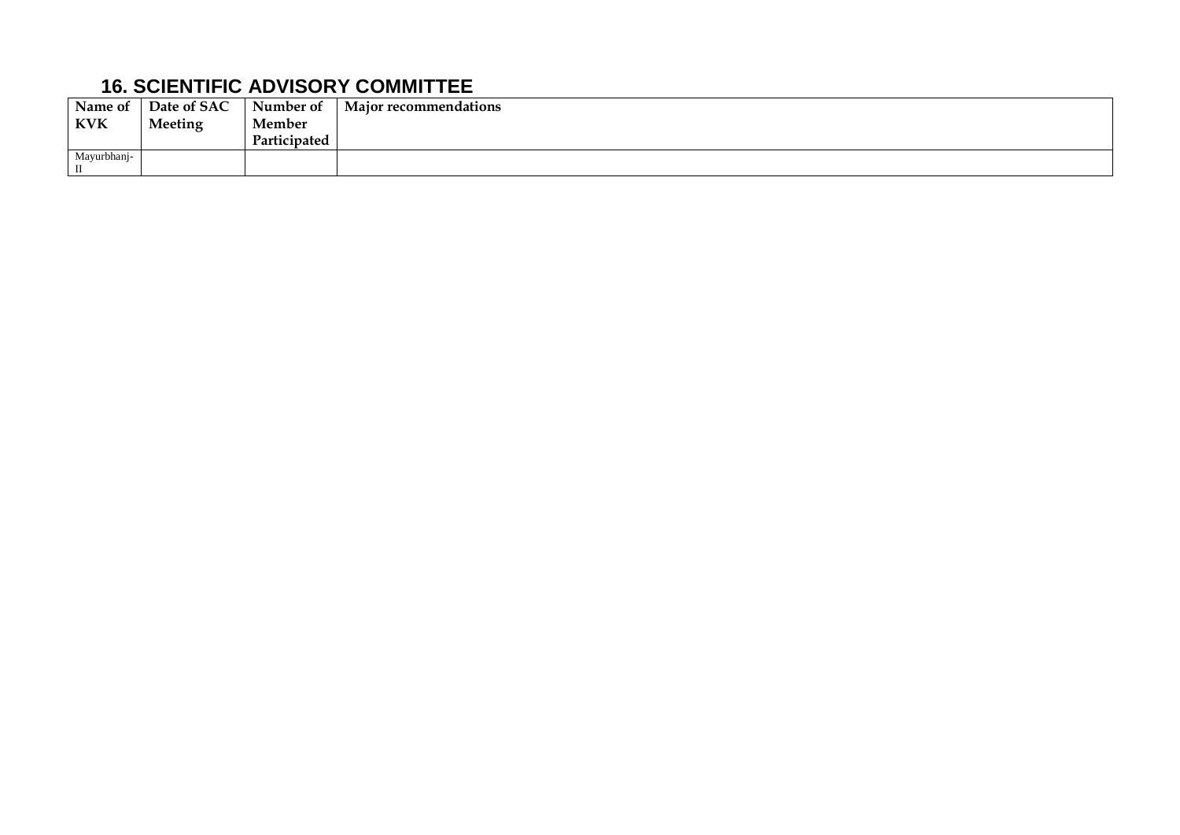## 16. SCIENTIFIC ADVISORY COMMITTEE

| Name of KVK | Date of SAC Meeting | Number of Member Participated | Major recommendations |
|---|---|---|---|
| Mayurbhanj-II | | | |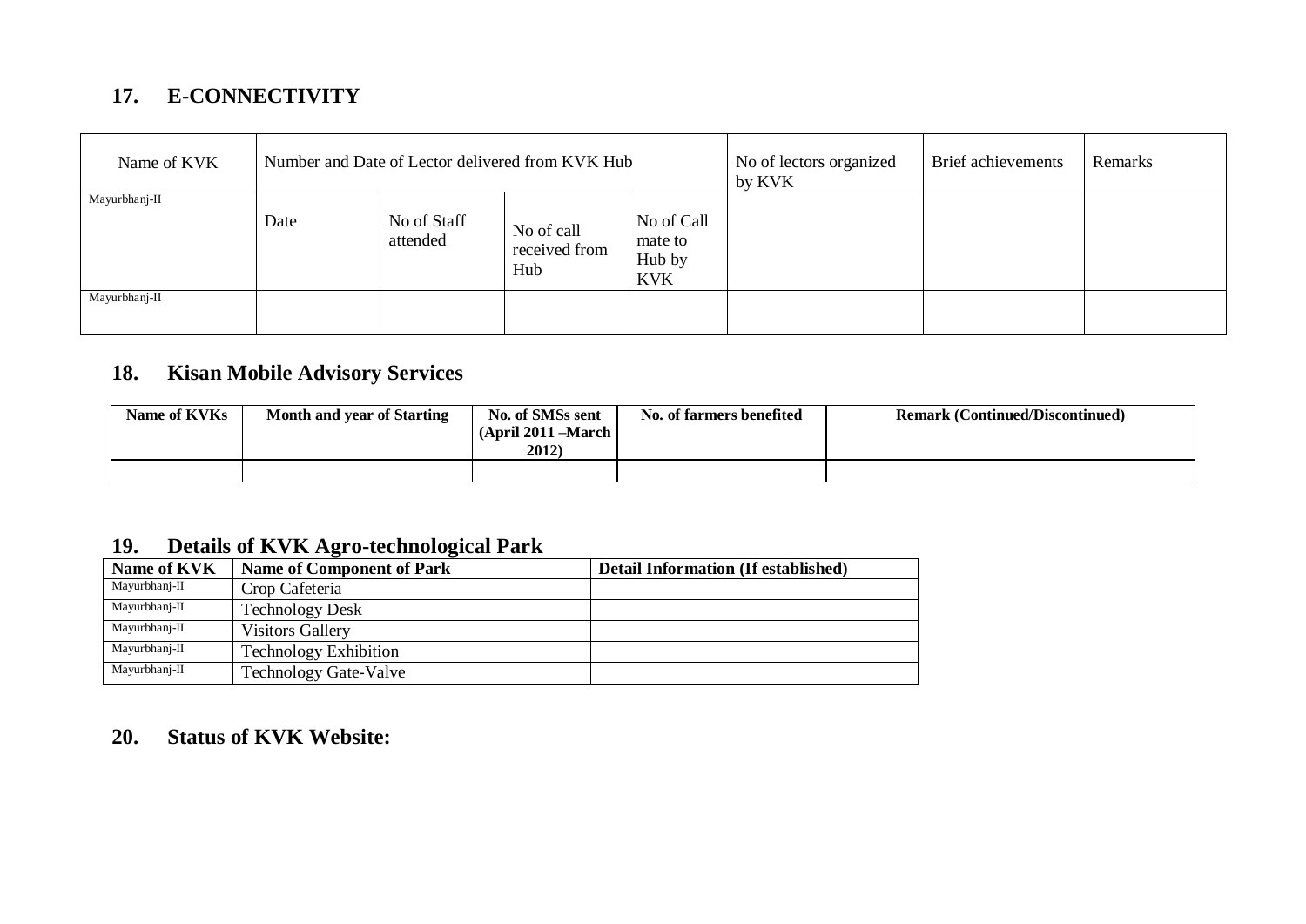## 17. E-CONNECTIVITY

| Name of KVK | Number and Date of Lector delivered from KVK Hub | | | | No of lectors organized by KVK | Brief achievements | Remarks |
|---|---|---|---|---|---|---|---|
| Mayurbhanj-II | Date | No of Staff attended | No of call received from Hub | No of Call mate to Hub by KVK | | | |
| Mayurbhanj-II | | | | | | | |

## 18. Kisan Mobile Advisory Services

| Name of KVKs | Month and year of Starting | No. of SMSs sent (April 2011 –March 2012) | No. of farmers benefited | Remark (Continued/Discontinued) |
|---|---|---|---|---|
| | | | | |

## 19. Details of KVK Agro-technological Park

| Name of KVK | Name of Component of Park | Detail Information (If established) |
|---|---|---|
| Mayurbhanj-II | Crop Cafeteria | |
| Mayurbhanj-II | Technology Desk | |
| Mayurbhanj-II | Visitors Gallery | |
| Mayurbhanj-II | Technology Exhibition | |
| Mayurbhanj-II | Technology Gate-Valve | |

## 20. Status of KVK Website: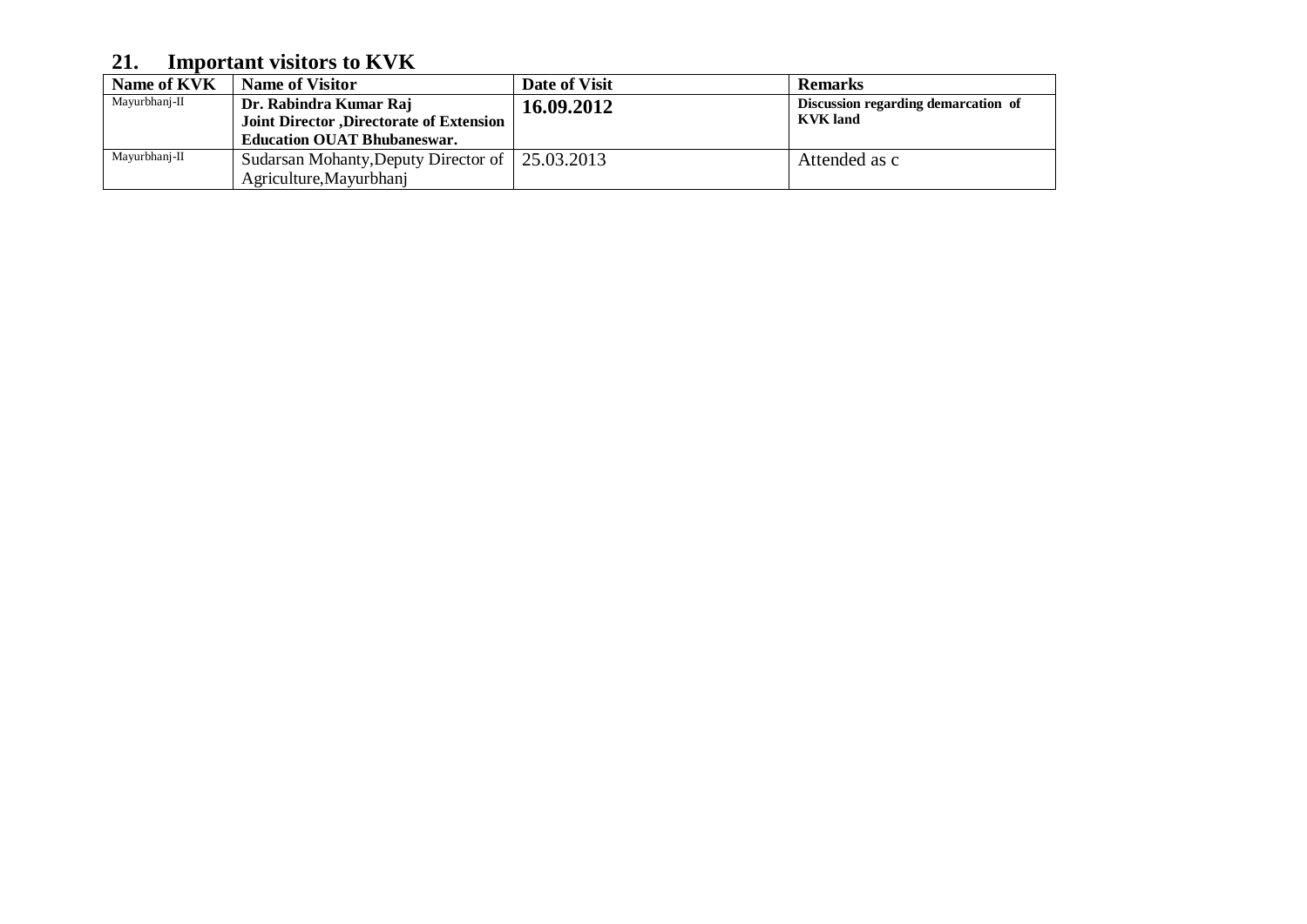## 21. Important visitors to KVK

| Name of KVK | Name of Visitor | Date of Visit | Remarks |
|---|---|---|---|
| Mayurbhanj-II | **Dr. Rabindra Kumar Raj Joint Director ,Directorate of Extension Education OUAT Bhubaneswar.** | **16.09.2012** | **Discussion regarding demarcation of KVK land** |
| Mayurbhanj-II | Sudarsan Mohanty,Deputy Director of Agriculture,Mayurbhanj | 25.03.2013 | Attended as c |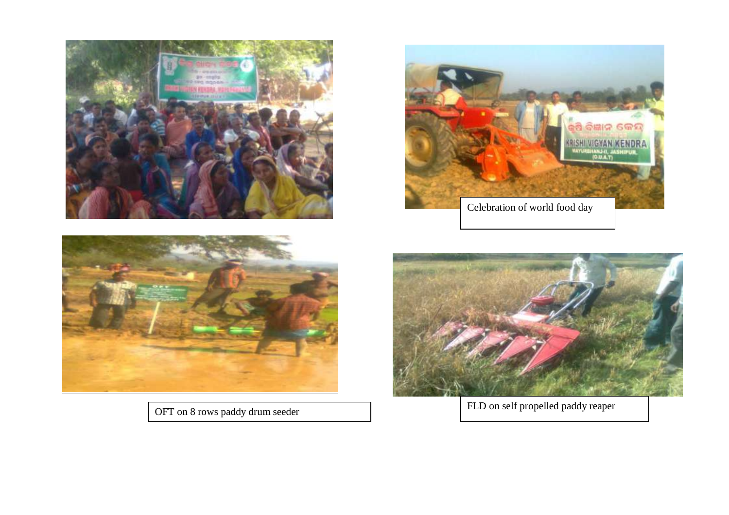Celebration of world food day

OFT on 8 rows paddy drum seeder

FLD on self propelled paddy reaper